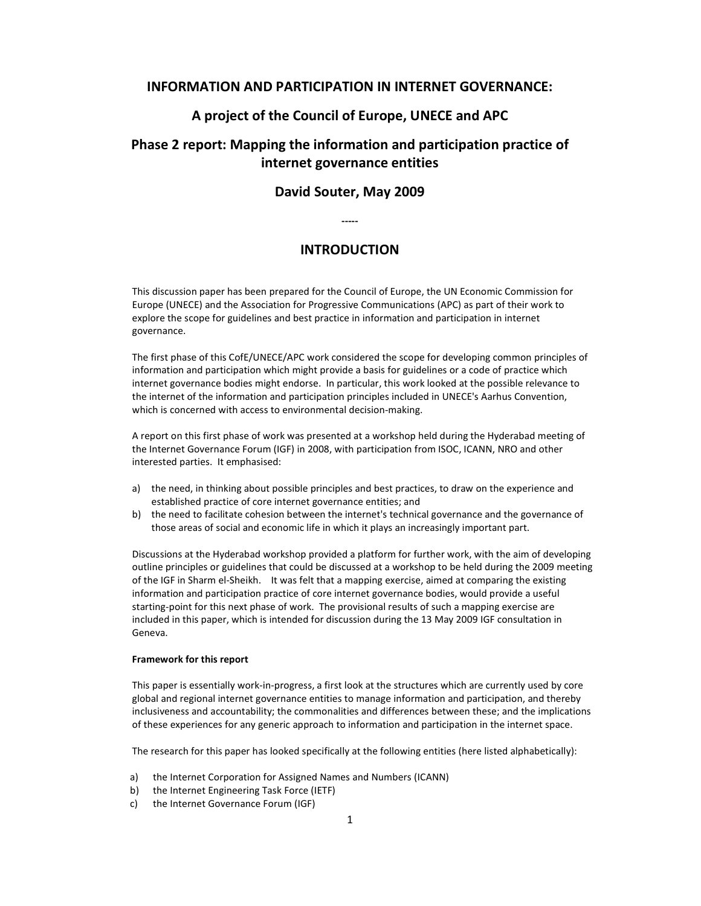# INFORMATION AND PARTICIPATION IN INTERNET GOVERNANCE:

## A project of the Council of Europe, UNECE and APC

## Phase 2 report: Mapping the information and participation practice of internet governance entities

## David Souter, May 2009

-----

## INTRODUCTION

This discussion paper has been prepared for the Council of Europe, the UN Economic Commission for Europe (UNECE) and the Association for Progressive Communications (APC) as part of their work to explore the scope for guidelines and best practice in information and participation in internet governance.

The first phase of this CofE/UNECE/APC work considered the scope for developing common principles of information and participation which might provide a basis for guidelines or a code of practice which internet governance bodies might endorse. In particular, this work looked at the possible relevance to the internet of the information and participation principles included in UNECE's Aarhus Convention, which is concerned with access to environmental decision-making.

A report on this first phase of work was presented at a workshop held during the Hyderabad meeting of the Internet Governance Forum (IGF) in 2008, with participation from ISOC, ICANN, NRO and other interested parties. It emphasised:

a) the need, in thinking about possible principles and best practices, to draw on the experience and established practice of core internet governance entities; and
b) the need to facilitate cohesion between the internet's technical governance and the governance of those areas of social and economic life in which it plays an increasingly important part.

Discussions at the Hyderabad workshop provided a platform for further work, with the aim of developing outline principles or guidelines that could be discussed at a workshop to be held during the 2009 meeting of the IGF in Sharm el-Sheikh. It was felt that a mapping exercise, aimed at comparing the existing information and participation practice of core internet governance bodies, would provide a useful starting-point for this next phase of work. The provisional results of such a mapping exercise are included in this paper, which is intended for discussion during the 13 May 2009 IGF consultation in Geneva.

#### Framework for this report

This paper is essentially work-in-progress, a first look at the structures which are currently used by core global and regional internet governance entities to manage information and participation, and thereby inclusiveness and accountability; the commonalities and differences between these; and the implications of these experiences for any generic approach to information and participation in the internet space.

The research for this paper has looked specifically at the following entities (here listed alphabetically):

a) the Internet Corporation for Assigned Names and Numbers (ICANN)
b) the Internet Engineering Task Force (IETF)
c) the Internet Governance Forum (IGF)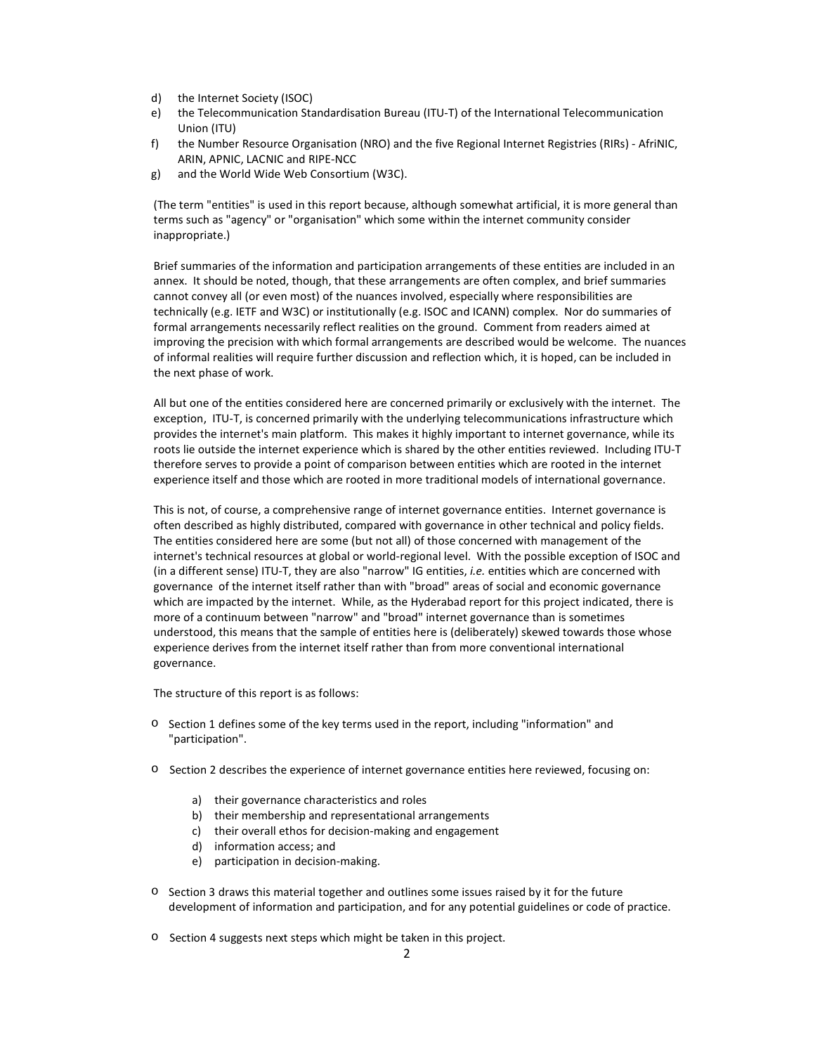d) the Internet Society (ISOC)
e) the Telecommunication Standardisation Bureau (ITU-T) of the International Telecommunication Union (ITU)
f) the Number Resource Organisation (NRO) and the five Regional Internet Registries (RIRs) - AfriNIC, ARIN, APNIC, LACNIC and RIPE-NCC
g) and the World Wide Web Consortium (W3C).

(The term "entities" is used in this report because, although somewhat artificial, it is more general than terms such as "agency" or "organisation" which some within the internet community consider inappropriate.)

Brief summaries of the information and participation arrangements of these entities are included in an annex. It should be noted, though, that these arrangements are often complex, and brief summaries cannot convey all (or even most) of the nuances involved, especially where responsibilities are technically (e.g. IETF and W3C) or institutionally (e.g. ISOC and ICANN) complex. Nor do summaries of formal arrangements necessarily reflect realities on the ground. Comment from readers aimed at improving the precision with which formal arrangements are described would be welcome. The nuances of informal realities will require further discussion and reflection which, it is hoped, can be included in the next phase of work.

All but one of the entities considered here are concerned primarily or exclusively with the internet. The exception, ITU-T, is concerned primarily with the underlying telecommunications infrastructure which provides the internet's main platform. This makes it highly important to internet governance, while its roots lie outside the internet experience which is shared by the other entities reviewed. Including ITU-T therefore serves to provide a point of comparison between entities which are rooted in the internet experience itself and those which are rooted in more traditional models of international governance.

This is not, of course, a comprehensive range of internet governance entities. Internet governance is often described as highly distributed, compared with governance in other technical and policy fields. The entities considered here are some (but not all) of those concerned with management of the internet's technical resources at global or world-regional level. With the possible exception of ISOC and (in a different sense) ITU-T, they are also "narrow" IG entities, *i.e.* entities which are concerned with governance of the internet itself rather than with "broad" areas of social and economic governance which are impacted by the internet. While, as the Hyderabad report for this project indicated, there is more of a continuum between "narrow" and "broad" internet governance than is sometimes understood, this means that the sample of entities here is (deliberately) skewed towards those whose experience derives from the internet itself rather than from more conventional international governance.

The structure of this report is as follows:

- Section 1 defines some of the key terms used in the report, including "information" and "participation".

- Section 2 describes the experience of internet governance entities here reviewed, focusing on:

  a) their governance characteristics and roles
  b) their membership and representational arrangements
  c) their overall ethos for decision-making and engagement
  d) information access; and
  e) participation in decision-making.

- Section 3 draws this material together and outlines some issues raised by it for the future development of information and participation, and for any potential guidelines or code of practice.

- Section 4 suggests next steps which might be taken in this project.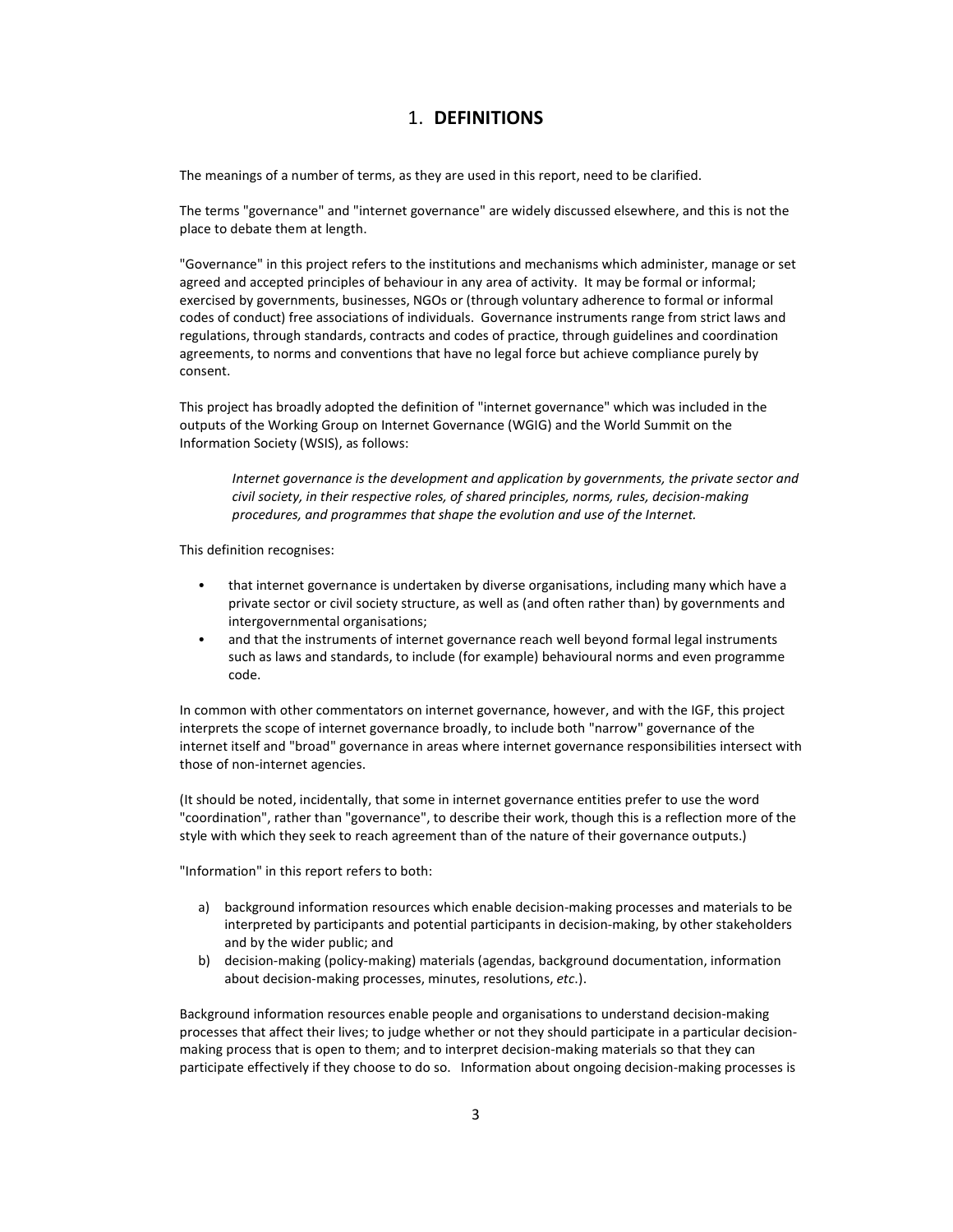# 1. DEFINITIONS

The meanings of a number of terms, as they are used in this report, need to be clarified.

The terms "governance" and "internet governance" are widely discussed elsewhere, and this is not the place to debate them at length.

"Governance" in this project refers to the institutions and mechanisms which administer, manage or set agreed and accepted principles of behaviour in any area of activity. It may be formal or informal; exercised by governments, businesses, NGOs or (through voluntary adherence to formal or informal codes of conduct) free associations of individuals. Governance instruments range from strict laws and regulations, through standards, contracts and codes of practice, through guidelines and coordination agreements, to norms and conventions that have no legal force but achieve compliance purely by consent.

This project has broadly adopted the definition of "internet governance" which was included in the outputs of the Working Group on Internet Governance (WGIG) and the World Summit on the Information Society (WSIS), as follows:

> *Internet governance is the development and application by governments, the private sector and civil society, in their respective roles, of shared principles, norms, rules, decision-making procedures, and programmes that shape the evolution and use of the Internet.*

This definition recognises:

- that internet governance is undertaken by diverse organisations, including many which have a private sector or civil society structure, as well as (and often rather than) by governments and intergovernmental organisations;
- and that the instruments of internet governance reach well beyond formal legal instruments such as laws and standards, to include (for example) behavioural norms and even programme code.

In common with other commentators on internet governance, however, and with the IGF, this project interprets the scope of internet governance broadly, to include both "narrow" governance of the internet itself and "broad" governance in areas where internet governance responsibilities intersect with those of non-internet agencies.

(It should be noted, incidentally, that some in internet governance entities prefer to use the word "coordination", rather than "governance", to describe their work, though this is a reflection more of the style with which they seek to reach agreement than of the nature of their governance outputs.)

"Information" in this report refers to both:

a) background information resources which enable decision-making processes and materials to be interpreted by participants and potential participants in decision-making, by other stakeholders and by the wider public; and
b) decision-making (policy-making) materials (agendas, background documentation, information about decision-making processes, minutes, resolutions, *etc.*).

Background information resources enable people and organisations to understand decision-making processes that affect their lives; to judge whether or not they should participate in a particular decision-making process that is open to them; and to interpret decision-making materials so that they can participate effectively if they choose to do so. Information about ongoing decision-making processes is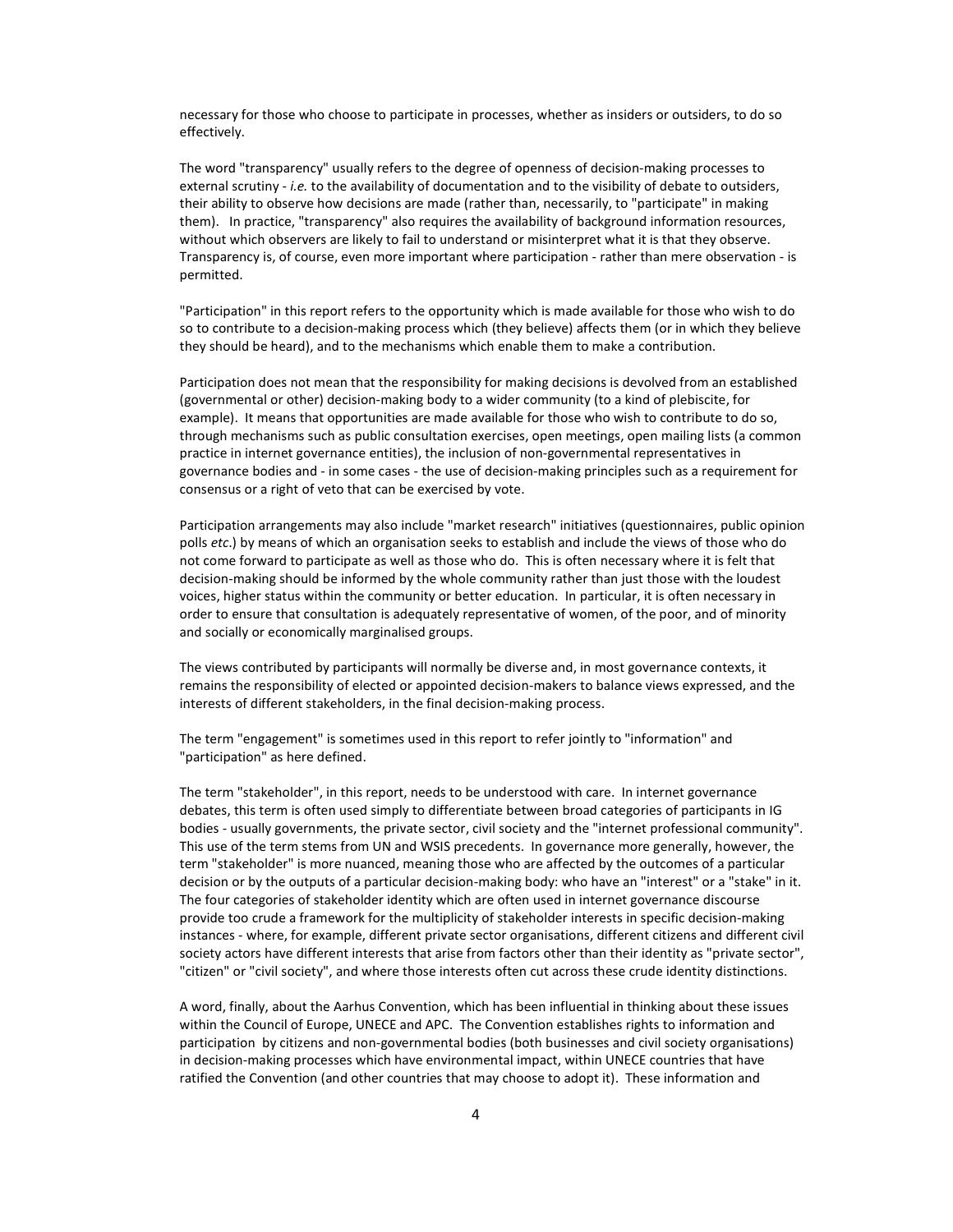necessary for those who choose to participate in processes, whether as insiders or outsiders, to do so effectively.

The word "transparency" usually refers to the degree of openness of decision-making processes to external scrutiny - *i.e.* to the availability of documentation and to the visibility of debate to outsiders, their ability to observe how decisions are made (rather than, necessarily, to "participate" in making them). In practice, "transparency" also requires the availability of background information resources, without which observers are likely to fail to understand or misinterpret what it is that they observe. Transparency is, of course, even more important where participation - rather than mere observation - is permitted.

"Participation" in this report refers to the opportunity which is made available for those who wish to do so to contribute to a decision-making process which (they believe) affects them (or in which they believe they should be heard), and to the mechanisms which enable them to make a contribution.

Participation does not mean that the responsibility for making decisions is devolved from an established (governmental or other) decision-making body to a wider community (to a kind of plebiscite, for example). It means that opportunities are made available for those who wish to contribute to do so, through mechanisms such as public consultation exercises, open meetings, open mailing lists (a common practice in internet governance entities), the inclusion of non-governmental representatives in governance bodies and - in some cases - the use of decision-making principles such as a requirement for consensus or a right of veto that can be exercised by vote.

Participation arrangements may also include "market research" initiatives (questionnaires, public opinion polls *etc.*) by means of which an organisation seeks to establish and include the views of those who do not come forward to participate as well as those who do. This is often necessary where it is felt that decision-making should be informed by the whole community rather than just those with the loudest voices, higher status within the community or better education. In particular, it is often necessary in order to ensure that consultation is adequately representative of women, of the poor, and of minority and socially or economically marginalised groups.

The views contributed by participants will normally be diverse and, in most governance contexts, it remains the responsibility of elected or appointed decision-makers to balance views expressed, and the interests of different stakeholders, in the final decision-making process.

The term "engagement" is sometimes used in this report to refer jointly to "information" and "participation" as here defined.

The term "stakeholder", in this report, needs to be understood with care. In internet governance debates, this term is often used simply to differentiate between broad categories of participants in IG bodies - usually governments, the private sector, civil society and the "internet professional community". This use of the term stems from UN and WSIS precedents. In governance more generally, however, the term "stakeholder" is more nuanced, meaning those who are affected by the outcomes of a particular decision or by the outputs of a particular decision-making body: who have an "interest" or a "stake" in it. The four categories of stakeholder identity which are often used in internet governance discourse provide too crude a framework for the multiplicity of stakeholder interests in specific decision-making instances - where, for example, different private sector organisations, different citizens and different civil society actors have different interests that arise from factors other than their identity as "private sector", "citizen" or "civil society", and where those interests often cut across these crude identity distinctions.

A word, finally, about the Aarhus Convention, which has been influential in thinking about these issues within the Council of Europe, UNECE and APC. The Convention establishes rights to information and participation by citizens and non-governmental bodies (both businesses and civil society organisations) in decision-making processes which have environmental impact, within UNECE countries that have ratified the Convention (and other countries that may choose to adopt it). These information and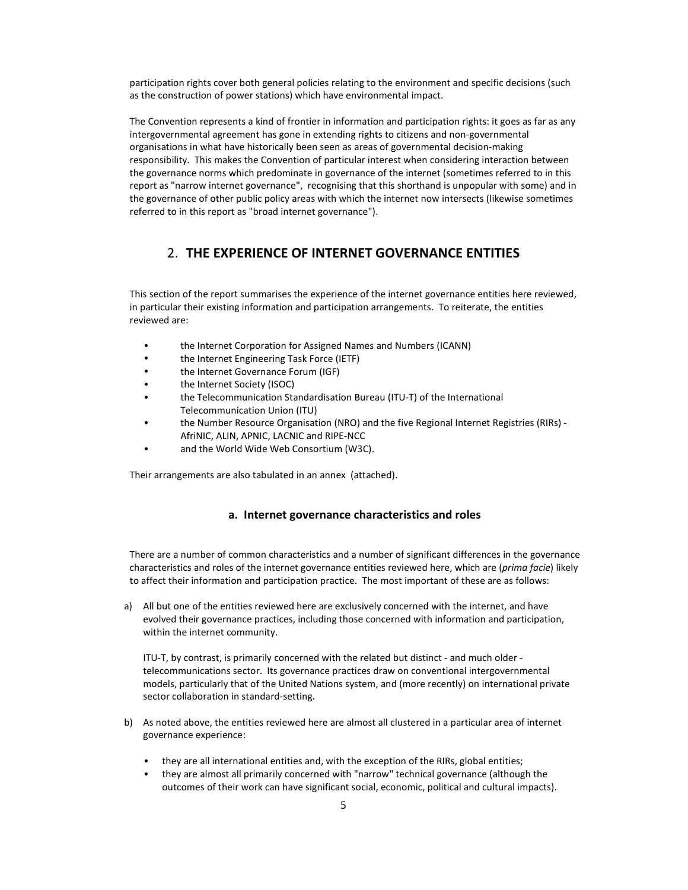participation rights cover both general policies relating to the environment and specific decisions (such as the construction of power stations) which have environmental impact.

The Convention represents a kind of frontier in information and participation rights: it goes as far as any intergovernmental agreement has gone in extending rights to citizens and non-governmental organisations in what have historically been seen as areas of governmental decision-making responsibility. This makes the Convention of particular interest when considering interaction between the governance norms which predominate in governance of the internet (sometimes referred to in this report as "narrow internet governance", recognising that this shorthand is unpopular with some) and in the governance of other public policy areas with which the internet now intersects (likewise sometimes referred to in this report as "broad internet governance").

## 2. **THE EXPERIENCE OF INTERNET GOVERNANCE ENTITIES**

This section of the report summarises the experience of the internet governance entities here reviewed, in particular their existing information and participation arrangements. To reiterate, the entities reviewed are:

- the Internet Corporation for Assigned Names and Numbers (ICANN)
- the Internet Engineering Task Force (IETF)
- the Internet Governance Forum (IGF)
- the Internet Society (ISOC)
- the Telecommunication Standardisation Bureau (ITU-T) of the International Telecommunication Union (ITU)
- the Number Resource Organisation (NRO) and the five Regional Internet Registries (RIRs) - AfriNIC, ALIN, APNIC, LACNIC and RIPE-NCC
- and the World Wide Web Consortium (W3C).

Their arrangements are also tabulated in an annex (attached).

### a. Internet governance characteristics and roles

There are a number of common characteristics and a number of significant differences in the governance characteristics and roles of the internet governance entities reviewed here, which are (*prima facie*) likely to affect their information and participation practice. The most important of these are as follows:

a) All but one of the entities reviewed here are exclusively concerned with the internet, and have evolved their governance practices, including those concerned with information and participation, within the internet community.

   ITU-T, by contrast, is primarily concerned with the related but distinct - and much older - telecommunications sector. Its governance practices draw on conventional intergovernmental models, particularly that of the United Nations system, and (more recently) on international private sector collaboration in standard-setting.

b) As noted above, the entities reviewed here are almost all clustered in a particular area of internet governance experience:

   - they are all international entities and, with the exception of the RIRs, global entities;
   - they are almost all primarily concerned with "narrow" technical governance (although the outcomes of their work can have significant social, economic, political and cultural impacts).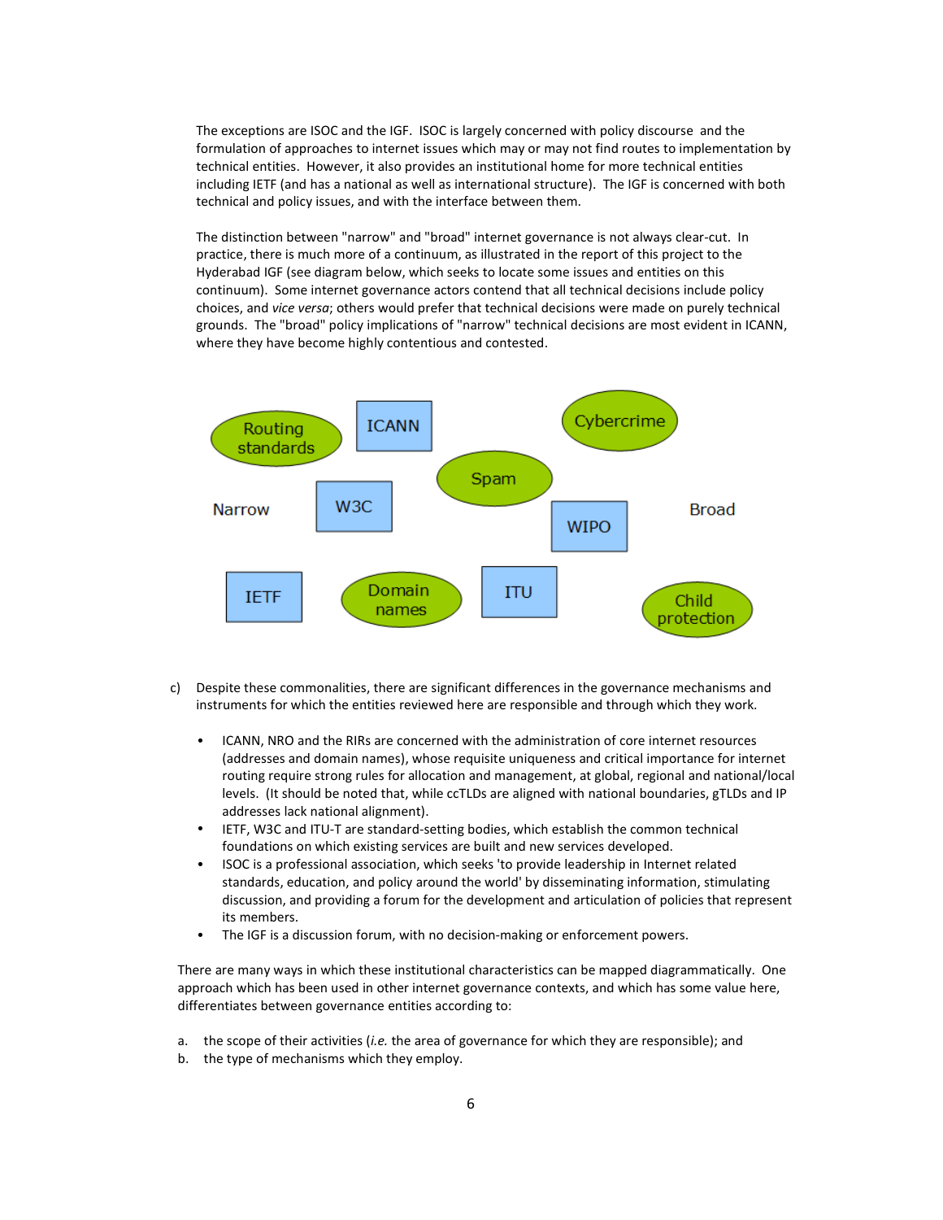The exceptions are ISOC and the IGF. ISOC is largely concerned with policy discourse and the formulation of approaches to internet issues which may or may not find routes to implementation by technical entities. However, it also provides an institutional home for more technical entities including IETF (and has a national as well as international structure). The IGF is concerned with both technical and policy issues, and with the interface between them.

The distinction between "narrow" and "broad" internet governance is not always clear-cut. In practice, there is much more of a continuum, as illustrated in the report of this project to the Hyderabad IGF (see diagram below, which seeks to locate some issues and entities on this continuum). Some internet governance actors contend that all technical decisions include policy choices, and *vice versa*; others would prefer that technical decisions were made on purely technical grounds. The "broad" policy implications of "narrow" technical decisions are most evident in ICANN, where they have become highly contentious and contested.

Routing standards | ICANN | Cybercrime | Spam

Narrow | W3C | WIPO | Broad

IETF | Domain names | ITU | Child protection

c) Despite these commonalities, there are significant differences in the governance mechanisms and instruments for which the entities reviewed here are responsible and through which they work.

- ICANN, NRO and the RIRs are concerned with the administration of core internet resources (addresses and domain names), whose requisite uniqueness and critical importance for internet routing require strong rules for allocation and management, at global, regional and national/local levels. (It should be noted that, while ccTLDs are aligned with national boundaries, gTLDs and IP addresses lack national alignment).
- IETF, W3C and ITU-T are standard-setting bodies, which establish the common technical foundations on which existing services are built and new services developed.
- ISOC is a professional association, which seeks 'to provide leadership in Internet related standards, education, and policy around the world' by disseminating information, stimulating discussion, and providing a forum for the development and articulation of policies that represent its members.
- The IGF is a discussion forum, with no decision-making or enforcement powers.

There are many ways in which these institutional characteristics can be mapped diagrammatically. One approach which has been used in other internet governance contexts, and which has some value here, differentiates between governance entities according to:

a. the scope of their activities (*i.e.* the area of governance for which they are responsible); and
b. the type of mechanisms which they employ.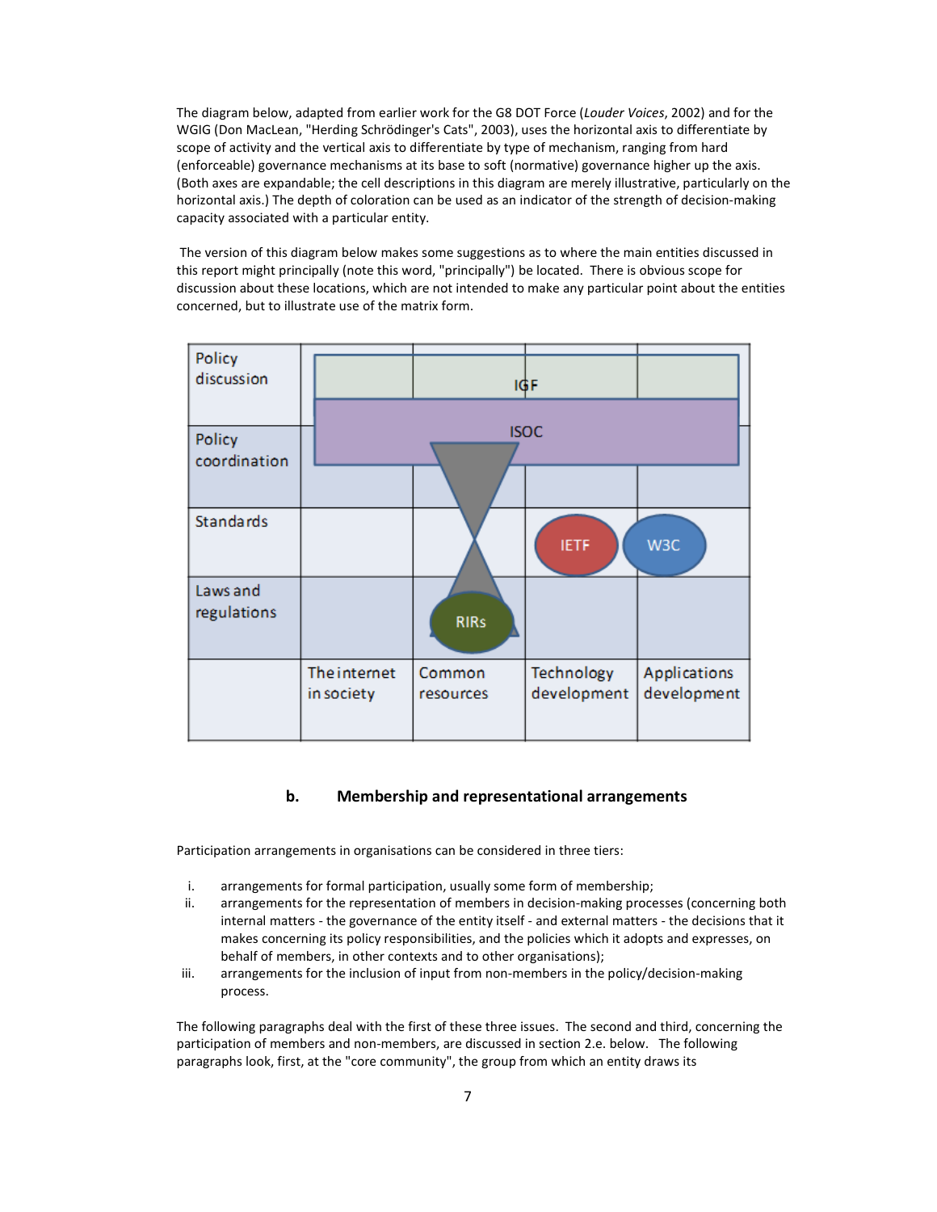The diagram below, adapted from earlier work for the G8 DOT Force (*Louder Voices*, 2002) and for the WGIG (Don MacLean, "Herding Schrödinger's Cats", 2003), uses the horizontal axis to differentiate by scope of activity and the vertical axis to differentiate by type of mechanism, ranging from hard (enforceable) governance mechanisms at its base to soft (normative) governance higher up the axis. (Both axes are expandable; the cell descriptions in this diagram are merely illustrative, particularly on the horizontal axis.) The depth of coloration can be used as an indicator of the strength of decision-making capacity associated with a particular entity.

The version of this diagram below makes some suggestions as to where the main entities discussed in this report might principally (note this word, "principally") be located. There is obvious scope for discussion about these locations, which are not intended to make any particular point about the entities concerned, but to illustrate use of the matrix form.

| | | | | |
|---|---|---|---|---|
| Policy discussion | IGF | IGF | IGF | IGF |
| Policy coordination | ISOC | ISOC | ISOC | ISOC |
| Standards | | | IETF | W3C |
| Laws and regulations | | RIRs | | |
| | The internet in society | Common resources | Technology development | Applications development |

## b. Membership and representational arrangements

Participation arrangements in organisations can be considered in three tiers:

i. arrangements for formal participation, usually some form of membership;
ii. arrangements for the representation of members in decision-making processes (concerning both internal matters - the governance of the entity itself - and external matters - the decisions that it makes concerning its policy responsibilities, and the policies which it adopts and expresses, on behalf of members, in other contexts and to other organisations);
iii. arrangements for the inclusion of input from non-members in the policy/decision-making process.

The following paragraphs deal with the first of these three issues. The second and third, concerning the participation of members and non-members, are discussed in section 2.e. below. The following paragraphs look, first, at the "core community", the group from which an entity draws its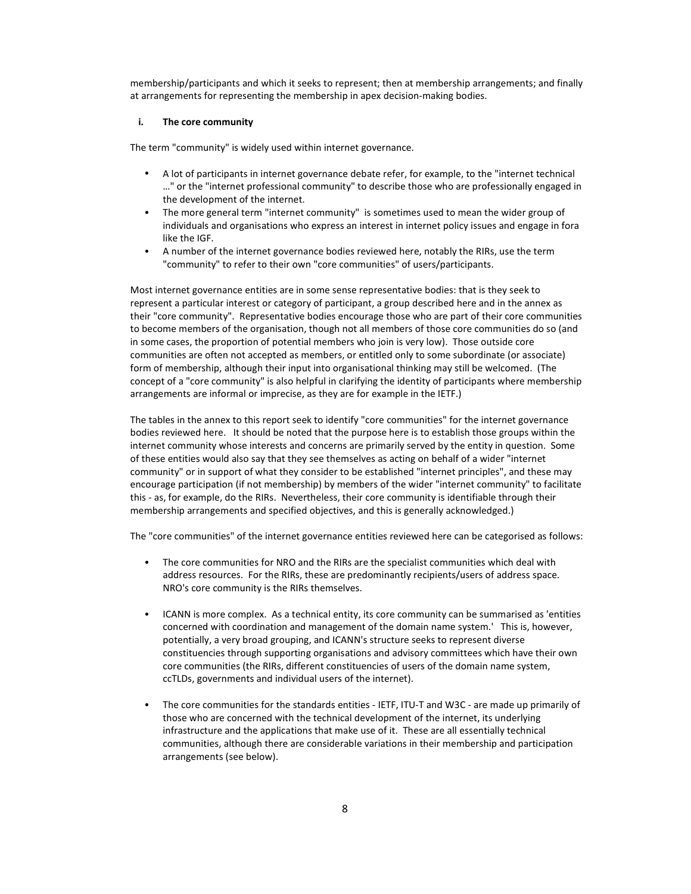membership/participants and which it seeks to represent; then at membership arrangements; and finally at arrangements for representing the membership in apex decision-making bodies.

**i. The core community**

The term "community" is widely used within internet governance.

- A lot of participants in internet governance debate refer, for example, to the "internet technical …" or the "internet professional community" to describe those who are professionally engaged in the development of the internet.
- The more general term "internet community" is sometimes used to mean the wider group of individuals and organisations who express an interest in internet policy issues and engage in fora like the IGF.
- A number of the internet governance bodies reviewed here, notably the RIRs, use the term "community" to refer to their own "core communities" of users/participants.

Most internet governance entities are in some sense representative bodies: that is they seek to represent a particular interest or category of participant, a group described here and in the annex as their "core community". Representative bodies encourage those who are part of their core communities to become members of the organisation, though not all members of those core communities do so (and in some cases, the proportion of potential members who join is very low). Those outside core communities are often not accepted as members, or entitled only to some subordinate (or associate) form of membership, although their input into organisational thinking may still be welcomed. (The concept of a "core community" is also helpful in clarifying the identity of participants where membership arrangements are informal or imprecise, as they are for example in the IETF.)

The tables in the annex to this report seek to identify "core communities" for the internet governance bodies reviewed here. It should be noted that the purpose here is to establish those groups within the internet community whose interests and concerns are primarily served by the entity in question. Some of these entities would also say that they see themselves as acting on behalf of a wider "internet community" or in support of what they consider to be established "internet principles", and these may encourage participation (if not membership) by members of the wider "internet community" to facilitate this - as, for example, do the RIRs. Nevertheless, their core community is identifiable through their membership arrangements and specified objectives, and this is generally acknowledged.)

The "core communities" of the internet governance entities reviewed here can be categorised as follows:

- The core communities for NRO and the RIRs are the specialist communities which deal with address resources. For the RIRs, these are predominantly recipients/users of address space. NRO's core community is the RIRs themselves.

- ICANN is more complex. As a technical entity, its core community can be summarised as 'entities concerned with coordination and management of the domain name system.' This is, however, potentially, a very broad grouping, and ICANN's structure seeks to represent diverse constituencies through supporting organisations and advisory committees which have their own core communities (the RIRs, different constituencies of users of the domain name system, ccTLDs, governments and individual users of the internet).

- The core communities for the standards entities - IETF, ITU-T and W3C - are made up primarily of those who are concerned with the technical development of the internet, its underlying infrastructure and the applications that make use of it. These are all essentially technical communities, although there are considerable variations in their membership and participation arrangements (see below).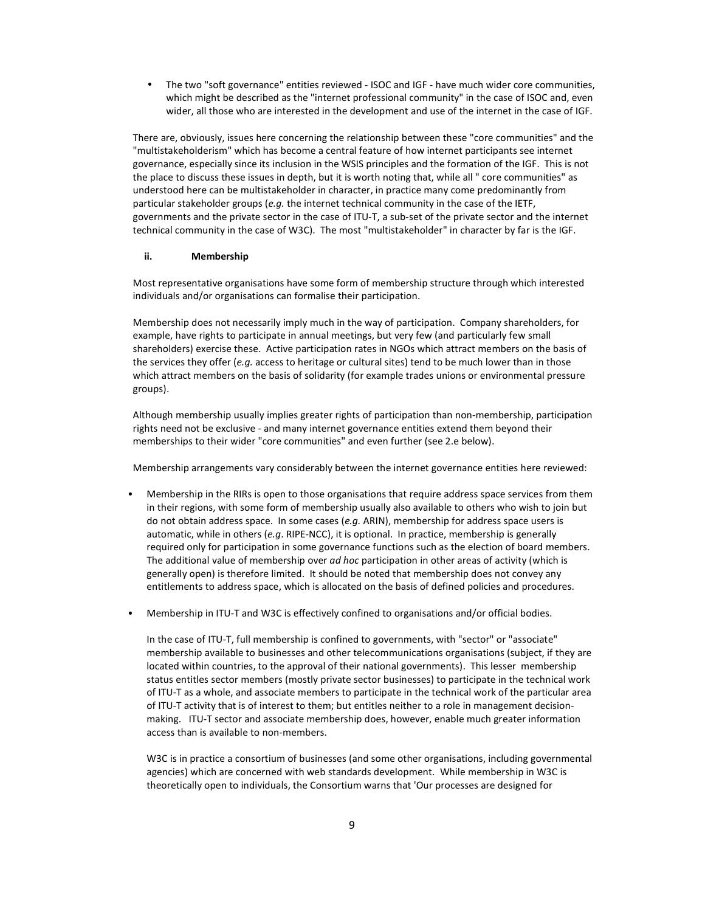- The two "soft governance" entities reviewed - ISOC and IGF - have much wider core communities, which might be described as the "internet professional community" in the case of ISOC and, even wider, all those who are interested in the development and use of the internet in the case of IGF.

There are, obviously, issues here concerning the relationship between these "core communities" and the "multistakeholderism" which has become a central feature of how internet participants see internet governance, especially since its inclusion in the WSIS principles and the formation of the IGF. This is not the place to discuss these issues in depth, but it is worth noting that, while all " core communities" as understood here can be multistakeholder in character, in practice many come predominantly from particular stakeholder groups (*e.g.* the internet technical community in the case of the IETF, governments and the private sector in the case of ITU-T, a sub-set of the private sector and the internet technical community in the case of W3C). The most "multistakeholder" in character by far is the IGF.

### ii. Membership

Most representative organisations have some form of membership structure through which interested individuals and/or organisations can formalise their participation.

Membership does not necessarily imply much in the way of participation. Company shareholders, for example, have rights to participate in annual meetings, but very few (and particularly few small shareholders) exercise these. Active participation rates in NGOs which attract members on the basis of the services they offer (*e.g.* access to heritage or cultural sites) tend to be much lower than in those which attract members on the basis of solidarity (for example trades unions or environmental pressure groups).

Although membership usually implies greater rights of participation than non-membership, participation rights need not be exclusive - and many internet governance entities extend them beyond their memberships to their wider "core communities" and even further (see 2.e below).

Membership arrangements vary considerably between the internet governance entities here reviewed:

- Membership in the RIRs is open to those organisations that require address space services from them in their regions, with some form of membership usually also available to others who wish to join but do not obtain address space. In some cases (*e.g.* ARIN), membership for address space users is automatic, while in others (*e.g*. RIPE-NCC), it is optional. In practice, membership is generally required only for participation in some governance functions such as the election of board members. The additional value of membership over *ad hoc* participation in other areas of activity (which is generally open) is therefore limited. It should be noted that membership does not convey any entitlements to address space, which is allocated on the basis of defined policies and procedures.

- Membership in ITU-T and W3C is effectively confined to organisations and/or official bodies.

  In the case of ITU-T, full membership is confined to governments, with "sector" or "associate" membership available to businesses and other telecommunications organisations (subject, if they are located within countries, to the approval of their national governments). This lesser membership status entitles sector members (mostly private sector businesses) to participate in the technical work of ITU-T as a whole, and associate members to participate in the technical work of the particular area of ITU-T activity that is of interest to them; but entitles neither to a role in management decision-making. ITU-T sector and associate membership does, however, enable much greater information access than is available to non-members.

  W3C is in practice a consortium of businesses (and some other organisations, including governmental agencies) which are concerned with web standards development. While membership in W3C is theoretically open to individuals, the Consortium warns that 'Our processes are designed for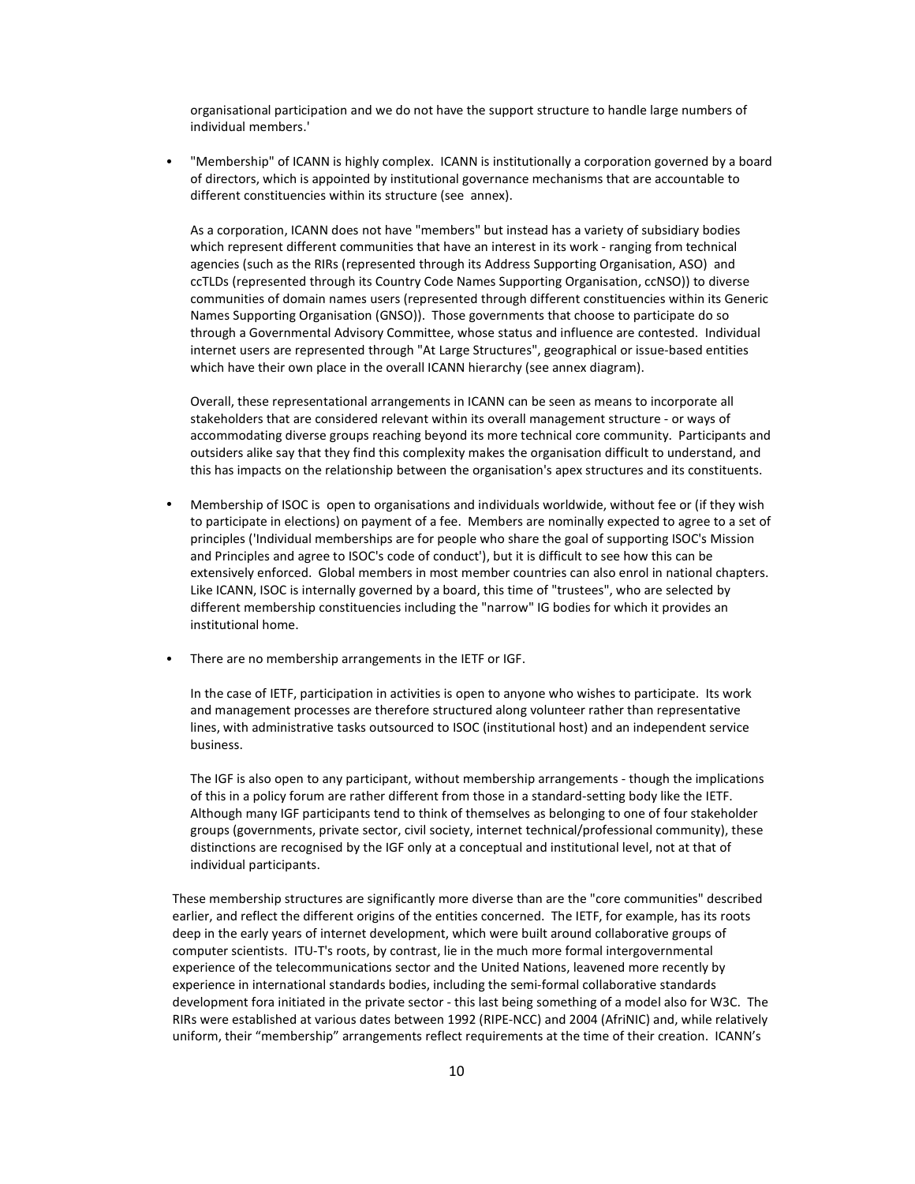organisational participation and we do not have the support structure to handle large numbers of individual members.'

- "Membership" of ICANN is highly complex. ICANN is institutionally a corporation governed by a board of directors, which is appointed by institutional governance mechanisms that are accountable to different constituencies within its structure (see annex).

  As a corporation, ICANN does not have "members" but instead has a variety of subsidiary bodies which represent different communities that have an interest in its work - ranging from technical agencies (such as the RIRs (represented through its Address Supporting Organisation, ASO) and ccTLDs (represented through its Country Code Names Supporting Organisation, ccNSO)) to diverse communities of domain names users (represented through different constituencies within its Generic Names Supporting Organisation (GNSO)). Those governments that choose to participate do so through a Governmental Advisory Committee, whose status and influence are contested. Individual internet users are represented through "At Large Structures", geographical or issue-based entities which have their own place in the overall ICANN hierarchy (see annex diagram).

  Overall, these representational arrangements in ICANN can be seen as means to incorporate all stakeholders that are considered relevant within its overall management structure - or ways of accommodating diverse groups reaching beyond its more technical core community. Participants and outsiders alike say that they find this complexity makes the organisation difficult to understand, and this has impacts on the relationship between the organisation's apex structures and its constituents.

- Membership of ISOC is open to organisations and individuals worldwide, without fee or (if they wish to participate in elections) on payment of a fee. Members are nominally expected to agree to a set of principles ('Individual memberships are for people who share the goal of supporting ISOC's Mission and Principles and agree to ISOC's code of conduct'), but it is difficult to see how this can be extensively enforced. Global members in most member countries can also enrol in national chapters. Like ICANN, ISOC is internally governed by a board, this time of "trustees", who are selected by different membership constituencies including the "narrow" IG bodies for which it provides an institutional home.

- There are no membership arrangements in the IETF or IGF.

  In the case of IETF, participation in activities is open to anyone who wishes to participate. Its work and management processes are therefore structured along volunteer rather than representative lines, with administrative tasks outsourced to ISOC (institutional host) and an independent service business.

  The IGF is also open to any participant, without membership arrangements - though the implications of this in a policy forum are rather different from those in a standard-setting body like the IETF. Although many IGF participants tend to think of themselves as belonging to one of four stakeholder groups (governments, private sector, civil society, internet technical/professional community), these distinctions are recognised by the IGF only at a conceptual and institutional level, not at that of individual participants.

These membership structures are significantly more diverse than are the "core communities" described earlier, and reflect the different origins of the entities concerned. The IETF, for example, has its roots deep in the early years of internet development, which were built around collaborative groups of computer scientists. ITU-T's roots, by contrast, lie in the much more formal intergovernmental experience of the telecommunications sector and the United Nations, leavened more recently by experience in international standards bodies, including the semi-formal collaborative standards development fora initiated in the private sector - this last being something of a model also for W3C. The RIRs were established at various dates between 1992 (RIPE-NCC) and 2004 (AfriNIC) and, while relatively uniform, their "membership" arrangements reflect requirements at the time of their creation. ICANN's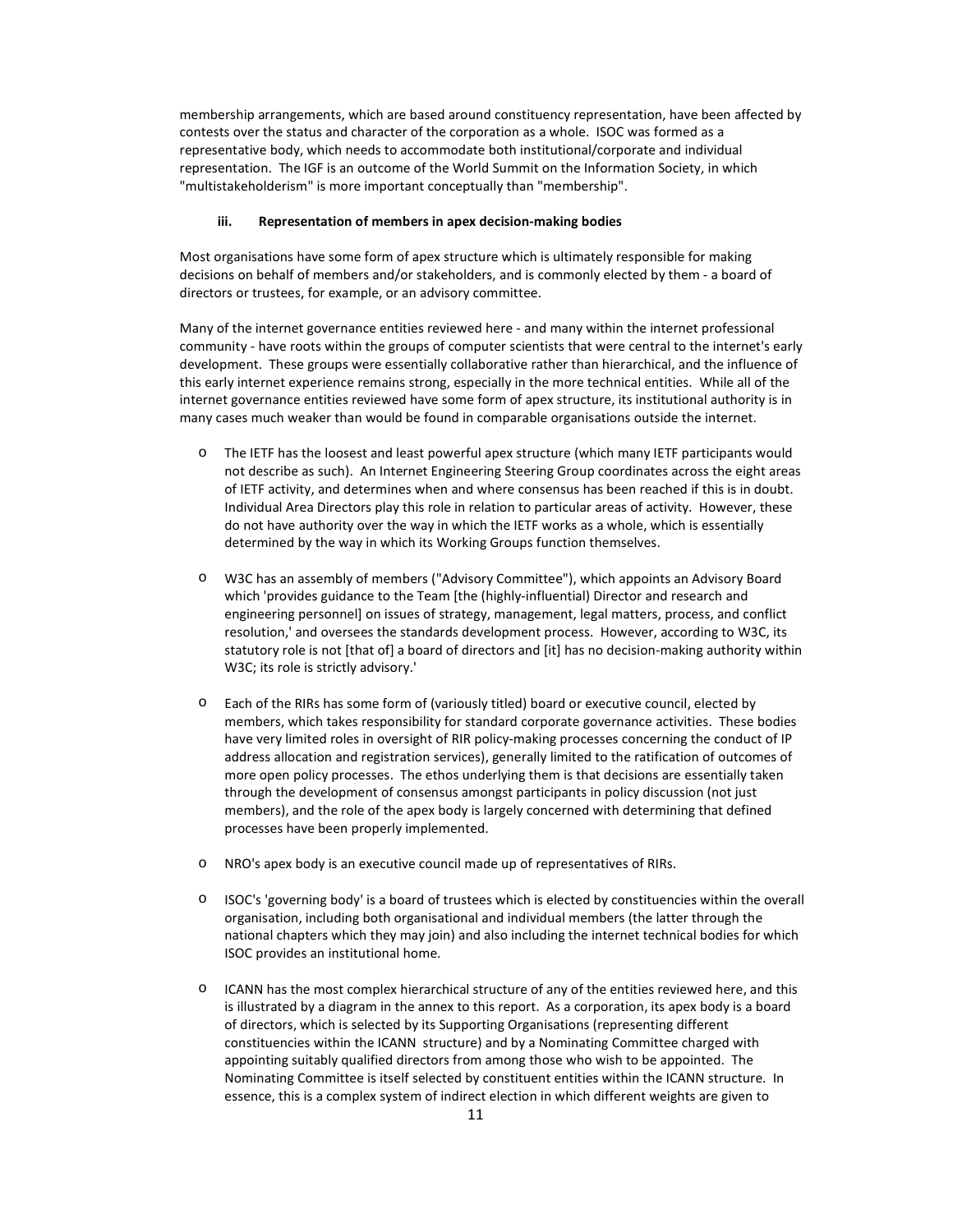membership arrangements, which are based around constituency representation, have been affected by contests over the status and character of the corporation as a whole. ISOC was formed as a representative body, which needs to accommodate both institutional/corporate and individual representation. The IGF is an outcome of the World Summit on the Information Society, in which "multistakeholderism" is more important conceptually than "membership".

#### iii. Representation of members in apex decision-making bodies

Most organisations have some form of apex structure which is ultimately responsible for making decisions on behalf of members and/or stakeholders, and is commonly elected by them - a board of directors or trustees, for example, or an advisory committee.

Many of the internet governance entities reviewed here - and many within the internet professional community - have roots within the groups of computer scientists that were central to the internet's early development. These groups were essentially collaborative rather than hierarchical, and the influence of this early internet experience remains strong, especially in the more technical entities. While all of the internet governance entities reviewed have some form of apex structure, its institutional authority is in many cases much weaker than would be found in comparable organisations outside the internet.

- The IETF has the loosest and least powerful apex structure (which many IETF participants would not describe as such). An Internet Engineering Steering Group coordinates across the eight areas of IETF activity, and determines when and where consensus has been reached if this is in doubt. Individual Area Directors play this role in relation to particular areas of activity. However, these do not have authority over the way in which the IETF works as a whole, which is essentially determined by the way in which its Working Groups function themselves.

- W3C has an assembly of members ("Advisory Committee"), which appoints an Advisory Board which 'provides guidance to the Team [the (highly-influential) Director and research and engineering personnel] on issues of strategy, management, legal matters, process, and conflict resolution,' and oversees the standards development process. However, according to W3C, its statutory role is not [that of] a board of directors and [it] has no decision-making authority within W3C; its role is strictly advisory.'

- Each of the RIRs has some form of (variously titled) board or executive council, elected by members, which takes responsibility for standard corporate governance activities. These bodies have very limited roles in oversight of RIR policy-making processes concerning the conduct of IP address allocation and registration services), generally limited to the ratification of outcomes of more open policy processes. The ethos underlying them is that decisions are essentially taken through the development of consensus amongst participants in policy discussion (not just members), and the role of the apex body is largely concerned with determining that defined processes have been properly implemented.

- NRO's apex body is an executive council made up of representatives of RIRs.

- ISOC's 'governing body' is a board of trustees which is elected by constituencies within the overall organisation, including both organisational and individual members (the latter through the national chapters which they may join) and also including the internet technical bodies for which ISOC provides an institutional home.

- ICANN has the most complex hierarchical structure of any of the entities reviewed here, and this is illustrated by a diagram in the annex to this report. As a corporation, its apex body is a board of directors, which is selected by its Supporting Organisations (representing different constituencies within the ICANN structure) and by a Nominating Committee charged with appointing suitably qualified directors from among those who wish to be appointed. The Nominating Committee is itself selected by constituent entities within the ICANN structure. In essence, this is a complex system of indirect election in which different weights are given to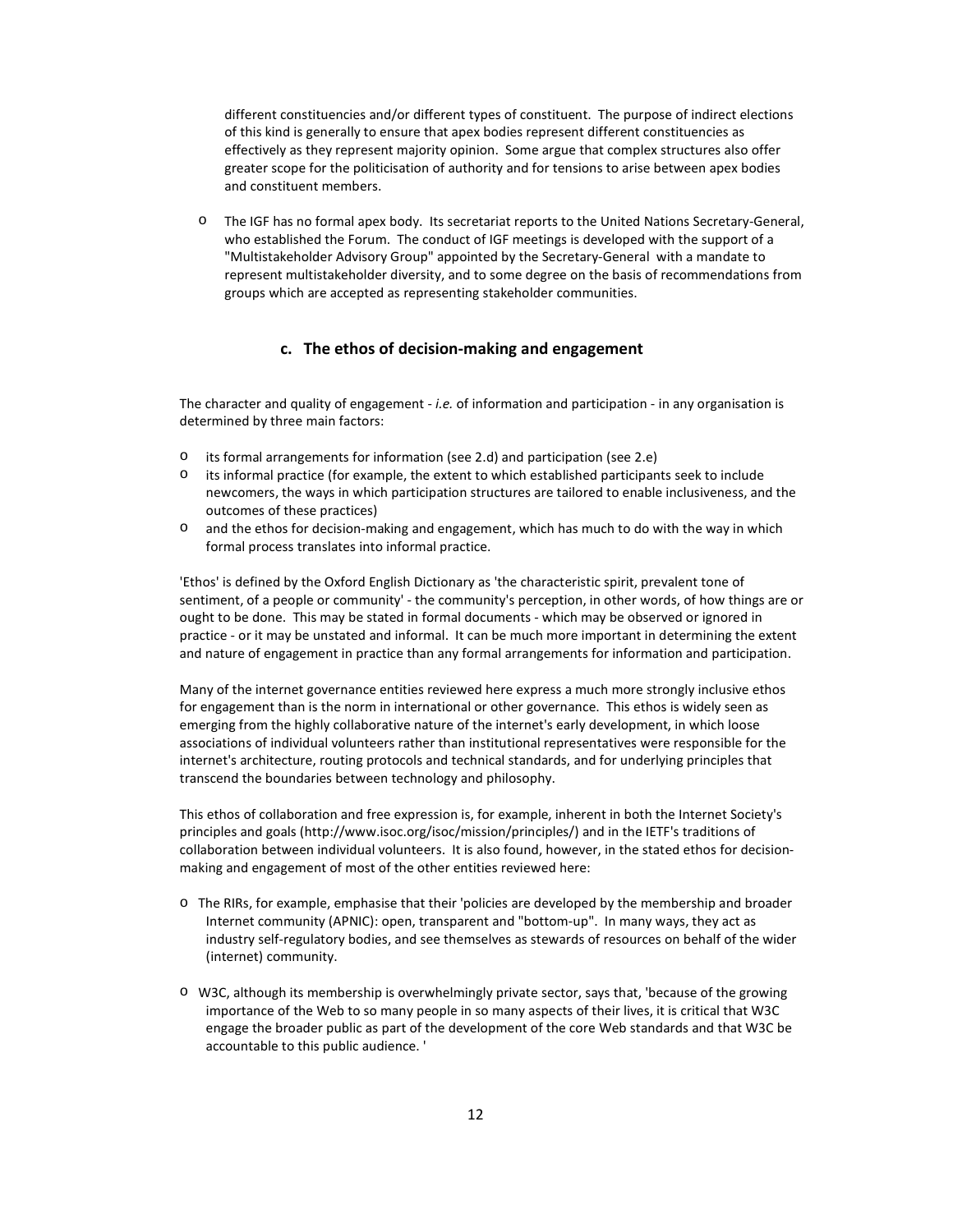different constituencies and/or different types of constituent. The purpose of indirect elections of this kind is generally to ensure that apex bodies represent different constituencies as effectively as they represent majority opinion. Some argue that complex structures also offer greater scope for the politicisation of authority and for tensions to arise between apex bodies and constituent members.

- The IGF has no formal apex body. Its secretariat reports to the United Nations Secretary-General, who established the Forum. The conduct of IGF meetings is developed with the support of a "Multistakeholder Advisory Group" appointed by the Secretary-General with a mandate to represent multistakeholder diversity, and to some degree on the basis of recommendations from groups which are accepted as representing stakeholder communities.

### c. The ethos of decision-making and engagement

The character and quality of engagement - *i.e.* of information and participation - in any organisation is determined by three main factors:

- its formal arrangements for information (see 2.d) and participation (see 2.e)
- its informal practice (for example, the extent to which established participants seek to include newcomers, the ways in which participation structures are tailored to enable inclusiveness, and the outcomes of these practices)
- and the ethos for decision-making and engagement, which has much to do with the way in which formal process translates into informal practice.

'Ethos' is defined by the Oxford English Dictionary as 'the characteristic spirit, prevalent tone of sentiment, of a people or community' - the community's perception, in other words, of how things are or ought to be done. This may be stated in formal documents - which may be observed or ignored in practice - or it may be unstated and informal. It can be much more important in determining the extent and nature of engagement in practice than any formal arrangements for information and participation.

Many of the internet governance entities reviewed here express a much more strongly inclusive ethos for engagement than is the norm in international or other governance. This ethos is widely seen as emerging from the highly collaborative nature of the internet's early development, in which loose associations of individual volunteers rather than institutional representatives were responsible for the internet's architecture, routing protocols and technical standards, and for underlying principles that transcend the boundaries between technology and philosophy.

This ethos of collaboration and free expression is, for example, inherent in both the Internet Society's principles and goals (http://www.isoc.org/isoc/mission/principles/) and in the IETF's traditions of collaboration between individual volunteers. It is also found, however, in the stated ethos for decision-making and engagement of most of the other entities reviewed here:

- The RIRs, for example, emphasise that their 'policies are developed by the membership and broader Internet community (APNIC): open, transparent and "bottom-up". In many ways, they act as industry self-regulatory bodies, and see themselves as stewards of resources on behalf of the wider (internet) community.

- W3C, although its membership is overwhelmingly private sector, says that, 'because of the growing importance of the Web to so many people in so many aspects of their lives, it is critical that W3C engage the broader public as part of the development of the core Web standards and that W3C be accountable to this public audience. '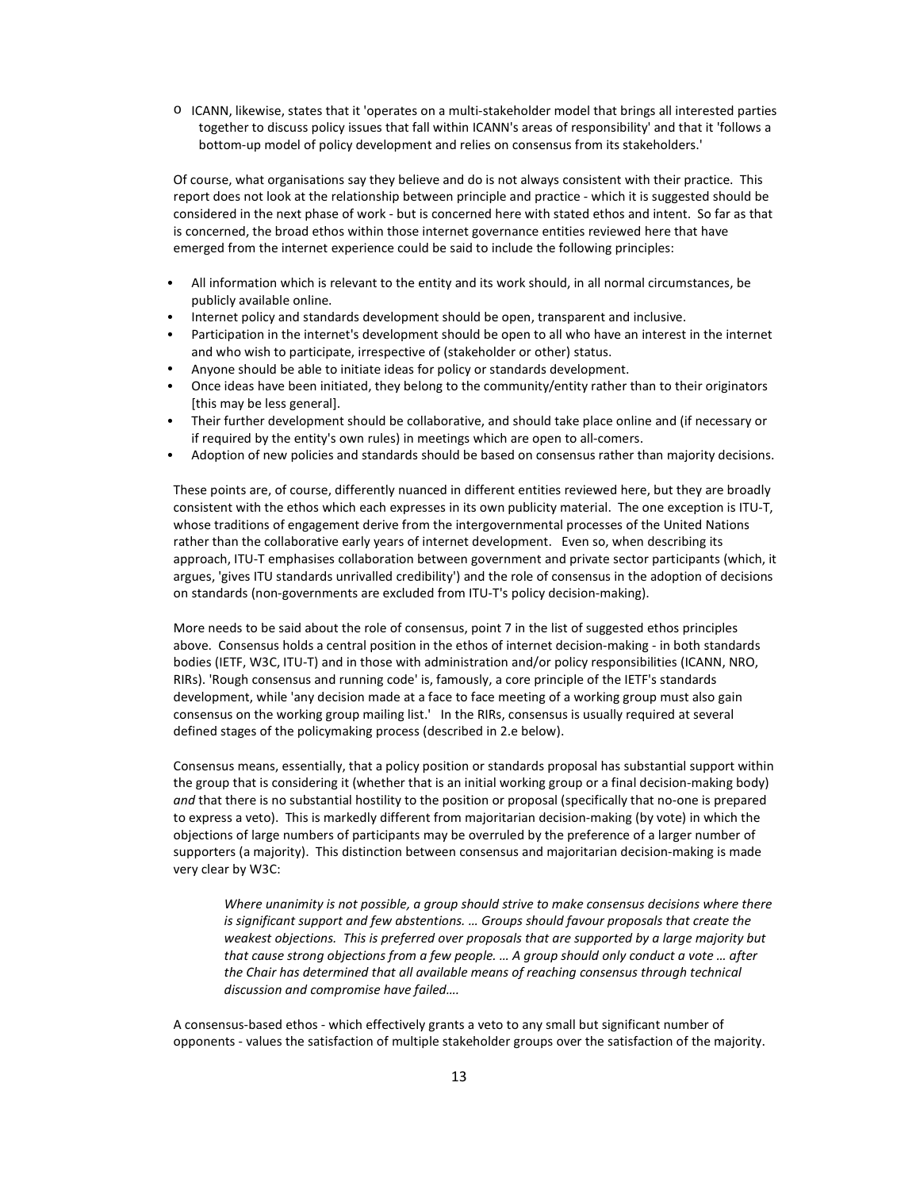- ICANN, likewise, states that it 'operates on a multi-stakeholder model that brings all interested parties together to discuss policy issues that fall within ICANN's areas of responsibility' and that it 'follows a bottom-up model of policy development and relies on consensus from its stakeholders.'

Of course, what organisations say they believe and do is not always consistent with their practice. This report does not look at the relationship between principle and practice - which it is suggested should be considered in the next phase of work - but is concerned here with stated ethos and intent. So far as that is concerned, the broad ethos within those internet governance entities reviewed here that have emerged from the internet experience could be said to include the following principles:

- All information which is relevant to the entity and its work should, in all normal circumstances, be publicly available online.
- Internet policy and standards development should be open, transparent and inclusive.
- Participation in the internet's development should be open to all who have an interest in the internet and who wish to participate, irrespective of (stakeholder or other) status.
- Anyone should be able to initiate ideas for policy or standards development.
- Once ideas have been initiated, they belong to the community/entity rather than to their originators [this may be less general].
- Their further development should be collaborative, and should take place online and (if necessary or if required by the entity's own rules) in meetings which are open to all-comers.
- Adoption of new policies and standards should be based on consensus rather than majority decisions.

These points are, of course, differently nuanced in different entities reviewed here, but they are broadly consistent with the ethos which each expresses in its own publicity material. The one exception is ITU-T, whose traditions of engagement derive from the intergovernmental processes of the United Nations rather than the collaborative early years of internet development. Even so, when describing its approach, ITU-T emphasises collaboration between government and private sector participants (which, it argues, 'gives ITU standards unrivalled credibility') and the role of consensus in the adoption of decisions on standards (non-governments are excluded from ITU-T's policy decision-making).

More needs to be said about the role of consensus, point 7 in the list of suggested ethos principles above. Consensus holds a central position in the ethos of internet decision-making - in both standards bodies (IETF, W3C, ITU-T) and in those with administration and/or policy responsibilities (ICANN, NRO, RIRs). 'Rough consensus and running code' is, famously, a core principle of the IETF's standards development, while 'any decision made at a face to face meeting of a working group must also gain consensus on the working group mailing list.' In the RIRs, consensus is usually required at several defined stages of the policymaking process (described in 2.e below).

Consensus means, essentially, that a policy position or standards proposal has substantial support within the group that is considering it (whether that is an initial working group or a final decision-making body) *and* that there is no substantial hostility to the position or proposal (specifically that no-one is prepared to express a veto). This is markedly different from majoritarian decision-making (by vote) in which the objections of large numbers of participants may be overruled by the preference of a larger number of supporters (a majority). This distinction between consensus and majoritarian decision-making is made very clear by W3C:

> *Where unanimity is not possible, a group should strive to make consensus decisions where there is significant support and few abstentions. … Groups should favour proposals that create the weakest objections. This is preferred over proposals that are supported by a large majority but that cause strong objections from a few people. … A group should only conduct a vote … after the Chair has determined that all available means of reaching consensus through technical discussion and compromise have failed….*

A consensus-based ethos - which effectively grants a veto to any small but significant number of opponents - values the satisfaction of multiple stakeholder groups over the satisfaction of the majority.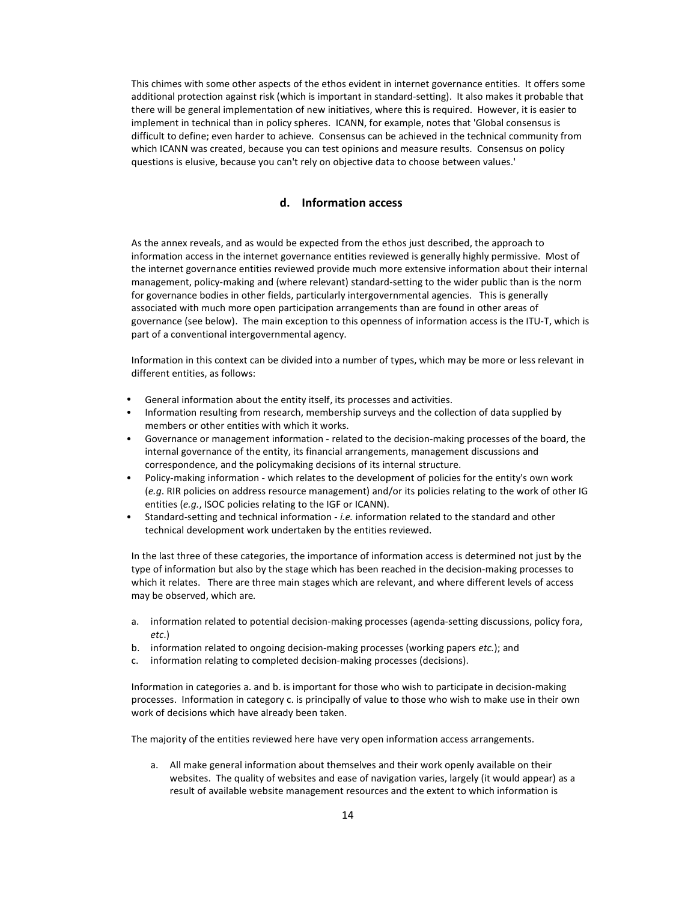This chimes with some other aspects of the ethos evident in internet governance entities. It offers some additional protection against risk (which is important in standard-setting). It also makes it probable that there will be general implementation of new initiatives, where this is required. However, it is easier to implement in technical than in policy spheres. ICANN, for example, notes that 'Global consensus is difficult to define; even harder to achieve. Consensus can be achieved in the technical community from which ICANN was created, because you can test opinions and measure results. Consensus on policy questions is elusive, because you can't rely on objective data to choose between values.'

### d. Information access

As the annex reveals, and as would be expected from the ethos just described, the approach to information access in the internet governance entities reviewed is generally highly permissive. Most of the internet governance entities reviewed provide much more extensive information about their internal management, policy-making and (where relevant) standard-setting to the wider public than is the norm for governance bodies in other fields, particularly intergovernmental agencies. This is generally associated with much more open participation arrangements than are found in other areas of governance (see below). The main exception to this openness of information access is the ITU-T, which is part of a conventional intergovernmental agency.

Information in this context can be divided into a number of types, which may be more or less relevant in different entities, as follows:

- General information about the entity itself, its processes and activities.
- Information resulting from research, membership surveys and the collection of data supplied by members or other entities with which it works.
- Governance or management information - related to the decision-making processes of the board, the internal governance of the entity, its financial arrangements, management discussions and correspondence, and the policymaking decisions of its internal structure.
- Policy-making information - which relates to the development of policies for the entity's own work (*e.g*. RIR policies on address resource management) and/or its policies relating to the work of other IG entities (*e.g.*, ISOC policies relating to the IGF or ICANN).
- Standard-setting and technical information - *i.e.* information related to the standard and other technical development work undertaken by the entities reviewed.

In the last three of these categories, the importance of information access is determined not just by the type of information but also by the stage which has been reached in the decision-making processes to which it relates. There are three main stages which are relevant, and where different levels of access may be observed, which are.

a. information related to potential decision-making processes (agenda-setting discussions, policy fora, *etc*.)
b. information related to ongoing decision-making processes (working papers *etc.*); and
c. information relating to completed decision-making processes (decisions).

Information in categories a. and b. is important for those who wish to participate in decision-making processes. Information in category c. is principally of value to those who wish to make use in their own work of decisions which have already been taken.

The majority of the entities reviewed here have very open information access arrangements.

a. All make general information about themselves and their work openly available on their websites. The quality of websites and ease of navigation varies, largely (it would appear) as a result of available website management resources and the extent to which information is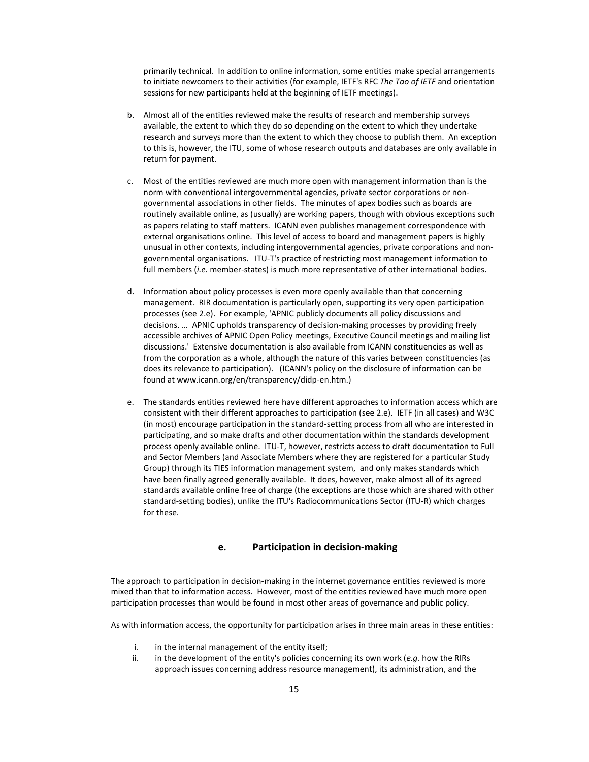primarily technical. In addition to online information, some entities make special arrangements to initiate newcomers to their activities (for example, IETF's RFC *The Tao of IETF* and orientation sessions for new participants held at the beginning of IETF meetings).

b. Almost all of the entities reviewed make the results of research and membership surveys available, the extent to which they do so depending on the extent to which they undertake research and surveys more than the extent to which they choose to publish them. An exception to this is, however, the ITU, some of whose research outputs and databases are only available in return for payment.

c. Most of the entities reviewed are much more open with management information than is the norm with conventional intergovernmental agencies, private sector corporations or non-governmental associations in other fields. The minutes of apex bodies such as boards are routinely available online, as (usually) are working papers, though with obvious exceptions such as papers relating to staff matters. ICANN even publishes management correspondence with external organisations online. This level of access to board and management papers is highly unusual in other contexts, including intergovernmental agencies, private corporations and non-governmental organisations. ITU-T's practice of restricting most management information to full members (*i.e.* member-states) is much more representative of other international bodies.

d. Information about policy processes is even more openly available than that concerning management. RIR documentation is particularly open, supporting its very open participation processes (see 2.e). For example, 'APNIC publicly documents all policy discussions and decisions. … APNIC upholds transparency of decision-making processes by providing freely accessible archives of APNIC Open Policy meetings, Executive Council meetings and mailing list discussions.' Extensive documentation is also available from ICANN constituencies as well as from the corporation as a whole, although the nature of this varies between constituencies (as does its relevance to participation). (ICANN's policy on the disclosure of information can be found at www.icann.org/en/transparency/didp-en.htm.)

e. The standards entities reviewed here have different approaches to information access which are consistent with their different approaches to participation (see 2.e). IETF (in all cases) and W3C (in most) encourage participation in the standard-setting process from all who are interested in participating, and so make drafts and other documentation within the standards development process openly available online. ITU-T, however, restricts access to draft documentation to Full and Sector Members (and Associate Members where they are registered for a particular Study Group) through its TIES information management system, and only makes standards which have been finally agreed generally available. It does, however, make almost all of its agreed standards available online free of charge (the exceptions are those which are shared with other standard-setting bodies), unlike the ITU's Radiocommunications Sector (ITU-R) which charges for these.

### e. Participation in decision-making

The approach to participation in decision-making in the internet governance entities reviewed is more mixed than that to information access. However, most of the entities reviewed have much more open participation processes than would be found in most other areas of governance and public policy.

As with information access, the opportunity for participation arises in three main areas in these entities:

i. in the internal management of the entity itself;
ii. in the development of the entity's policies concerning its own work (*e.g.* how the RIRs approach issues concerning address resource management), its administration, and the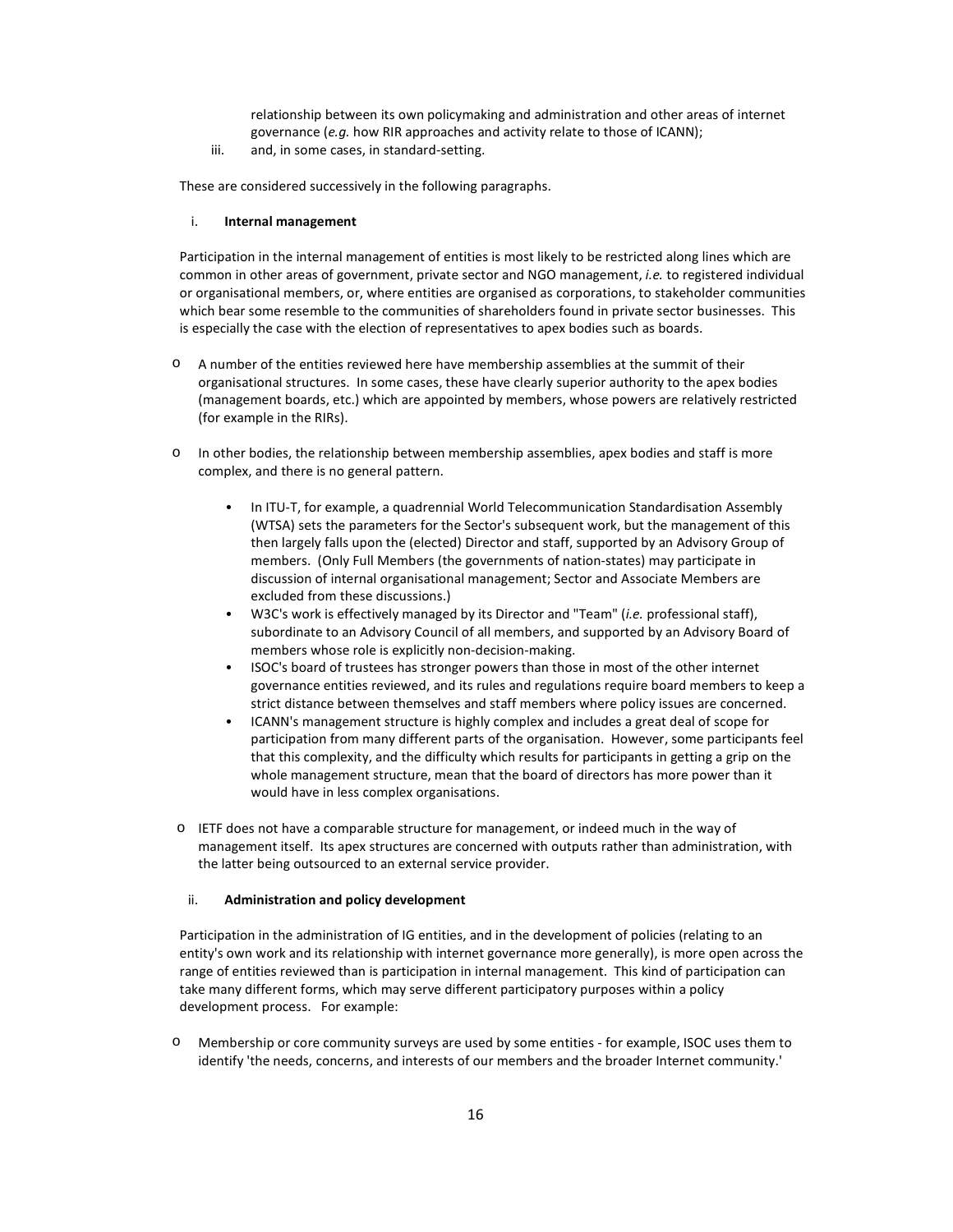relationship between its own policymaking and administration and other areas of internet governance (*e.g.* how RIR approaches and activity relate to those of ICANN);

iii. and, in some cases, in standard-setting.

These are considered successively in the following paragraphs.

i. **Internal management**

Participation in the internal management of entities is most likely to be restricted along lines which are common in other areas of government, private sector and NGO management, *i.e.* to registered individual or organisational members, or, where entities are organised as corporations, to stakeholder communities which bear some resemble to the communities of shareholders found in private sector businesses. This is especially the case with the election of representatives to apex bodies such as boards.

- A number of the entities reviewed here have membership assemblies at the summit of their organisational structures. In some cases, these have clearly superior authority to the apex bodies (management boards, etc.) which are appointed by members, whose powers are relatively restricted (for example in the RIRs).
- In other bodies, the relationship between membership assemblies, apex bodies and staff is more complex, and there is no general pattern.
  - In ITU-T, for example, a quadrennial World Telecommunication Standardisation Assembly (WTSA) sets the parameters for the Sector's subsequent work, but the management of this then largely falls upon the (elected) Director and staff, supported by an Advisory Group of members. (Only Full Members (the governments of nation-states) may participate in discussion of internal organisational management; Sector and Associate Members are excluded from these discussions.)
  - W3C's work is effectively managed by its Director and "Team" (*i.e.* professional staff), subordinate to an Advisory Council of all members, and supported by an Advisory Board of members whose role is explicitly non-decision-making.
  - ISOC's board of trustees has stronger powers than those in most of the other internet governance entities reviewed, and its rules and regulations require board members to keep a strict distance between themselves and staff members where policy issues are concerned.
  - ICANN's management structure is highly complex and includes a great deal of scope for participation from many different parts of the organisation. However, some participants feel that this complexity, and the difficulty which results for participants in getting a grip on the whole management structure, mean that the board of directors has more power than it would have in less complex organisations.
- IETF does not have a comparable structure for management, or indeed much in the way of management itself. Its apex structures are concerned with outputs rather than administration, with the latter being outsourced to an external service provider.

ii. **Administration and policy development**

Participation in the administration of IG entities, and in the development of policies (relating to an entity's own work and its relationship with internet governance more generally), is more open across the range of entities reviewed than is participation in internal management. This kind of participation can take many different forms, which may serve different participatory purposes within a policy development process. For example:

- Membership or core community surveys are used by some entities - for example, ISOC uses them to identify 'the needs, concerns, and interests of our members and the broader Internet community.'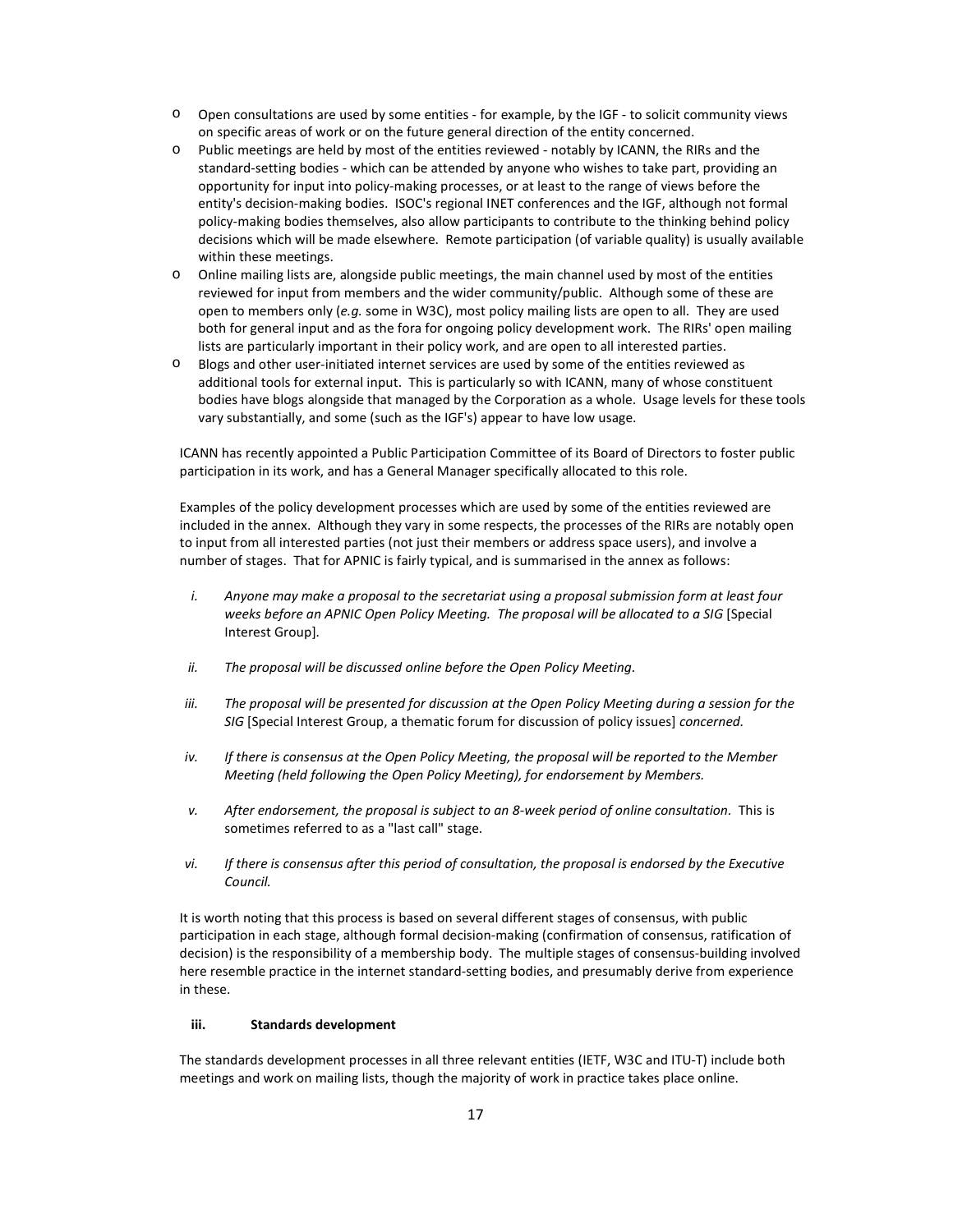- Open consultations are used by some entities - for example, by the IGF - to solicit community views on specific areas of work or on the future general direction of the entity concerned.
- Public meetings are held by most of the entities reviewed - notably by ICANN, the RIRs and the standard-setting bodies - which can be attended by anyone who wishes to take part, providing an opportunity for input into policy-making processes, or at least to the range of views before the entity's decision-making bodies. ISOC's regional INET conferences and the IGF, although not formal policy-making bodies themselves, also allow participants to contribute to the thinking behind policy decisions which will be made elsewhere. Remote participation (of variable quality) is usually available within these meetings.
- Online mailing lists are, alongside public meetings, the main channel used by most of the entities reviewed for input from members and the wider community/public. Although some of these are open to members only (*e.g.* some in W3C), most policy mailing lists are open to all. They are used both for general input and as the fora for ongoing policy development work. The RIRs' open mailing lists are particularly important in their policy work, and are open to all interested parties.
- Blogs and other user-initiated internet services are used by some of the entities reviewed as additional tools for external input. This is particularly so with ICANN, many of whose constituent bodies have blogs alongside that managed by the Corporation as a whole. Usage levels for these tools vary substantially, and some (such as the IGF's) appear to have low usage.

ICANN has recently appointed a Public Participation Committee of its Board of Directors to foster public participation in its work, and has a General Manager specifically allocated to this role.

Examples of the policy development processes which are used by some of the entities reviewed are included in the annex. Although they vary in some respects, the processes of the RIRs are notably open to input from all interested parties (not just their members or address space users), and involve a number of stages. That for APNIC is fairly typical, and is summarised in the annex as follows:

i. *Anyone may make a proposal to the secretariat using a proposal submission form at least four weeks before an APNIC Open Policy Meeting. The proposal will be allocated to a SIG* [Special Interest Group].

ii. *The proposal will be discussed online before the Open Policy Meeting.*

iii. *The proposal will be presented for discussion at the Open Policy Meeting during a session for the SIG* [Special Interest Group, a thematic forum for discussion of policy issues] *concerned.*

iv. *If there is consensus at the Open Policy Meeting, the proposal will be reported to the Member Meeting (held following the Open Policy Meeting), for endorsement by Members.*

v. *After endorsement, the proposal is subject to an 8-week period of online consultation.* This is sometimes referred to as a "last call" stage.

vi. *If there is consensus after this period of consultation, the proposal is endorsed by the Executive Council.*

It is worth noting that this process is based on several different stages of consensus, with public participation in each stage, although formal decision-making (confirmation of consensus, ratification of decision) is the responsibility of a membership body. The multiple stages of consensus-building involved here resemble practice in the internet standard-setting bodies, and presumably derive from experience in these.

#### iii. Standards development

The standards development processes in all three relevant entities (IETF, W3C and ITU-T) include both meetings and work on mailing lists, though the majority of work in practice takes place online.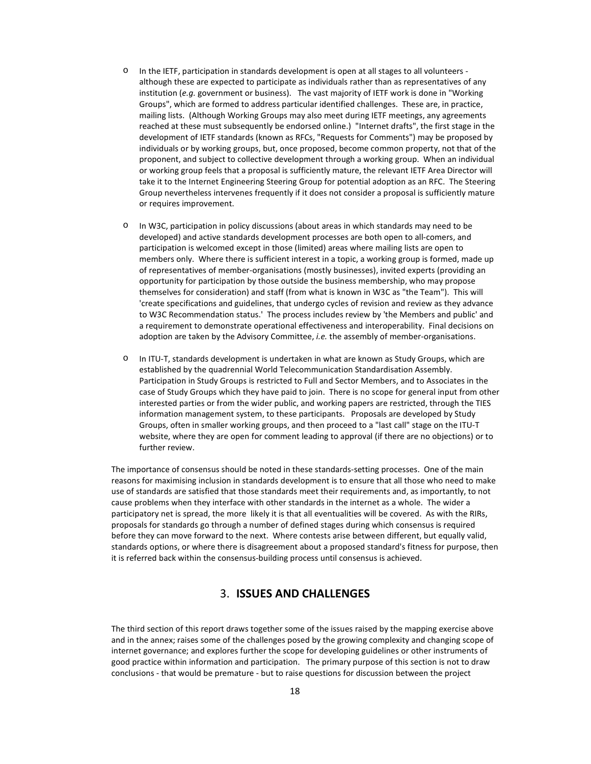- In the IETF, participation in standards development is open at all stages to all volunteers - although these are expected to participate as individuals rather than as representatives of any institution (*e.g.* government or business). The vast majority of IETF work is done in "Working Groups", which are formed to address particular identified challenges. These are, in practice, mailing lists. (Although Working Groups may also meet during IETF meetings, any agreements reached at these must subsequently be endorsed online.) "Internet drafts", the first stage in the development of IETF standards (known as RFCs, "Requests for Comments") may be proposed by individuals or by working groups, but, once proposed, become common property, not that of the proponent, and subject to collective development through a working group. When an individual or working group feels that a proposal is sufficiently mature, the relevant IETF Area Director will take it to the Internet Engineering Steering Group for potential adoption as an RFC. The Steering Group nevertheless intervenes frequently if it does not consider a proposal is sufficiently mature or requires improvement.

- In W3C, participation in policy discussions (about areas in which standards may need to be developed) and active standards development processes are both open to all-comers, and participation is welcomed except in those (limited) areas where mailing lists are open to members only. Where there is sufficient interest in a topic, a working group is formed, made up of representatives of member-organisations (mostly businesses), invited experts (providing an opportunity for participation by those outside the business membership, who may propose themselves for consideration) and staff (from what is known in W3C as "the Team"). This will 'create specifications and guidelines, that undergo cycles of revision and review as they advance to W3C Recommendation status.' The process includes review by 'the Members and public' and a requirement to demonstrate operational effectiveness and interoperability. Final decisions on adoption are taken by the Advisory Committee, *i.e.* the assembly of member-organisations.

- In ITU-T, standards development is undertaken in what are known as Study Groups, which are established by the quadrennial World Telecommunication Standardisation Assembly. Participation in Study Groups is restricted to Full and Sector Members, and to Associates in the case of Study Groups which they have paid to join. There is no scope for general input from other interested parties or from the wider public, and working papers are restricted, through the TIES information management system, to these participants. Proposals are developed by Study Groups, often in smaller working groups, and then proceed to a "last call" stage on the ITU-T website, where they are open for comment leading to approval (if there are no objections) or to further review.

The importance of consensus should be noted in these standards-setting processes. One of the main reasons for maximising inclusion in standards development is to ensure that all those who need to make use of standards are satisfied that those standards meet their requirements and, as importantly, to not cause problems when they interface with other standards in the internet as a whole. The wider a participatory net is spread, the more likely it is that all eventualities will be covered. As with the RIRs, proposals for standards go through a number of defined stages during which consensus is required before they can move forward to the next. Where contests arise between different, but equally valid, standards options, or where there is disagreement about a proposed standard's fitness for purpose, then it is referred back within the consensus-building process until consensus is achieved.

## 3. **ISSUES AND CHALLENGES**

The third section of this report draws together some of the issues raised by the mapping exercise above and in the annex; raises some of the challenges posed by the growing complexity and changing scope of internet governance; and explores further the scope for developing guidelines or other instruments of good practice within information and participation. The primary purpose of this section is not to draw conclusions - that would be premature - but to raise questions for discussion between the project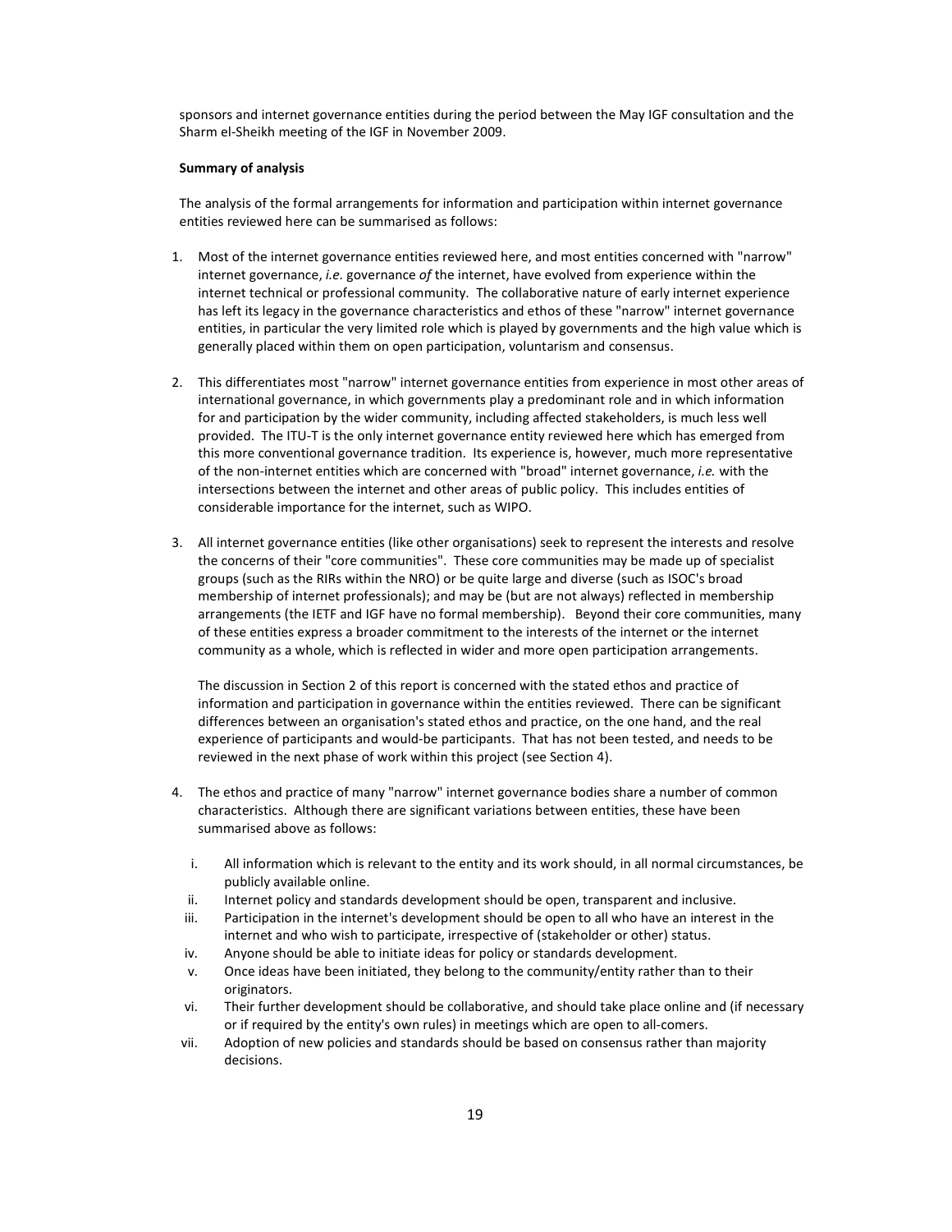sponsors and internet governance entities during the period between the May IGF consultation and the Sharm el-Sheikh meeting of the IGF in November 2009.

**Summary of analysis**

The analysis of the formal arrangements for information and participation within internet governance entities reviewed here can be summarised as follows:

1. Most of the internet governance entities reviewed here, and most entities concerned with "narrow" internet governance, *i.e.* governance *of* the internet, have evolved from experience within the internet technical or professional community. The collaborative nature of early internet experience has left its legacy in the governance characteristics and ethos of these "narrow" internet governance entities, in particular the very limited role which is played by governments and the high value which is generally placed within them on open participation, voluntarism and consensus.

2. This differentiates most "narrow" internet governance entities from experience in most other areas of international governance, in which governments play a predominant role and in which information for and participation by the wider community, including affected stakeholders, is much less well provided. The ITU-T is the only internet governance entity reviewed here which has emerged from this more conventional governance tradition. Its experience is, however, much more representative of the non-internet entities which are concerned with "broad" internet governance, *i.e.* with the intersections between the internet and other areas of public policy. This includes entities of considerable importance for the internet, such as WIPO.

3. All internet governance entities (like other organisations) seek to represent the interests and resolve the concerns of their "core communities". These core communities may be made up of specialist groups (such as the RIRs within the NRO) or be quite large and diverse (such as ISOC's broad membership of internet professionals); and may be (but are not always) reflected in membership arrangements (the IETF and IGF have no formal membership). Beyond their core communities, many of these entities express a broader commitment to the interests of the internet or the internet community as a whole, which is reflected in wider and more open participation arrangements.

   The discussion in Section 2 of this report is concerned with the stated ethos and practice of information and participation in governance within the entities reviewed. There can be significant differences between an organisation's stated ethos and practice, on the one hand, and the real experience of participants and would-be participants. That has not been tested, and needs to be reviewed in the next phase of work within this project (see Section 4).

4. The ethos and practice of many "narrow" internet governance bodies share a number of common characteristics. Although there are significant variations between entities, these have been summarised above as follows:

   i. All information which is relevant to the entity and its work should, in all normal circumstances, be publicly available online.
   ii. Internet policy and standards development should be open, transparent and inclusive.
   iii. Participation in the internet's development should be open to all who have an interest in the internet and who wish to participate, irrespective of (stakeholder or other) status.
   iv. Anyone should be able to initiate ideas for policy or standards development.
   v. Once ideas have been initiated, they belong to the community/entity rather than to their originators.
   vi. Their further development should be collaborative, and should take place online and (if necessary or if required by the entity's own rules) in meetings which are open to all-comers.
   vii. Adoption of new policies and standards should be based on consensus rather than majority decisions.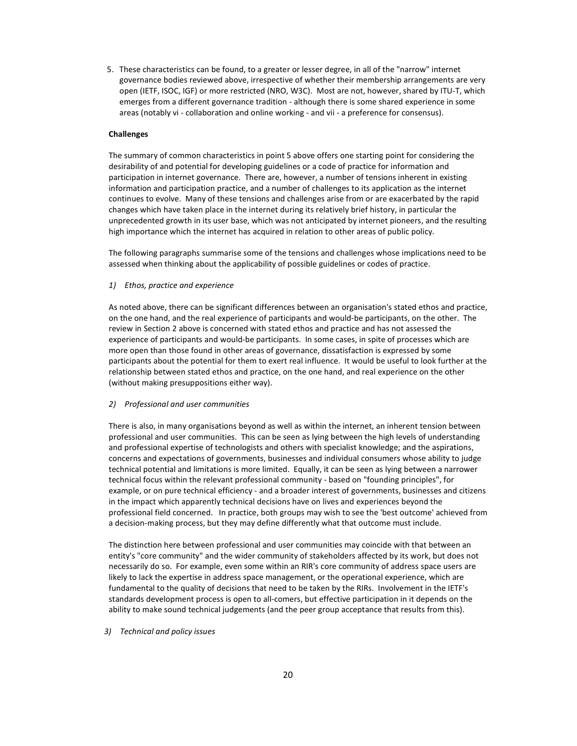5. These characteristics can be found, to a greater or lesser degree, in all of the "narrow" internet governance bodies reviewed above, irrespective of whether their membership arrangements are very open (IETF, ISOC, IGF) or more restricted (NRO, W3C). Most are not, however, shared by ITU-T, which emerges from a different governance tradition - although there is some shared experience in some areas (notably vi - collaboration and online working - and vii - a preference for consensus).

**Challenges**

The summary of common characteristics in point 5 above offers one starting point for considering the desirability of and potential for developing guidelines or a code of practice for information and participation in internet governance. There are, however, a number of tensions inherent in existing information and participation practice, and a number of challenges to its application as the internet continues to evolve. Many of these tensions and challenges arise from or are exacerbated by the rapid changes which have taken place in the internet during its relatively brief history, in particular the unprecedented growth in its user base, which was not anticipated by internet pioneers, and the resulting high importance which the internet has acquired in relation to other areas of public policy.

The following paragraphs summarise some of the tensions and challenges whose implications need to be assessed when thinking about the applicability of possible guidelines or codes of practice.

*1) Ethos, practice and experience*

As noted above, there can be significant differences between an organisation's stated ethos and practice, on the one hand, and the real experience of participants and would-be participants, on the other. The review in Section 2 above is concerned with stated ethos and practice and has not assessed the experience of participants and would-be participants. In some cases, in spite of processes which are more open than those found in other areas of governance, dissatisfaction is expressed by some participants about the potential for them to exert real influence. It would be useful to look further at the relationship between stated ethos and practice, on the one hand, and real experience on the other (without making presuppositions either way).

*2) Professional and user communities*

There is also, in many organisations beyond as well as within the internet, an inherent tension between professional and user communities. This can be seen as lying between the high levels of understanding and professional expertise of technologists and others with specialist knowledge; and the aspirations, concerns and expectations of governments, businesses and individual consumers whose ability to judge technical potential and limitations is more limited. Equally, it can be seen as lying between a narrower technical focus within the relevant professional community - based on "founding principles", for example, or on pure technical efficiency - and a broader interest of governments, businesses and citizens in the impact which apparently technical decisions have on lives and experiences beyond the professional field concerned. In practice, both groups may wish to see the 'best outcome' achieved from a decision-making process, but they may define differently what that outcome must include.

The distinction here between professional and user communities may coincide with that between an entity's "core community" and the wider community of stakeholders affected by its work, but does not necessarily do so. For example, even some within an RIR's core community of address space users are likely to lack the expertise in address space management, or the operational experience, which are fundamental to the quality of decisions that need to be taken by the RIRs. Involvement in the IETF's standards development process is open to all-comers, but effective participation in it depends on the ability to make sound technical judgements (and the peer group acceptance that results from this).

*3) Technical and policy issues*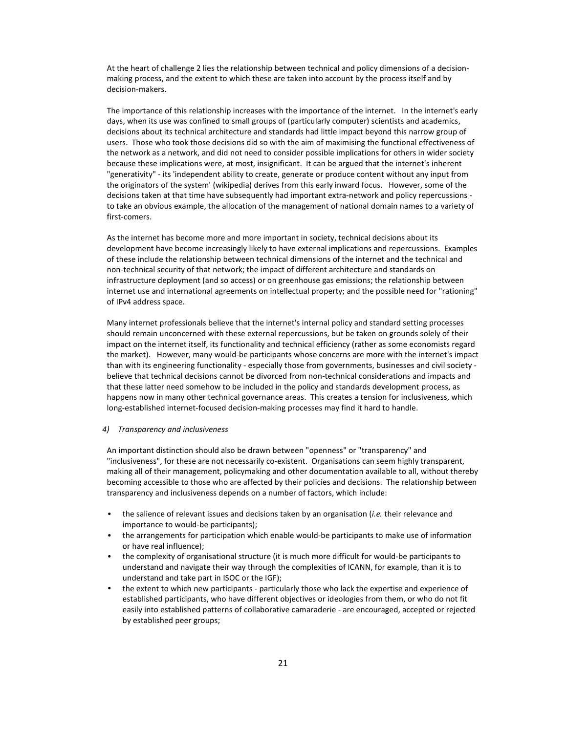At the heart of challenge 2 lies the relationship between technical and policy dimensions of a decision-making process, and the extent to which these are taken into account by the process itself and by decision-makers.

The importance of this relationship increases with the importance of the internet. In the internet's early days, when its use was confined to small groups of (particularly computer) scientists and academics, decisions about its technical architecture and standards had little impact beyond this narrow group of users. Those who took those decisions did so with the aim of maximising the functional effectiveness of the network as a network, and did not need to consider possible implications for others in wider society because these implications were, at most, insignificant. It can be argued that the internet's inherent "generativity" - its 'independent ability to create, generate or produce content without any input from the originators of the system' (wikipedia) derives from this early inward focus. However, some of the decisions taken at that time have subsequently had important extra-network and policy repercussions - to take an obvious example, the allocation of the management of national domain names to a variety of first-comers.

As the internet has become more and more important in society, technical decisions about its development have become increasingly likely to have external implications and repercussions. Examples of these include the relationship between technical dimensions of the internet and the technical and non-technical security of that network; the impact of different architecture and standards on infrastructure deployment (and so access) or on greenhouse gas emissions; the relationship between internet use and international agreements on intellectual property; and the possible need for "rationing" of IPv4 address space.

Many internet professionals believe that the internet's internal policy and standard setting processes should remain unconcerned with these external repercussions, but be taken on grounds solely of their impact on the internet itself, its functionality and technical efficiency (rather as some economists regard the market). However, many would-be participants whose concerns are more with the internet's impact than with its engineering functionality - especially those from governments, businesses and civil society - believe that technical decisions cannot be divorced from non-technical considerations and impacts and that these latter need somehow to be included in the policy and standards development process, as happens now in many other technical governance areas. This creates a tension for inclusiveness, which long-established internet-focused decision-making processes may find it hard to handle.

*4) Transparency and inclusiveness*

An important distinction should also be drawn between "openness" or "transparency" and "inclusiveness", for these are not necessarily co-existent. Organisations can seem highly transparent, making all of their management, policymaking and other documentation available to all, without thereby becoming accessible to those who are affected by their policies and decisions. The relationship between transparency and inclusiveness depends on a number of factors, which include:

- the salience of relevant issues and decisions taken by an organisation (*i.e.* their relevance and importance to would-be participants);
- the arrangements for participation which enable would-be participants to make use of information or have real influence);
- the complexity of organisational structure (it is much more difficult for would-be participants to understand and navigate their way through the complexities of ICANN, for example, than it is to understand and take part in ISOC or the IGF);
- the extent to which new participants - particularly those who lack the expertise and experience of established participants, who have different objectives or ideologies from them, or who do not fit easily into established patterns of collaborative camaraderie - are encouraged, accepted or rejected by established peer groups;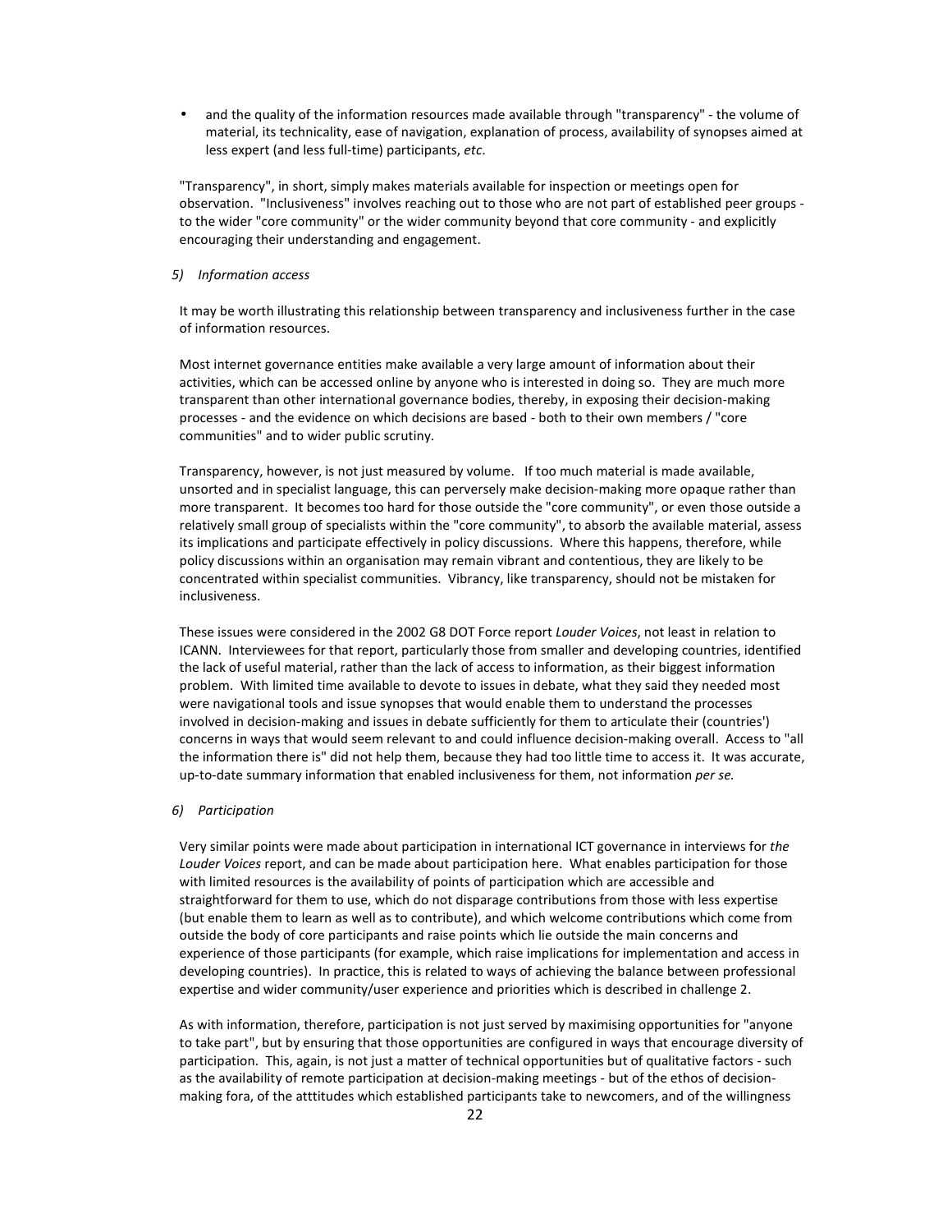- and the quality of the information resources made available through "transparency" - the volume of material, its technicality, ease of navigation, explanation of process, availability of synopses aimed at less expert (and less full-time) participants, *etc*.

"Transparency", in short, simply makes materials available for inspection or meetings open for observation. "Inclusiveness" involves reaching out to those who are not part of established peer groups - to the wider "core community" or the wider community beyond that core community - and explicitly encouraging their understanding and engagement.

*5) Information access*

It may be worth illustrating this relationship between transparency and inclusiveness further in the case of information resources.

Most internet governance entities make available a very large amount of information about their activities, which can be accessed online by anyone who is interested in doing so. They are much more transparent than other international governance bodies, thereby, in exposing their decision-making processes - and the evidence on which decisions are based - both to their own members / "core communities" and to wider public scrutiny.

Transparency, however, is not just measured by volume. If too much material is made available, unsorted and in specialist language, this can perversely make decision-making more opaque rather than more transparent. It becomes too hard for those outside the "core community", or even those outside a relatively small group of specialists within the "core community", to absorb the available material, assess its implications and participate effectively in policy discussions. Where this happens, therefore, while policy discussions within an organisation may remain vibrant and contentious, they are likely to be concentrated within specialist communities. Vibrancy, like transparency, should not be mistaken for inclusiveness.

These issues were considered in the 2002 G8 DOT Force report *Louder Voices*, not least in relation to ICANN. Interviewees for that report, particularly those from smaller and developing countries, identified the lack of useful material, rather than the lack of access to information, as their biggest information problem. With limited time available to devote to issues in debate, what they said they needed most were navigational tools and issue synopses that would enable them to understand the processes involved in decision-making and issues in debate sufficiently for them to articulate their (countries') concerns in ways that would seem relevant to and could influence decision-making overall. Access to "all the information there is" did not help them, because they had too little time to access it. It was accurate, up-to-date summary information that enabled inclusiveness for them, not information *per se.*

*6) Participation*

Very similar points were made about participation in international ICT governance in interviews for *the Louder Voices* report, and can be made about participation here. What enables participation for those with limited resources is the availability of points of participation which are accessible and straightforward for them to use, which do not disparage contributions from those with less expertise (but enable them to learn as well as to contribute), and which welcome contributions which come from outside the body of core participants and raise points which lie outside the main concerns and experience of those participants (for example, which raise implications for implementation and access in developing countries). In practice, this is related to ways of achieving the balance between professional expertise and wider community/user experience and priorities which is described in challenge 2.

As with information, therefore, participation is not just served by maximising opportunities for "anyone to take part", but by ensuring that those opportunities are configured in ways that encourage diversity of participation. This, again, is not just a matter of technical opportunities but of qualitative factors - such as the availability of remote participation at decision-making meetings - but of the ethos of decision-making fora, of the atttitudes which established participants take to newcomers, and of the willingness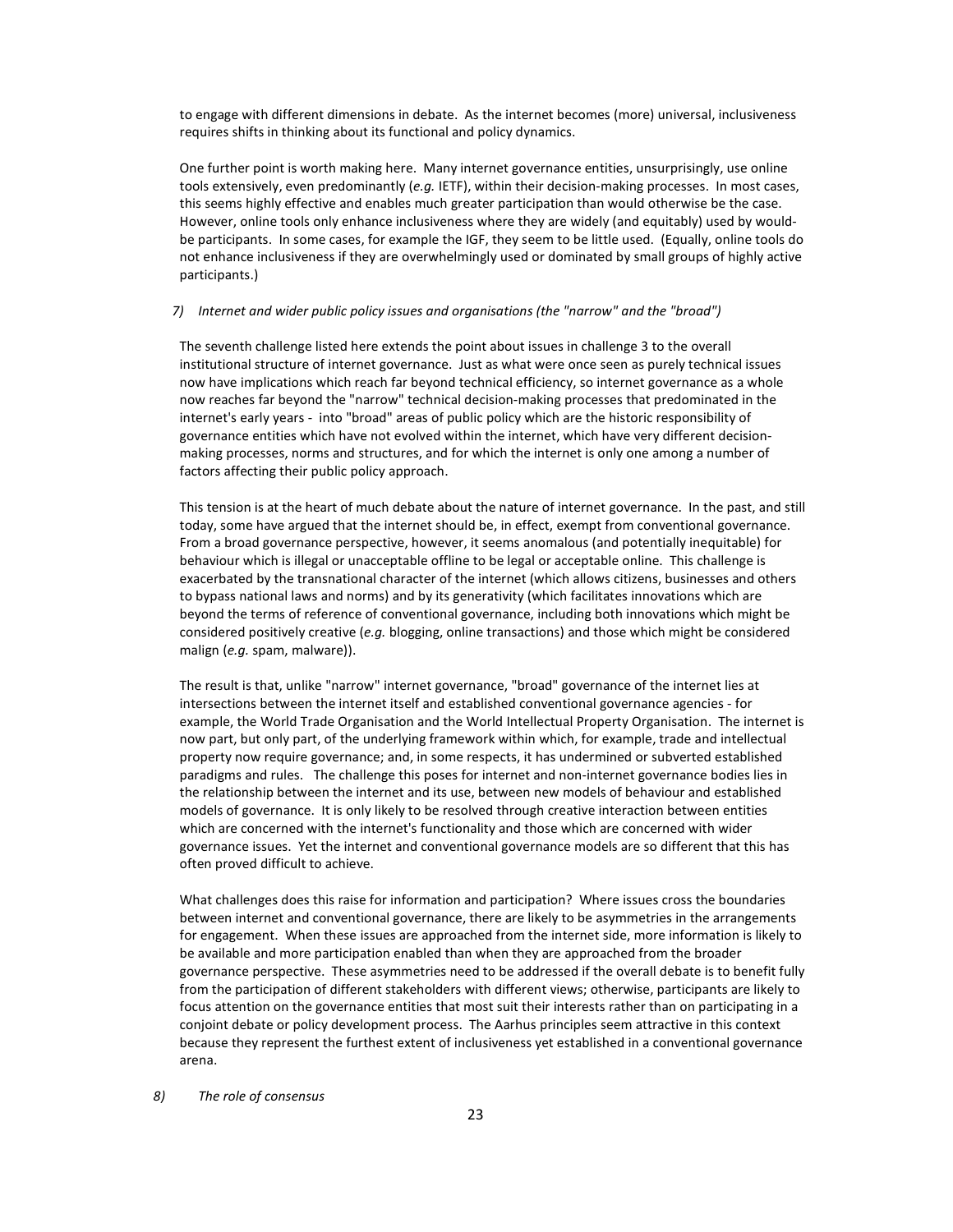to engage with different dimensions in debate. As the internet becomes (more) universal, inclusiveness requires shifts in thinking about its functional and policy dynamics.

One further point is worth making here. Many internet governance entities, unsurprisingly, use online tools extensively, even predominantly (*e.g.* IETF), within their decision-making processes. In most cases, this seems highly effective and enables much greater participation than would otherwise be the case. However, online tools only enhance inclusiveness where they are widely (and equitably) used by would-be participants. In some cases, for example the IGF, they seem to be little used. (Equally, online tools do not enhance inclusiveness if they are overwhelmingly used or dominated by small groups of highly active participants.)

*7) Internet and wider public policy issues and organisations (the "narrow" and the "broad")*

The seventh challenge listed here extends the point about issues in challenge 3 to the overall institutional structure of internet governance. Just as what were once seen as purely technical issues now have implications which reach far beyond technical efficiency, so internet governance as a whole now reaches far beyond the "narrow" technical decision-making processes that predominated in the internet's early years - into "broad" areas of public policy which are the historic responsibility of governance entities which have not evolved within the internet, which have very different decision-making processes, norms and structures, and for which the internet is only one among a number of factors affecting their public policy approach.

This tension is at the heart of much debate about the nature of internet governance. In the past, and still today, some have argued that the internet should be, in effect, exempt from conventional governance. From a broad governance perspective, however, it seems anomalous (and potentially inequitable) for behaviour which is illegal or unacceptable offline to be legal or acceptable online. This challenge is exacerbated by the transnational character of the internet (which allows citizens, businesses and others to bypass national laws and norms) and by its generativity (which facilitates innovations which are beyond the terms of reference of conventional governance, including both innovations which might be considered positively creative (*e.g.* blogging, online transactions) and those which might be considered malign (*e.g.* spam, malware)).

The result is that, unlike "narrow" internet governance, "broad" governance of the internet lies at intersections between the internet itself and established conventional governance agencies - for example, the World Trade Organisation and the World Intellectual Property Organisation. The internet is now part, but only part, of the underlying framework within which, for example, trade and intellectual property now require governance; and, in some respects, it has undermined or subverted established paradigms and rules. The challenge this poses for internet and non-internet governance bodies lies in the relationship between the internet and its use, between new models of behaviour and established models of governance. It is only likely to be resolved through creative interaction between entities which are concerned with the internet's functionality and those which are concerned with wider governance issues. Yet the internet and conventional governance models are so different that this has often proved difficult to achieve.

What challenges does this raise for information and participation? Where issues cross the boundaries between internet and conventional governance, there are likely to be asymmetries in the arrangements for engagement. When these issues are approached from the internet side, more information is likely to be available and more participation enabled than when they are approached from the broader governance perspective. These asymmetries need to be addressed if the overall debate is to benefit fully from the participation of different stakeholders with different views; otherwise, participants are likely to focus attention on the governance entities that most suit their interests rather than on participating in a conjoint debate or policy development process. The Aarhus principles seem attractive in this context because they represent the furthest extent of inclusiveness yet established in a conventional governance arena.

*8) The role of consensus*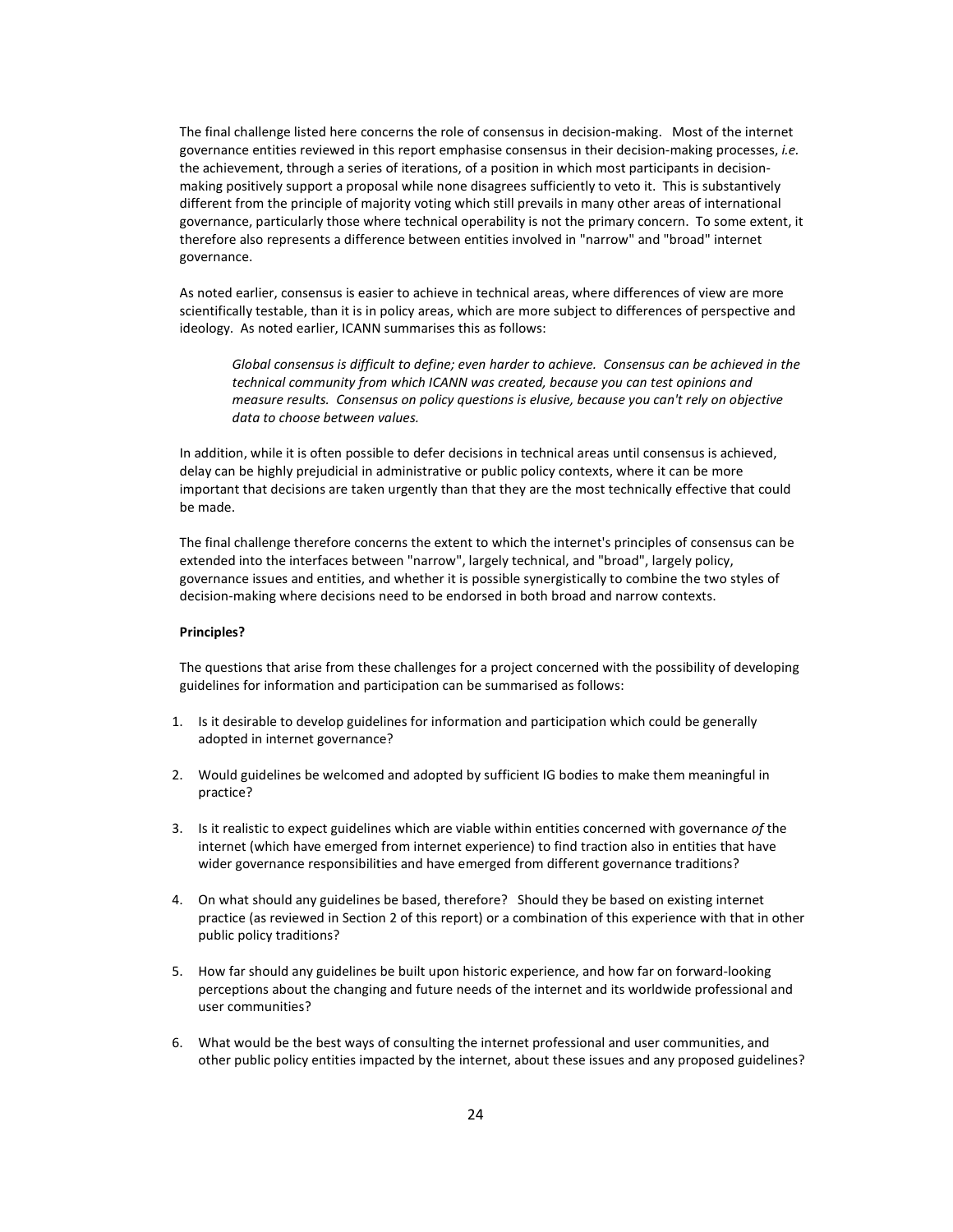The final challenge listed here concerns the role of consensus in decision-making. Most of the internet governance entities reviewed in this report emphasise consensus in their decision-making processes, *i.e.* the achievement, through a series of iterations, of a position in which most participants in decision-making positively support a proposal while none disagrees sufficiently to veto it. This is substantively different from the principle of majority voting which still prevails in many other areas of international governance, particularly those where technical operability is not the primary concern. To some extent, it therefore also represents a difference between entities involved in "narrow" and "broad" internet governance.

As noted earlier, consensus is easier to achieve in technical areas, where differences of view are more scientifically testable, than it is in policy areas, which are more subject to differences of perspective and ideology. As noted earlier, ICANN summarises this as follows:

> *Global consensus is difficult to define; even harder to achieve. Consensus can be achieved in the technical community from which ICANN was created, because you can test opinions and measure results. Consensus on policy questions is elusive, because you can't rely on objective data to choose between values.*

In addition, while it is often possible to defer decisions in technical areas until consensus is achieved, delay can be highly prejudicial in administrative or public policy contexts, where it can be more important that decisions are taken urgently than that they are the most technically effective that could be made.

The final challenge therefore concerns the extent to which the internet's principles of consensus can be extended into the interfaces between "narrow", largely technical, and "broad", largely policy, governance issues and entities, and whether it is possible synergistically to combine the two styles of decision-making where decisions need to be endorsed in both broad and narrow contexts.

**Principles?**

The questions that arise from these challenges for a project concerned with the possibility of developing guidelines for information and participation can be summarised as follows:

1. Is it desirable to develop guidelines for information and participation which could be generally adopted in internet governance?

2. Would guidelines be welcomed and adopted by sufficient IG bodies to make them meaningful in practice?

3. Is it realistic to expect guidelines which are viable within entities concerned with governance *of* the internet (which have emerged from internet experience) to find traction also in entities that have wider governance responsibilities and have emerged from different governance traditions?

4. On what should any guidelines be based, therefore? Should they be based on existing internet practice (as reviewed in Section 2 of this report) or a combination of this experience with that in other public policy traditions?

5. How far should any guidelines be built upon historic experience, and how far on forward-looking perceptions about the changing and future needs of the internet and its worldwide professional and user communities?

6. What would be the best ways of consulting the internet professional and user communities, and other public policy entities impacted by the internet, about these issues and any proposed guidelines?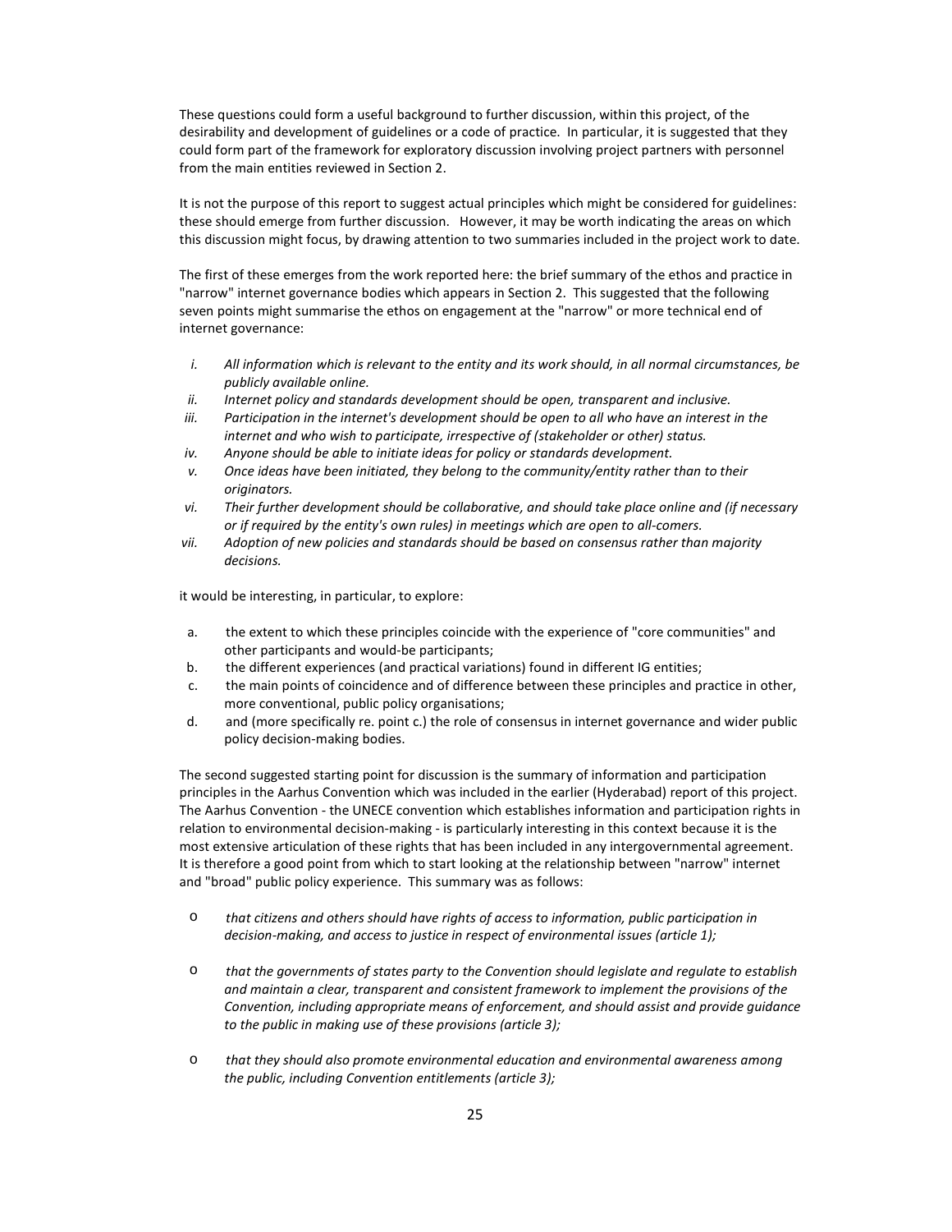These questions could form a useful background to further discussion, within this project, of the desirability and development of guidelines or a code of practice. In particular, it is suggested that they could form part of the framework for exploratory discussion involving project partners with personnel from the main entities reviewed in Section 2.

It is not the purpose of this report to suggest actual principles which might be considered for guidelines: these should emerge from further discussion. However, it may be worth indicating the areas on which this discussion might focus, by drawing attention to two summaries included in the project work to date.

The first of these emerges from the work reported here: the brief summary of the ethos and practice in "narrow" internet governance bodies which appears in Section 2. This suggested that the following seven points might summarise the ethos on engagement at the "narrow" or more technical end of internet governance:

i. *All information which is relevant to the entity and its work should, in all normal circumstances, be publicly available online.*
ii. *Internet policy and standards development should be open, transparent and inclusive.*
iii. *Participation in the internet's development should be open to all who have an interest in the internet and who wish to participate, irrespective of (stakeholder or other) status.*
iv. *Anyone should be able to initiate ideas for policy or standards development.*
v. *Once ideas have been initiated, they belong to the community/entity rather than to their originators.*
vi. *Their further development should be collaborative, and should take place online and (if necessary or if required by the entity's own rules) in meetings which are open to all-comers.*
vii. *Adoption of new policies and standards should be based on consensus rather than majority decisions.*

it would be interesting, in particular, to explore:

a. the extent to which these principles coincide with the experience of "core communities" and other participants and would-be participants;
b. the different experiences (and practical variations) found in different IG entities;
c. the main points of coincidence and of difference between these principles and practice in other, more conventional, public policy organisations;
d. and (more specifically re. point c.) the role of consensus in internet governance and wider public policy decision-making bodies.

The second suggested starting point for discussion is the summary of information and participation principles in the Aarhus Convention which was included in the earlier (Hyderabad) report of this project. The Aarhus Convention - the UNECE convention which establishes information and participation rights in relation to environmental decision-making - is particularly interesting in this context because it is the most extensive articulation of these rights that has been included in any intergovernmental agreement. It is therefore a good point from which to start looking at the relationship between "narrow" internet and "broad" public policy experience. This summary was as follows:

- *that citizens and others should have rights of access to information, public participation in decision-making, and access to justice in respect of environmental issues (article 1);*

- *that the governments of states party to the Convention should legislate and regulate to establish and maintain a clear, transparent and consistent framework to implement the provisions of the Convention, including appropriate means of enforcement, and should assist and provide guidance to the public in making use of these provisions (article 3);*

- *that they should also promote environmental education and environmental awareness among the public, including Convention entitlements (article 3);*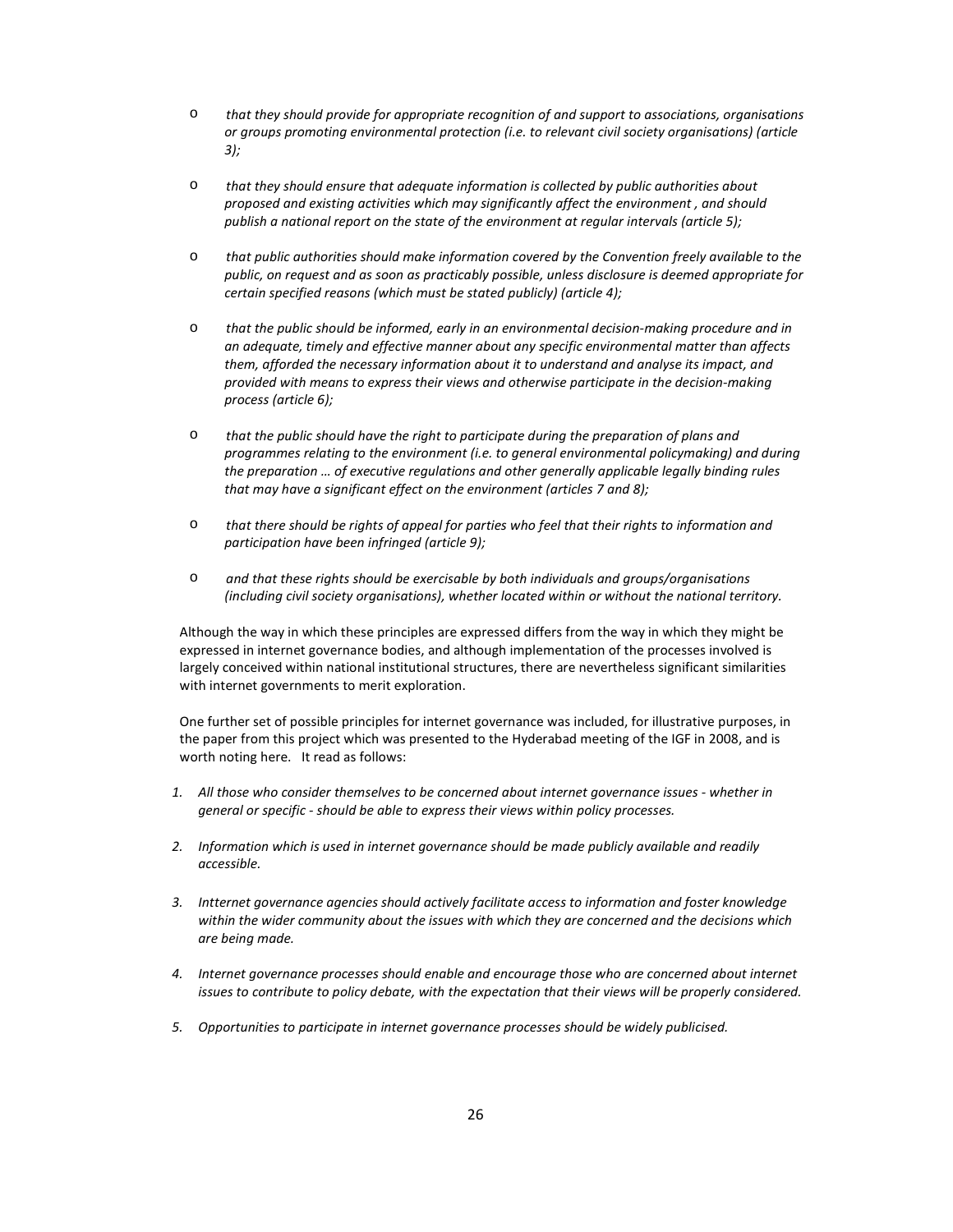- *that they should provide for appropriate recognition of and support to associations, organisations or groups promoting environmental protection (i.e. to relevant civil society organisations) (article 3);*

- *that they should ensure that adequate information is collected by public authorities about proposed and existing activities which may significantly affect the environment , and should publish a national report on the state of the environment at regular intervals (article 5);*

- *that public authorities should make information covered by the Convention freely available to the public, on request and as soon as practicably possible, unless disclosure is deemed appropriate for certain specified reasons (which must be stated publicly) (article 4);*

- *that the public should be informed, early in an environmental decision-making procedure and in an adequate, timely and effective manner about any specific environmental matter than affects them, afforded the necessary information about it to understand and analyse its impact, and provided with means to express their views and otherwise participate in the decision-making process (article 6);*

- *that the public should have the right to participate during the preparation of plans and programmes relating to the environment (i.e. to general environmental policymaking) and during the preparation … of executive regulations and other generally applicable legally binding rules that may have a significant effect on the environment (articles 7 and 8);*

- *that there should be rights of appeal for parties who feel that their rights to information and participation have been infringed (article 9);*

- *and that these rights should be exercisable by both individuals and groups/organisations (including civil society organisations), whether located within or without the national territory.*

Although the way in which these principles are expressed differs from the way in which they might be expressed in internet governance bodies, and although implementation of the processes involved is largely conceived within national institutional structures, there are nevertheless significant similarities with internet governments to merit exploration.

One further set of possible principles for internet governance was included, for illustrative purposes, in the paper from this project which was presented to the Hyderabad meeting of the IGF in 2008, and is worth noting here. It read as follows:

1. *All those who consider themselves to be concerned about internet governance issues - whether in general or specific - should be able to express their views within policy processes.*

2. *Information which is used in internet governance should be made publicly available and readily accessible.*

3. *Intternet governance agencies should actively facilitate access to information and foster knowledge within the wider community about the issues with which they are concerned and the decisions which are being made.*

4. *Internet governance processes should enable and encourage those who are concerned about internet issues to contribute to policy debate, with the expectation that their views will be properly considered.*

5. *Opportunities to participate in internet governance processes should be widely publicised.*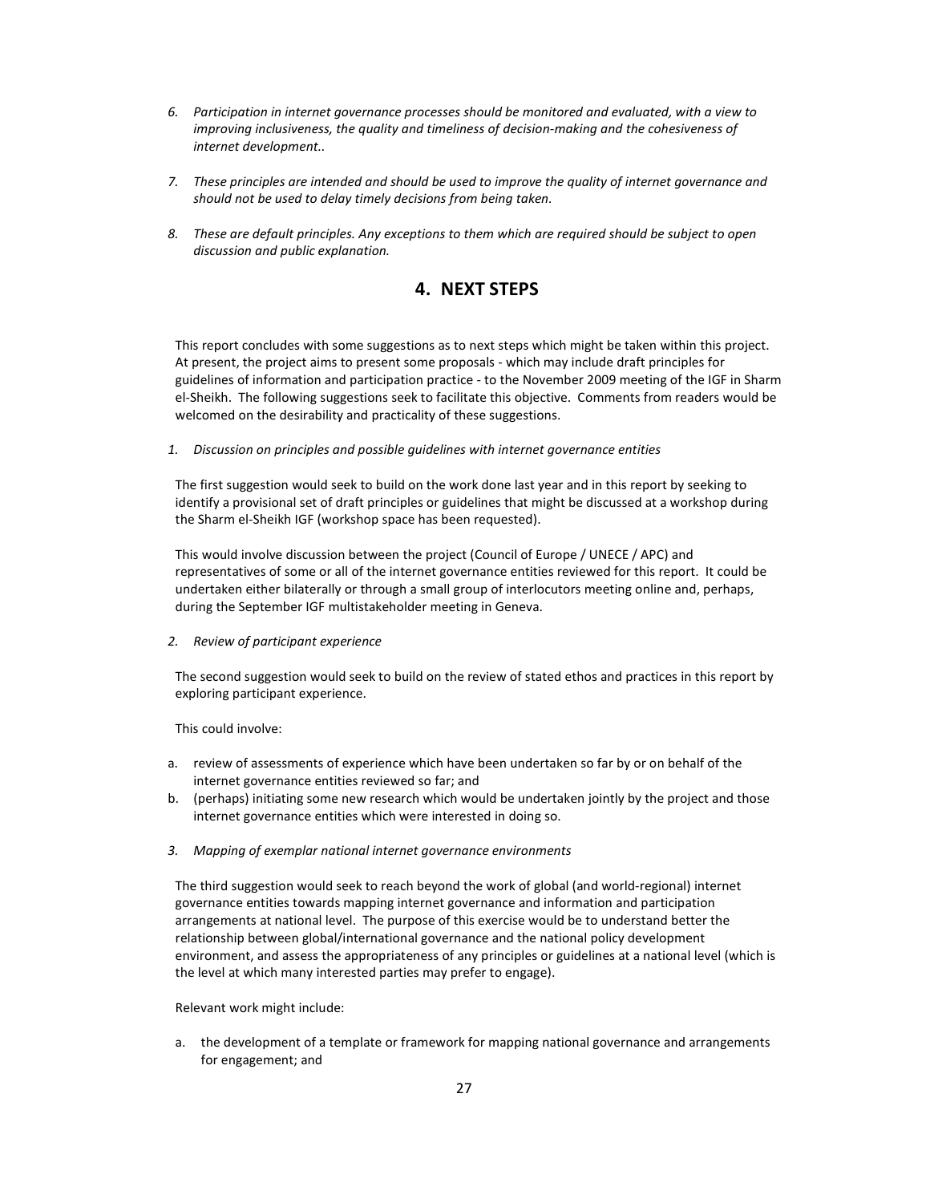6. *Participation in internet governance processes should be monitored and evaluated, with a view to improving inclusiveness, the quality and timeliness of decision-making and the cohesiveness of internet development..*

7. *These principles are intended and should be used to improve the quality of internet governance and should not be used to delay timely decisions from being taken.*

8. *These are default principles. Any exceptions to them which are required should be subject to open discussion and public explanation.*

## 4. NEXT STEPS

This report concludes with some suggestions as to next steps which might be taken within this project. At present, the project aims to present some proposals - which may include draft principles for guidelines of information and participation practice - to the November 2009 meeting of the IGF in Sharm el-Sheikh. The following suggestions seek to facilitate this objective. Comments from readers would be welcomed on the desirability and practicality of these suggestions.

1. *Discussion on principles and possible guidelines with internet governance entities*

The first suggestion would seek to build on the work done last year and in this report by seeking to identify a provisional set of draft principles or guidelines that might be discussed at a workshop during the Sharm el-Sheikh IGF (workshop space has been requested).

This would involve discussion between the project (Council of Europe / UNECE / APC) and representatives of some or all of the internet governance entities reviewed for this report. It could be undertaken either bilaterally or through a small group of interlocutors meeting online and, perhaps, during the September IGF multistakeholder meeting in Geneva.

2. *Review of participant experience*

The second suggestion would seek to build on the review of stated ethos and practices in this report by exploring participant experience.

This could involve:

a. review of assessments of experience which have been undertaken so far by or on behalf of the internet governance entities reviewed so far; and
b. (perhaps) initiating some new research which would be undertaken jointly by the project and those internet governance entities which were interested in doing so.

3. *Mapping of exemplar national internet governance environments*

The third suggestion would seek to reach beyond the work of global (and world-regional) internet governance entities towards mapping internet governance and information and participation arrangements at national level. The purpose of this exercise would be to understand better the relationship between global/international governance and the national policy development environment, and assess the appropriateness of any principles or guidelines at a national level (which is the level at which many interested parties may prefer to engage).

Relevant work might include:

a. the development of a template or framework for mapping national governance and arrangements for engagement; and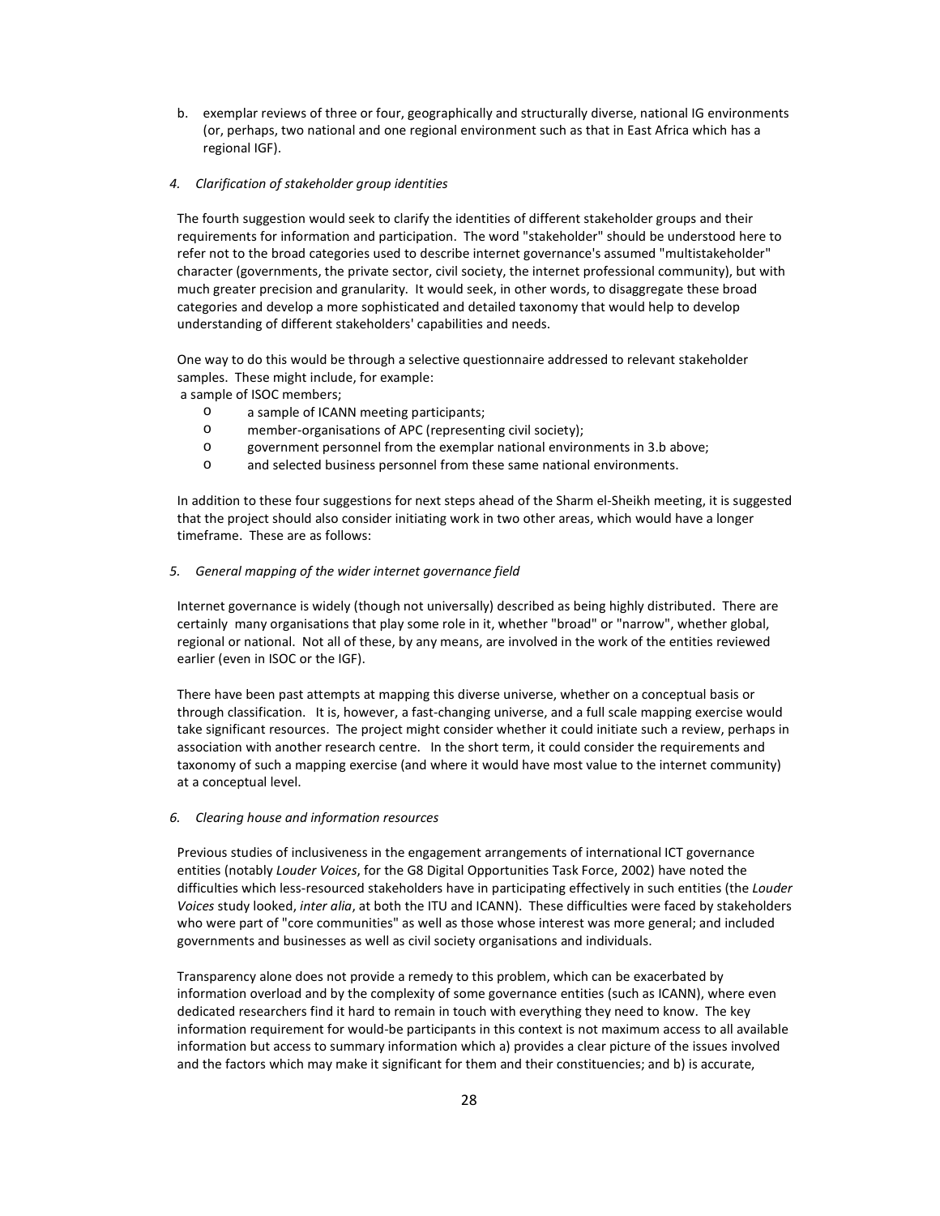b. exemplar reviews of three or four, geographically and structurally diverse, national IG environments (or, perhaps, two national and one regional environment such as that in East Africa which has a regional IGF).

*4. Clarification of stakeholder group identities*

The fourth suggestion would seek to clarify the identities of different stakeholder groups and their requirements for information and participation. The word "stakeholder" should be understood here to refer not to the broad categories used to describe internet governance's assumed "multistakeholder" character (governments, the private sector, civil society, the internet professional community), but with much greater precision and granularity. It would seek, in other words, to disaggregate these broad categories and develop a more sophisticated and detailed taxonomy that would help to develop understanding of different stakeholders' capabilities and needs.

One way to do this would be through a selective questionnaire addressed to relevant stakeholder samples. These might include, for example:
a sample of ISOC members;

- a sample of ICANN meeting participants;
- member-organisations of APC (representing civil society);
- government personnel from the exemplar national environments in 3.b above;
- and selected business personnel from these same national environments.

In addition to these four suggestions for next steps ahead of the Sharm el-Sheikh meeting, it is suggested that the project should also consider initiating work in two other areas, which would have a longer timeframe. These are as follows:

*5. General mapping of the wider internet governance field*

Internet governance is widely (though not universally) described as being highly distributed. There are certainly many organisations that play some role in it, whether "broad" or "narrow", whether global, regional or national. Not all of these, by any means, are involved in the work of the entities reviewed earlier (even in ISOC or the IGF).

There have been past attempts at mapping this diverse universe, whether on a conceptual basis or through classification. It is, however, a fast-changing universe, and a full scale mapping exercise would take significant resources. The project might consider whether it could initiate such a review, perhaps in association with another research centre. In the short term, it could consider the requirements and taxonomy of such a mapping exercise (and where it would have most value to the internet community) at a conceptual level.

*6. Clearing house and information resources*

Previous studies of inclusiveness in the engagement arrangements of international ICT governance entities (notably *Louder Voices*, for the G8 Digital Opportunities Task Force, 2002) have noted the difficulties which less-resourced stakeholders have in participating effectively in such entities (the *Louder Voices* study looked, *inter alia*, at both the ITU and ICANN). These difficulties were faced by stakeholders who were part of "core communities" as well as those whose interest was more general; and included governments and businesses as well as civil society organisations and individuals.

Transparency alone does not provide a remedy to this problem, which can be exacerbated by information overload and by the complexity of some governance entities (such as ICANN), where even dedicated researchers find it hard to remain in touch with everything they need to know. The key information requirement for would-be participants in this context is not maximum access to all available information but access to summary information which a) provides a clear picture of the issues involved and the factors which may make it significant for them and their constituencies; and b) is accurate,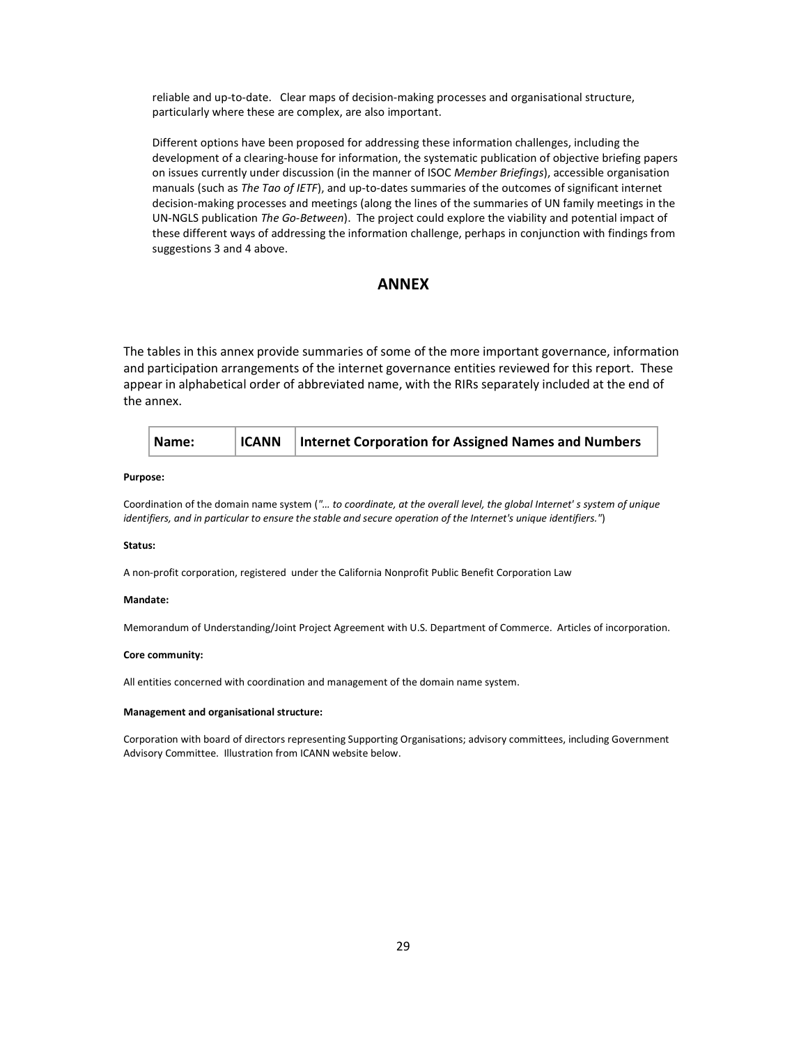reliable and up-to-date. Clear maps of decision-making processes and organisational structure, particularly where these are complex, are also important.

Different options have been proposed for addressing these information challenges, including the development of a clearing-house for information, the systematic publication of objective briefing papers on issues currently under discussion (in the manner of ISOC *Member Briefings*), accessible organisation manuals (such as *The Tao of IETF*), and up-to-dates summaries of the outcomes of significant internet decision-making processes and meetings (along the lines of the summaries of UN family meetings in the UN-NGLS publication *The Go-Between*). The project could explore the viability and potential impact of these different ways of addressing the information challenge, perhaps in conjunction with findings from suggestions 3 and 4 above.

# ANNEX

The tables in this annex provide summaries of some of the more important governance, information and participation arrangements of the internet governance entities reviewed for this report. These appear in alphabetical order of abbreviated name, with the RIRs separately included at the end of the annex.

| Name: | ICANN | Internet Corporation for Assigned Names and Numbers |
|---|---|---|

**Purpose:**

Coordination of the domain name system ("*… to coordinate, at the overall level, the global Internet' s system of unique identifiers, and in particular to ensure the stable and secure operation of the Internet's unique identifiers.*")

**Status:**

A non-profit corporation, registered under the California Nonprofit Public Benefit Corporation Law

**Mandate:**

Memorandum of Understanding/Joint Project Agreement with U.S. Department of Commerce. Articles of incorporation.

**Core community:**

All entities concerned with coordination and management of the domain name system.

**Management and organisational structure:**

Corporation with board of directors representing Supporting Organisations; advisory committees, including Government Advisory Committee. Illustration from ICANN website below.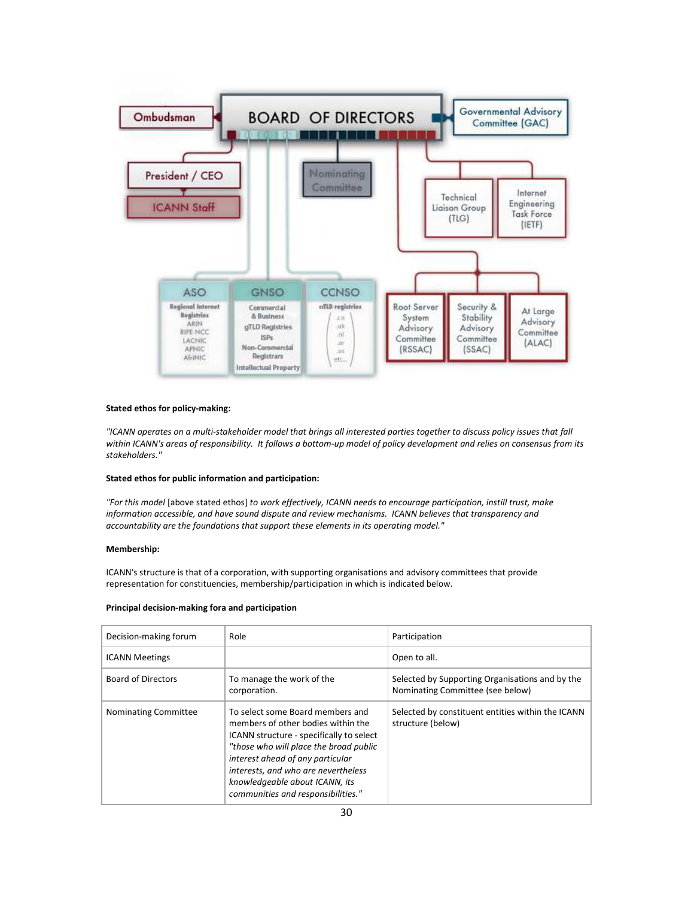**Stated ethos for policy-making:**

*"ICANN operates on a multi-stakeholder model that brings all interested parties together to discuss policy issues that fall within ICANN's areas of responsibility. It follows a bottom-up model of policy development and relies on consensus from its stakeholders."*

**Stated ethos for public information and participation:**

*"For this model* [above stated ethos] *to work effectively, ICANN needs to encourage participation, instill trust, make information accessible, and have sound dispute and review mechanisms. ICANN believes that transparency and accountability are the foundations that support these elements in its operating model."*

**Membership:**

ICANN's structure is that of a corporation, with supporting organisations and advisory committees that provide representation for constituencies, membership/participation in which is indicated below.

**Principal decision-making fora and participation**

| Decision-making forum | Role | Participation |
|---|---|---|
| ICANN Meetings | | Open to all. |
| Board of Directors | To manage the work of the corporation. | Selected by Supporting Organisations and by the Nominating Committee (see below) |
| Nominating Committee | To select some Board members and members of other bodies within the ICANN structure - specifically to select *"those who will place the broad public interest ahead of any particular interests, and who are nevertheless knowledgeable about ICANN, its communities and responsibilities."* | Selected by constituent entities within the ICANN structure (below) |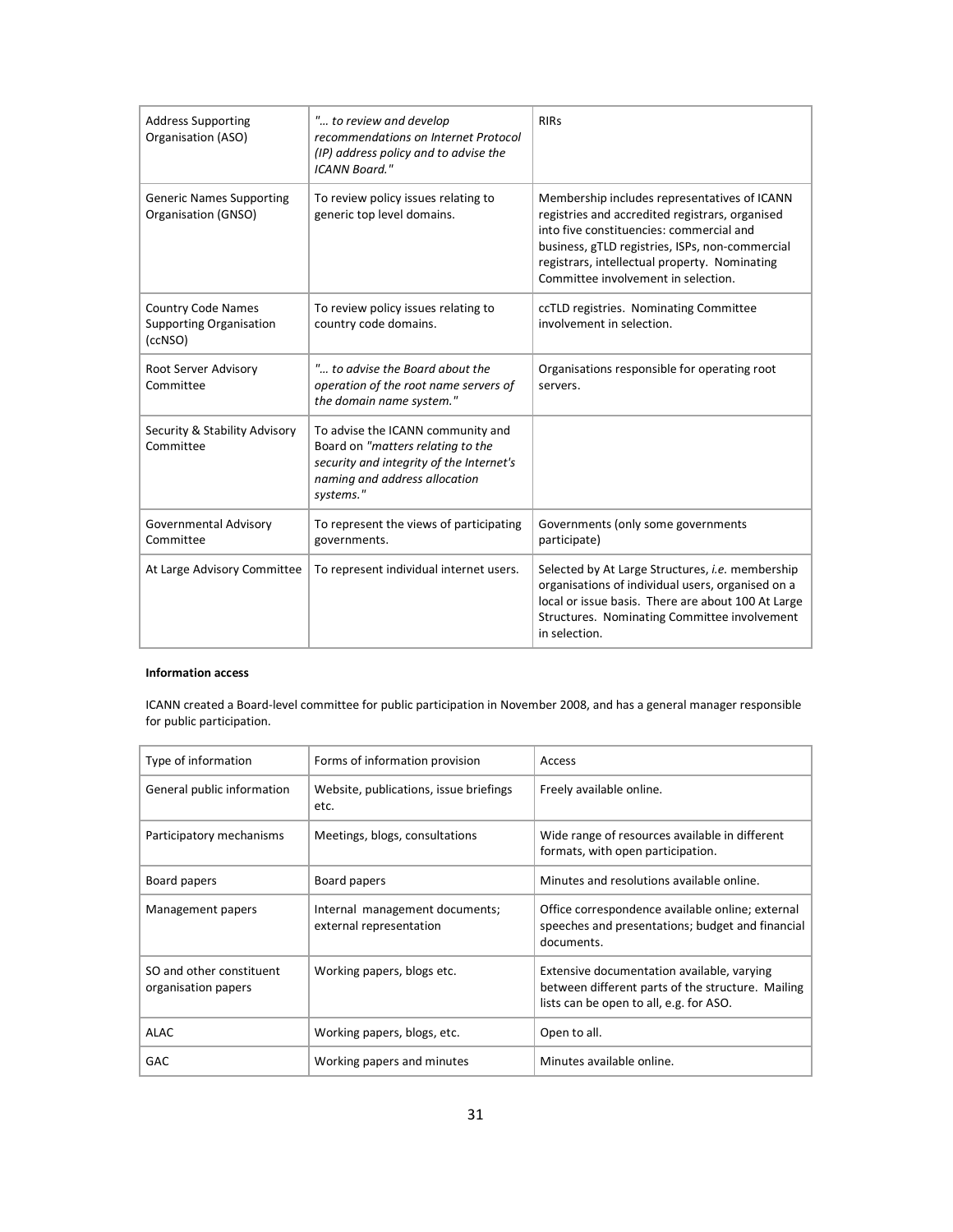| Address Supporting Organisation (ASO) | *"… to review and develop recommendations on Internet Protocol (IP) address policy and to advise the ICANN Board."* | RIRs |
|---|---|---|
| Generic Names Supporting Organisation (GNSO) | To review policy issues relating to generic top level domains. | Membership includes representatives of ICANN registries and accredited registrars, organised into five constituencies: commercial and business, gTLD registries, ISPs, non-commercial registrars, intellectual property. Nominating Committee involvement in selection. |
| Country Code Names Supporting Organisation (ccNSO) | To review policy issues relating to country code domains. | ccTLD registries. Nominating Committee involvement in selection. |
| Root Server Advisory Committee | *"… to advise the Board about the operation of the root name servers of the domain name system."* | Organisations responsible for operating root servers. |
| Security & Stability Advisory Committee | To advise the ICANN community and Board on *"matters relating to the security and integrity of the Internet's naming and address allocation systems."* | |
| Governmental Advisory Committee | To represent the views of participating governments. | Governments (only some governments participate) |
| At Large Advisory Committee | To represent individual internet users. | Selected by At Large Structures, *i.e.* membership organisations of individual users, organised on a local or issue basis. There are about 100 At Large Structures. Nominating Committee involvement in selection. |

**Information access**

ICANN created a Board-level committee for public participation in November 2008, and has a general manager responsible for public participation.

| Type of information | Forms of information provision | Access |
|---|---|---|
| General public information | Website, publications, issue briefings etc. | Freely available online. |
| Participatory mechanisms | Meetings, blogs, consultations | Wide range of resources available in different formats, with open participation. |
| Board papers | Board papers | Minutes and resolutions available online. |
| Management papers | Internal management documents; external representation | Office correspondence available online; external speeches and presentations; budget and financial documents. |
| SO and other constituent organisation papers | Working papers, blogs etc. | Extensive documentation available, varying between different parts of the structure. Mailing lists can be open to all, e.g. for ASO. |
| ALAC | Working papers, blogs, etc. | Open to all. |
| GAC | Working papers and minutes | Minutes available online. |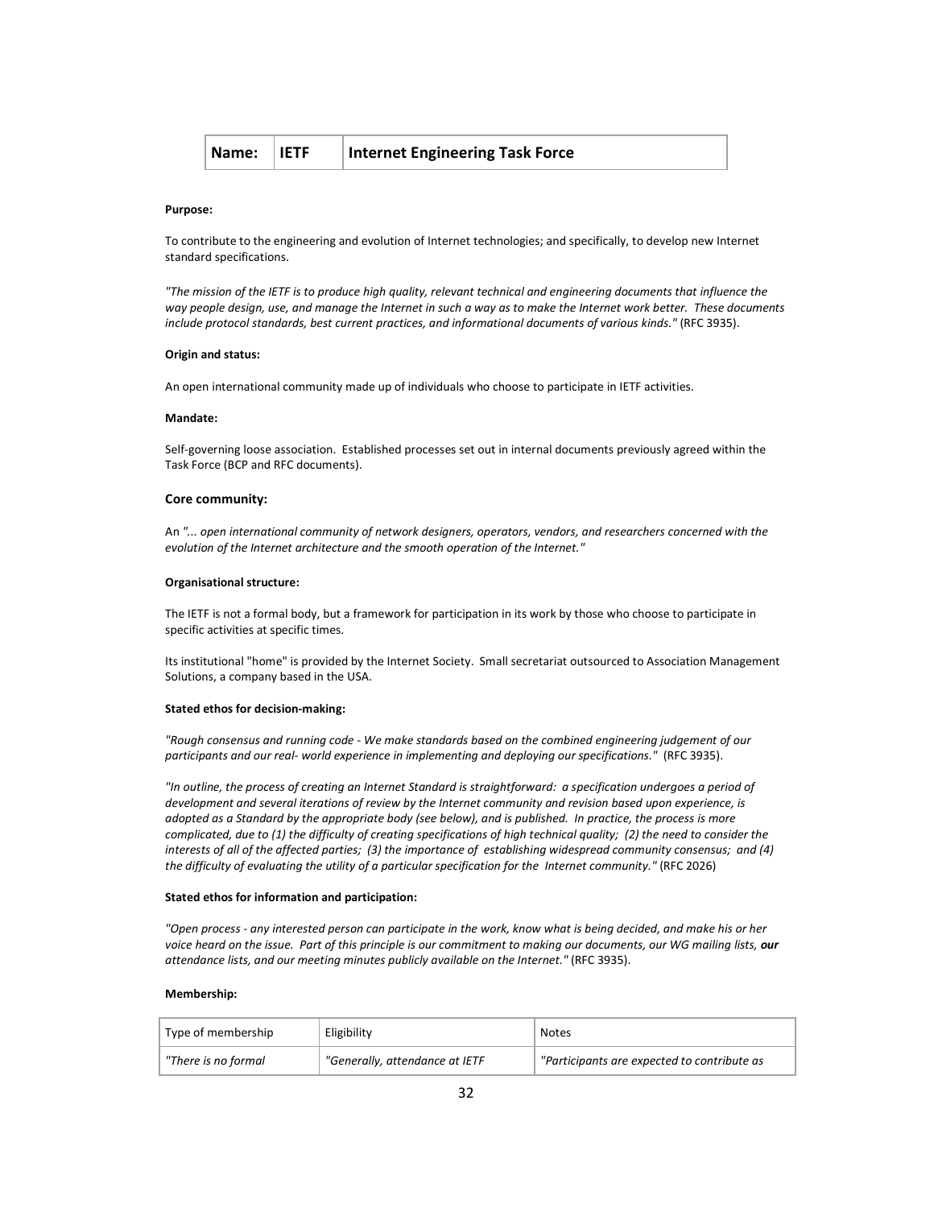| Name: | IETF | Internet Engineering Task Force |
|---|---|---|

**Purpose:**

To contribute to the engineering and evolution of Internet technologies; and specifically, to develop new Internet standard specifications.

*"The mission of the IETF is to produce high quality, relevant technical and engineering documents that influence the way people design, use, and manage the Internet in such a way as to make the Internet work better. These documents include protocol standards, best current practices, and informational documents of various kinds."* (RFC 3935).

**Origin and status:**

An open international community made up of individuals who choose to participate in IETF activities.

**Mandate:**

Self-governing loose association. Established processes set out in internal documents previously agreed within the Task Force (BCP and RFC documents).

**Core community:**

An *"... open international community of network designers, operators, vendors, and researchers concerned with the evolution of the Internet architecture and the smooth operation of the Internet."*

**Organisational structure:**

The IETF is not a formal body, but a framework for participation in its work by those who choose to participate in specific activities at specific times.

Its institutional "home" is provided by the Internet Society. Small secretariat outsourced to Association Management Solutions, a company based in the USA.

**Stated ethos for decision-making:**

*"Rough consensus and running code - We make standards based on the combined engineering judgement of our participants and our real- world experience in implementing and deploying our specifications."* (RFC 3935).

*"In outline, the process of creating an Internet Standard is straightforward: a specification undergoes a period of development and several iterations of review by the Internet community and revision based upon experience, is adopted as a Standard by the appropriate body (see below), and is published. In practice, the process is more complicated, due to (1) the difficulty of creating specifications of high technical quality; (2) the need to consider the interests of all of the affected parties; (3) the importance of establishing widespread community consensus; and (4) the difficulty of evaluating the utility of a particular specification for the Internet community."* (RFC 2026)

**Stated ethos for information and participation:**

*"Open process - any interested person can participate in the work, know what is being decided, and make his or her voice heard on the issue. Part of this principle is our commitment to making our documents, our WG mailing lists,* ***our*** *attendance lists, and our meeting minutes publicly available on the Internet."* (RFC 3935).

**Membership:**

| Type of membership | Eligibility | Notes |
|---|---|---|
| *"There is no formal* | *"Generally, attendance at IETF* | *"Participants are expected to contribute as* |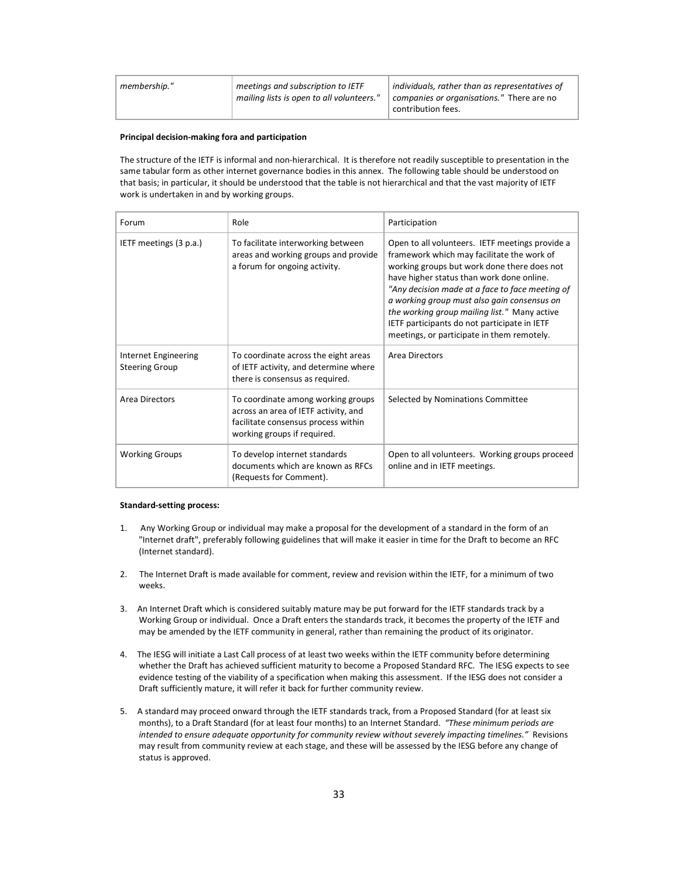| *membership."* | *meetings and subscription to IETF mailing lists is open to all volunteers."* | *individuals, rather than as representatives of companies or organisations."* There are no contribution fees. |
|---|---|---|

**Principal decision-making fora and participation**

The structure of the IETF is informal and non-hierarchical. It is therefore not readily susceptible to presentation in the same tabular form as other internet governance bodies in this annex. The following table should be understood on that basis; in particular, it should be understood that the table is not hierarchical and that the vast majority of IETF work is undertaken in and by working groups.

| Forum | Role | Participation |
|---|---|---|
| IETF meetings (3 p.a.) | To facilitate interworking between areas and working groups and provide a forum for ongoing activity. | Open to all volunteers. IETF meetings provide a framework which may facilitate the work of working groups but work done there does not have higher status than work done online. *"Any decision made at a face to face meeting of a working group must also gain consensus on the working group mailing list."* Many active IETF participants do not participate in IETF meetings, or participate in them remotely. |
| Internet Engineering Steering Group | To coordinate across the eight areas of IETF activity, and determine where there is consensus as required. | Area Directors |
| Area Directors | To coordinate among working groups across an area of IETF activity, and facilitate consensus process within working groups if required. | Selected by Nominations Committee |
| Working Groups | To develop internet standards documents which are known as RFCs (Requests for Comment). | Open to all volunteers. Working groups proceed online and in IETF meetings. |

**Standard-setting process:**

1. Any Working Group or individual may make a proposal for the development of a standard in the form of an "Internet draft", preferably following guidelines that will make it easier in time for the Draft to become an RFC (Internet standard).

2. The Internet Draft is made available for comment, review and revision within the IETF, for a minimum of two weeks.

3. An Internet Draft which is considered suitably mature may be put forward for the IETF standards track by a Working Group or individual. Once a Draft enters the standards track, it becomes the property of the IETF and may be amended by the IETF community in general, rather than remaining the product of its originator.

4. The IESG will initiate a Last Call process of at least two weeks within the IETF community before determining whether the Draft has achieved sufficient maturity to become a Proposed Standard RFC. The IESG expects to see evidence testing of the viability of a specification when making this assessment. If the IESG does not consider a Draft sufficiently mature, it will refer it back for further community review.

5. A standard may proceed onward through the IETF standards track, from a Proposed Standard (for at least six months), to a Draft Standard (for at least four months) to an Internet Standard. *"These minimum periods are intended to ensure adequate opportunity for community review without severely impacting timelines."* Revisions may result from community review at each stage, and these will be assessed by the IESG before any change of status is approved.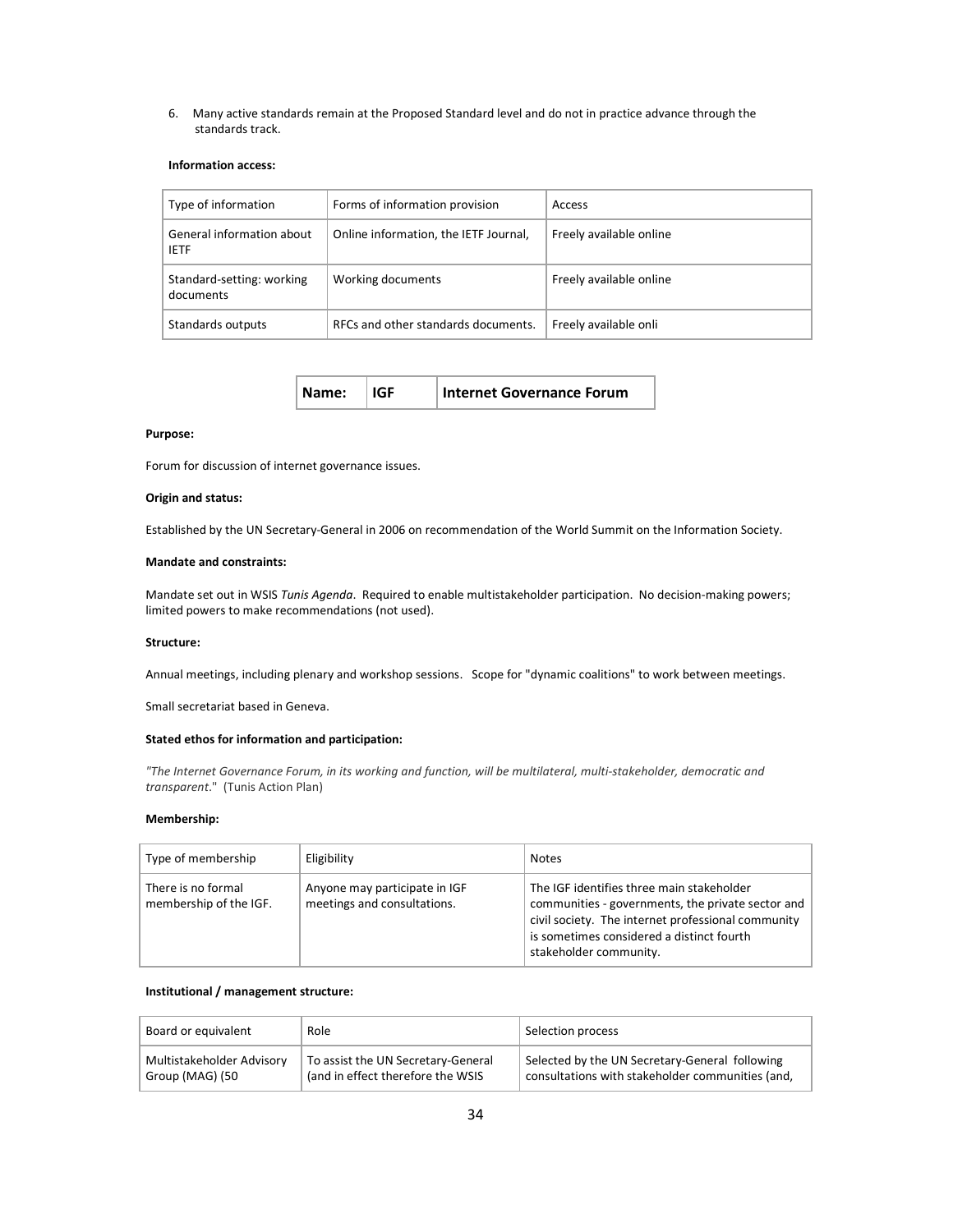6. Many active standards remain at the Proposed Standard level and do not in practice advance through the standards track.

**Information access:**

| Type of information | Forms of information provision | Access |
|---|---|---|
| General information about IETF | Online information, the IETF Journal, | Freely available online |
| Standard-setting: working documents | Working documents | Freely available online |
| Standards outputs | RFCs and other standards documents. | Freely available onli |

| Name: | IGF | Internet Governance Forum |
|---|---|---|

**Purpose:**

Forum for discussion of internet governance issues.

**Origin and status:**

Established by the UN Secretary-General in 2006 on recommendation of the World Summit on the Information Society.

**Mandate and constraints:**

Mandate set out in WSIS *Tunis Agenda*. Required to enable multistakeholder participation. No decision-making powers; limited powers to make recommendations (not used).

**Structure:**

Annual meetings, including plenary and workshop sessions. Scope for "dynamic coalitions" to work between meetings.

Small secretariat based in Geneva.

**Stated ethos for information and participation:**

*"The Internet Governance Forum, in its working and function, will be multilateral, multi-stakeholder, democratic and transparent*." (Tunis Action Plan)

**Membership:**

| Type of membership | Eligibility | Notes |
|---|---|---|
| There is no formal membership of the IGF. | Anyone may participate in IGF meetings and consultations. | The IGF identifies three main stakeholder communities - governments, the private sector and civil society. The internet professional community is sometimes considered a distinct fourth stakeholder community. |

**Institutional / management structure:**

| Board or equivalent | Role | Selection process |
|---|---|---|
| Multistakeholder Advisory Group (MAG) (50 | To assist the UN Secretary-General (and in effect therefore the WSIS | Selected by the UN Secretary-General following consultations with stakeholder communities (and, |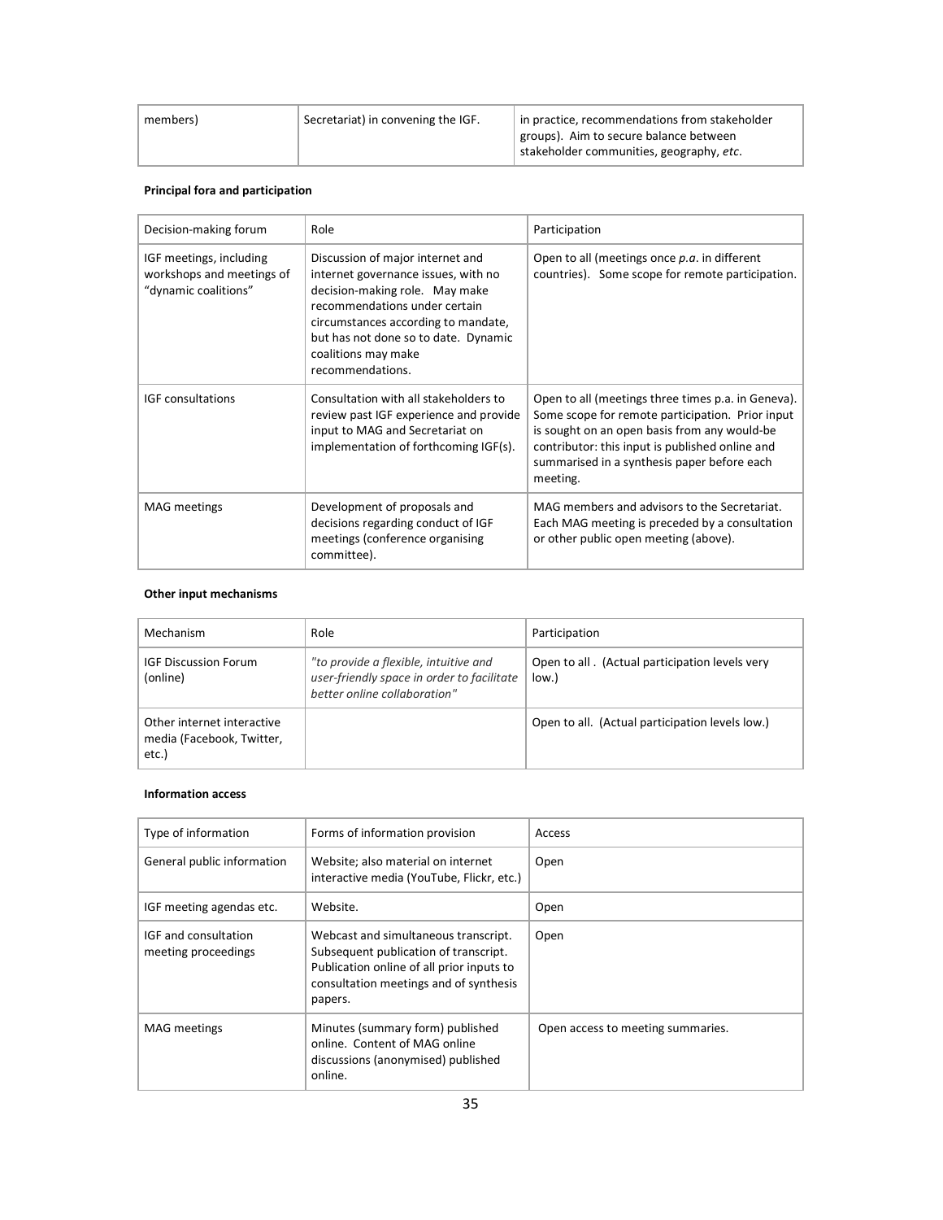| members) | Secretariat) in convening the IGF. | in practice, recommendations from stakeholder groups). Aim to secure balance between stakeholder communities, geography, *etc.* |
|---|---|---|

**Principal fora and participation**

| Decision-making forum | Role | Participation |
|---|---|---|
| IGF meetings, including workshops and meetings of "dynamic coalitions" | Discussion of major internet and internet governance issues, with no decision-making role. May make recommendations under certain circumstances according to mandate, but has not done so to date. Dynamic coalitions may make recommendations. | Open to all (meetings once *p.a.* in different countries). Some scope for remote participation. |
| IGF consultations | Consultation with all stakeholders to review past IGF experience and provide input to MAG and Secretariat on implementation of forthcoming IGF(s). | Open to all (meetings three times p.a. in Geneva). Some scope for remote participation. Prior input is sought on an open basis from any would-be contributor: this input is published online and summarised in a synthesis paper before each meeting. |
| MAG meetings | Development of proposals and decisions regarding conduct of IGF meetings (conference organising committee). | MAG members and advisors to the Secretariat. Each MAG meeting is preceded by a consultation or other public open meeting (above). |

**Other input mechanisms**

| Mechanism | Role | Participation |
|---|---|---|
| IGF Discussion Forum (online) | *"to provide a flexible, intuitive and user-friendly space in order to facilitate better online collaboration"* | Open to all . (Actual participation levels very low.) |
| Other internet interactive media (Facebook, Twitter, etc.) | | Open to all. (Actual participation levels low.) |

**Information access**

| Type of information | Forms of information provision | Access |
|---|---|---|
| General public information | Website; also material on internet interactive media (YouTube, Flickr, etc.) | Open |
| IGF meeting agendas etc. | Website. | Open |
| IGF and consultation meeting proceedings | Webcast and simultaneous transcript. Subsequent publication of transcript. Publication online of all prior inputs to consultation meetings and of synthesis papers. | Open |
| MAG meetings | Minutes (summary form) published online. Content of MAG online discussions (anonymised) published online. | Open access to meeting summaries. |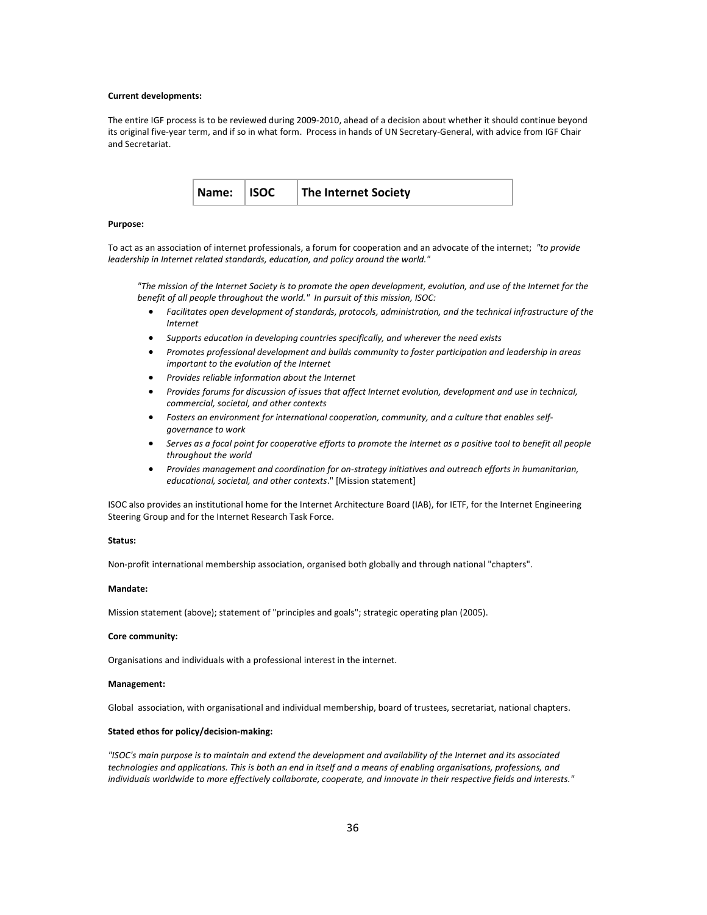**Current developments:**

The entire IGF process is to be reviewed during 2009-2010, ahead of a decision about whether it should continue beyond its original five-year term, and if so in what form. Process in hands of UN Secretary-General, with advice from IGF Chair and Secretariat.

| **Name:** | **ISOC** | **The Internet Society** |
|---|---|---|

**Purpose:**

To act as an association of internet professionals, a forum for cooperation and an advocate of the internet; *"to provide leadership in Internet related standards, education, and policy around the world."*

> *"The mission of the Internet Society is to promote the open development, evolution, and use of the Internet for the benefit of all people throughout the world." In pursuit of this mission, ISOC:*
>
> - *Facilitates open development of standards, protocols, administration, and the technical infrastructure of the Internet*
> - *Supports education in developing countries specifically, and wherever the need exists*
> - *Promotes professional development and builds community to foster participation and leadership in areas important to the evolution of the Internet*
> - *Provides reliable information about the Internet*
> - *Provides forums for discussion of issues that affect Internet evolution, development and use in technical, commercial, societal, and other contexts*
> - *Fosters an environment for international cooperation, community, and a culture that enables self-governance to work*
> - *Serves as a focal point for cooperative efforts to promote the Internet as a positive tool to benefit all people throughout the world*
> - *Provides management and coordination for on-strategy initiatives and outreach efforts in humanitarian, educational, societal, and other contexts*." [Mission statement]

ISOC also provides an institutional home for the Internet Architecture Board (IAB), for IETF, for the Internet Engineering Steering Group and for the Internet Research Task Force.

**Status:**

Non-profit international membership association, organised both globally and through national "chapters".

**Mandate:**

Mission statement (above); statement of "principles and goals"; strategic operating plan (2005).

**Core community:**

Organisations and individuals with a professional interest in the internet.

**Management:**

Global association, with organisational and individual membership, board of trustees, secretariat, national chapters.

**Stated ethos for policy/decision-making:**

*"ISOC's main purpose is to maintain and extend the development and availability of the Internet and its associated technologies and applications. This is both an end in itself and a means of enabling organisations, professions, and individuals worldwide to more effectively collaborate, cooperate, and innovate in their respective fields and interests."*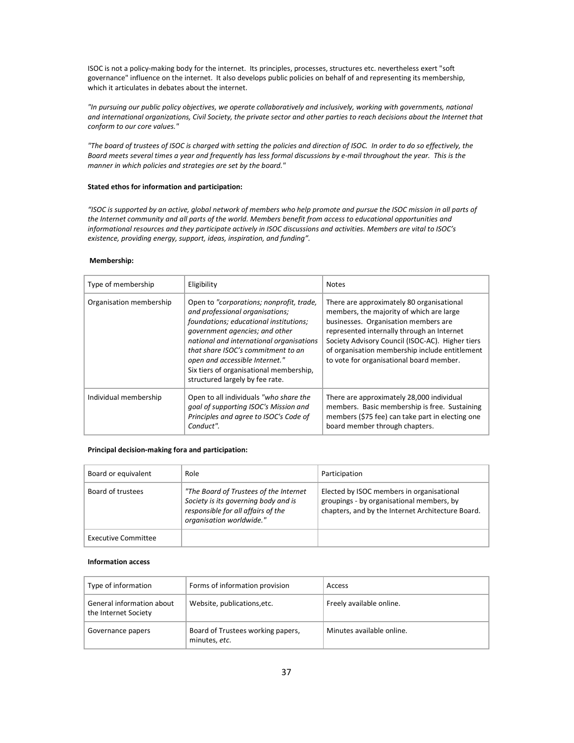ISOC is not a policy-making body for the internet. Its principles, processes, structures etc. nevertheless exert "soft governance" influence on the internet. It also develops public policies on behalf of and representing its membership, which it articulates in debates about the internet.

*"In pursuing our public policy objectives, we operate collaboratively and inclusively, working with governments, national and international organizations, Civil Society, the private sector and other parties to reach decisions about the Internet that conform to our core values."*

*"The board of trustees of ISOC is charged with setting the policies and direction of ISOC. In order to do so effectively, the Board meets several times a year and frequently has less formal discussions by e-mail throughout the year. This is the manner in which policies and strategies are set by the board."*

**Stated ethos for information and participation:**

*"ISOC is supported by an active, global network of members who help promote and pursue the ISOC mission in all parts of the Internet community and all parts of the world. Members benefit from access to educational opportunities and informational resources and they participate actively in ISOC discussions and activities. Members are vital to ISOC's existence, providing energy, support, ideas, inspiration, and funding".*

**Membership:**

| Type of membership | Eligibility | Notes |
|---|---|---|
| Organisation membership | Open to *"corporations; nonprofit, trade, and professional organisations; foundations; educational institutions; government agencies; and other national and international organisations that share ISOC's commitment to an open and accessible Internet."* Six tiers of organisational membership, structured largely by fee rate. | There are approximately 80 organisational members, the majority of which are large businesses. Organisation members are represented internally through an Internet Society Advisory Council (ISOC-AC). Higher tiers of organisation membership include entitlement to vote for organisational board member. |
| Individual membership | Open to all individuals *"who share the goal of supporting ISOC's Mission and Principles and agree to ISOC's Code of Conduct".* | There are approximately 28,000 individual members. Basic membership is free. Sustaining members ($75 fee) can take part in electing one board member through chapters. |

**Principal decision-making fora and participation:**

| Board or equivalent | Role | Participation |
|---|---|---|
| Board of trustees | *"The Board of Trustees of the Internet Society is its governing body and is responsible for all affairs of the organisation worldwide."* | Elected by ISOC members in organisational groupings - by organisational members, by chapters, and by the Internet Architecture Board. |
| Executive Committee | | |

**Information access**

| Type of information | Forms of information provision | Access |
|---|---|---|
| General information about the Internet Society | Website, publications,etc. | Freely available online. |
| Governance papers | Board of Trustees working papers, minutes, *etc.* | Minutes available online. |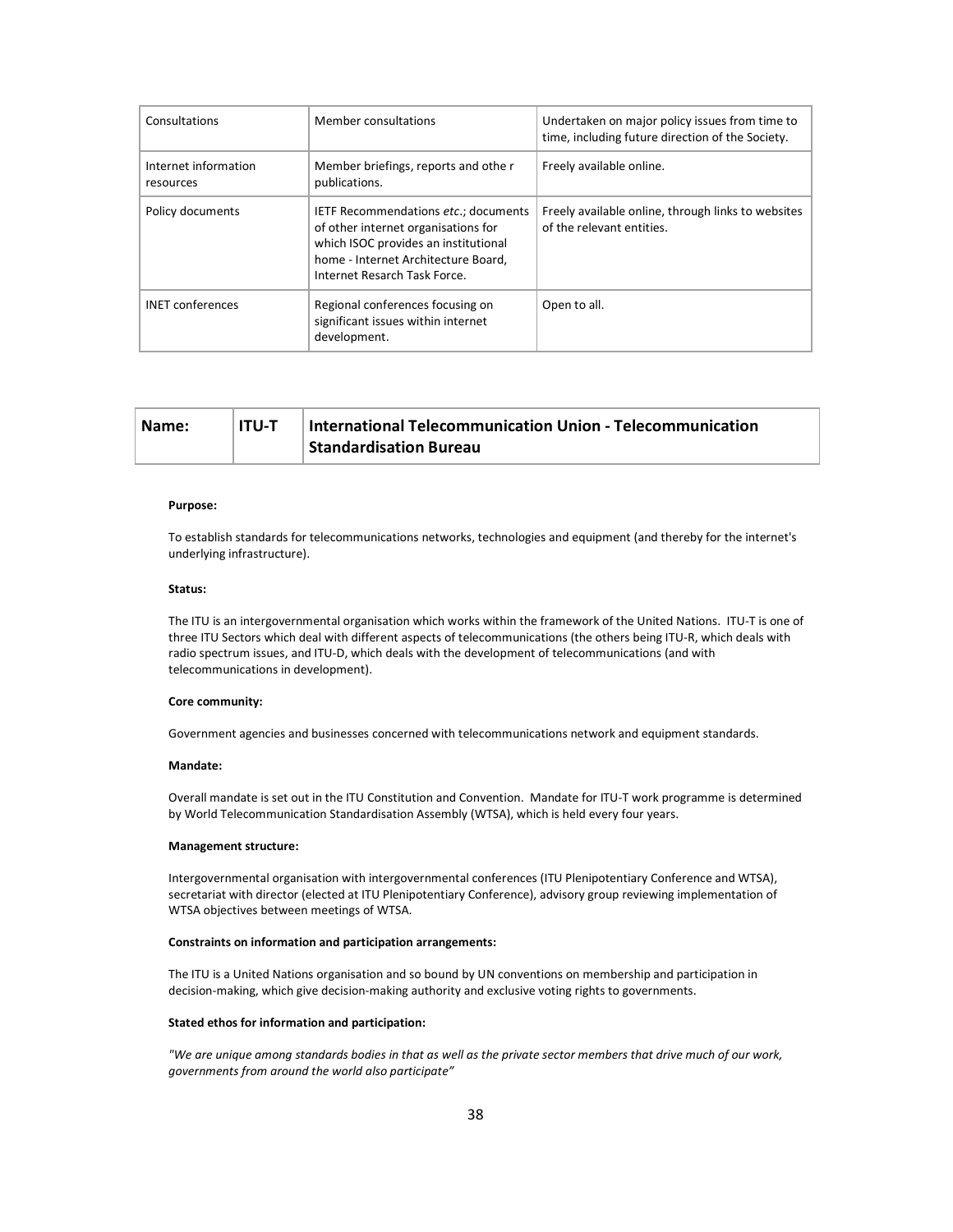| Consultations | Member consultations | Undertaken on major policy issues from time to time, including future direction of the Society. |
|---|---|---|
| Internet information resources | Member briefings, reports and othe r publications. | Freely available online. |
| Policy documents | IETF Recommendations *etc.*; documents of other internet organisations for which ISOC provides an institutional home - Internet Architecture Board, Internet Resarch Task Force. | Freely available online, through links to websites of the relevant entities. |
| INET conferences | Regional conferences focusing on significant issues within internet development. | Open to all. |

| **Name:** | **ITU-T** | **International Telecommunication Union - Telecommunication Standardisation Bureau** |
|---|---|---|

**Purpose:**

To establish standards for telecommunications networks, technologies and equipment (and thereby for the internet's underlying infrastructure).

**Status:**

The ITU is an intergovernmental organisation which works within the framework of the United Nations. ITU-T is one of three ITU Sectors which deal with different aspects of telecommunications (the others being ITU-R, which deals with radio spectrum issues, and ITU-D, which deals with the development of telecommunications (and with telecommunications in development).

**Core community:**

Government agencies and businesses concerned with telecommunications network and equipment standards.

**Mandate:**

Overall mandate is set out in the ITU Constitution and Convention. Mandate for ITU-T work programme is determined by World Telecommunication Standardisation Assembly (WTSA), which is held every four years.

**Management structure:**

Intergovernmental organisation with intergovernmental conferences (ITU Plenipotentiary Conference and WTSA), secretariat with director (elected at ITU Plenipotentiary Conference), advisory group reviewing implementation of WTSA objectives between meetings of WTSA.

**Constraints on information and participation arrangements:**

The ITU is a United Nations organisation and so bound by UN conventions on membership and participation in decision-making, which give decision-making authority and exclusive voting rights to governments.

**Stated ethos for information and participation:**

*"We are unique among standards bodies in that as well as the private sector members that drive much of our work, governments from around the world also participate"*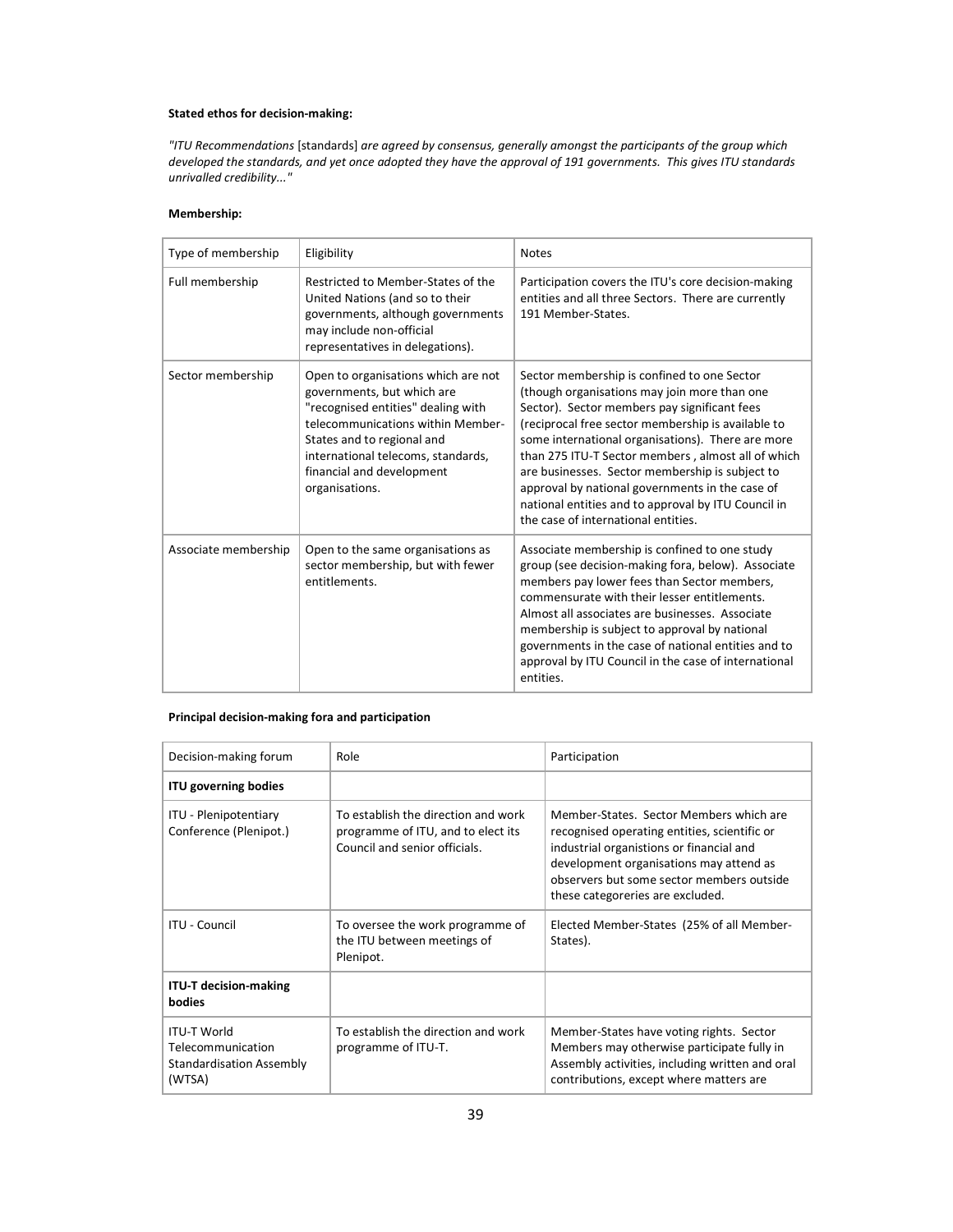**Stated ethos for decision-making:**

*"ITU Recommendations* [standards] *are agreed by consensus, generally amongst the participants of the group which developed the standards, and yet once adopted they have the approval of 191 governments. This gives ITU standards unrivalled credibility..."*

**Membership:**

| Type of membership | Eligibility | Notes |
|---|---|---|
| Full membership | Restricted to Member-States of the United Nations (and so to their governments, although governments may include non-official representatives in delegations). | Participation covers the ITU's core decision-making entities and all three Sectors. There are currently 191 Member-States. |
| Sector membership | Open to organisations which are not governments, but which are "recognised entities" dealing with telecommunications within Member-States and to regional and international telecoms, standards, financial and development organisations. | Sector membership is confined to one Sector (though organisations may join more than one Sector). Sector members pay significant fees (reciprocal free sector membership is available to some international organisations). There are more than 275 ITU-T Sector members , almost all of which are businesses. Sector membership is subject to approval by national governments in the case of national entities and to approval by ITU Council in the case of international entities. |
| Associate membership | Open to the same organisations as sector membership, but with fewer entitlements. | Associate membership is confined to one study group (see decision-making fora, below). Associate members pay lower fees than Sector members, commensurate with their lesser entitlements. Almost all associates are businesses. Associate membership is subject to approval by national governments in the case of national entities and to approval by ITU Council in the case of international entities. |

**Principal decision-making fora and participation**

| Decision-making forum | Role | Participation |
|---|---|---|
| **ITU governing bodies** | | |
| ITU - Plenipotentiary Conference (Plenipot.) | To establish the direction and work programme of ITU, and to elect its Council and senior officials. | Member-States. Sector Members which are recognised operating entities, scientific or industrial organistions or financial and development organisations may attend as observers but some sector members outside these categoreries are excluded. |
| ITU - Council | To oversee the work programme of the ITU between meetings of Plenipot. | Elected Member-States (25% of all Member-States). |
| **ITU-T decision-making bodies** | | |
| ITU-T World Telecommunication Standardisation Assembly (WTSA) | To establish the direction and work programme of ITU-T. | Member-States have voting rights. Sector Members may otherwise participate fully in Assembly activities, including written and oral contributions, except where matters are |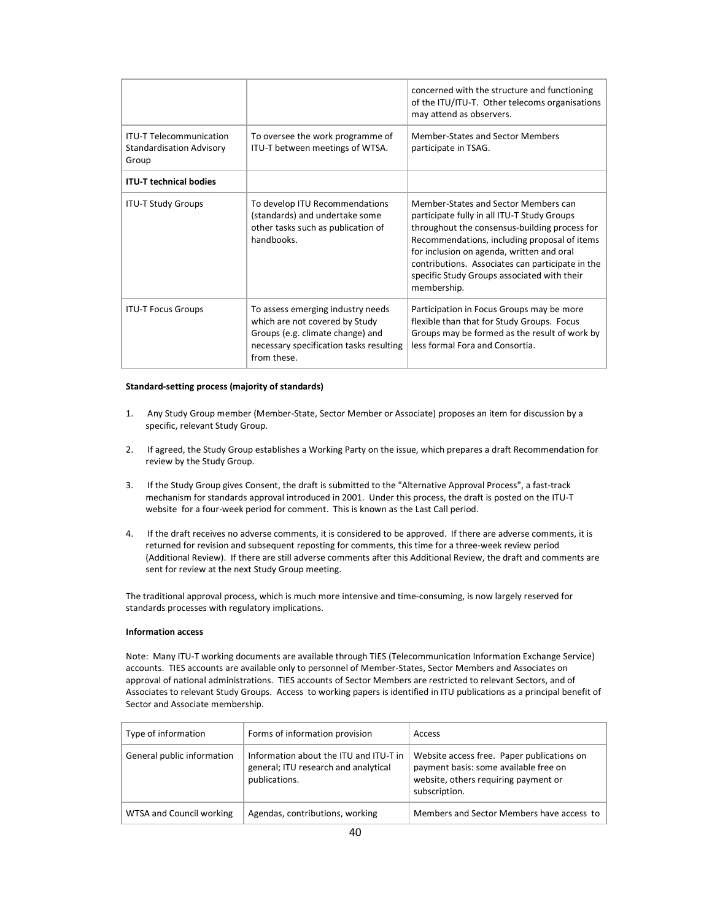| | | |
|---|---|---|
| | | concerned with the structure and functioning of the ITU/ITU-T. Other telecoms organisations may attend as observers. |
| ITU-T Telecommunication Standardisation Advisory Group | To oversee the work programme of ITU-T between meetings of WTSA. | Member-States and Sector Members participate in TSAG. |
| **ITU-T technical bodies** | | |
| ITU-T Study Groups | To develop ITU Recommendations (standards) and undertake some other tasks such as publication of handbooks. | Member-States and Sector Members can participate fully in all ITU-T Study Groups throughout the consensus-building process for Recommendations, including proposal of items for inclusion on agenda, written and oral contributions. Associates can participate in the specific Study Groups associated with their membership. |
| ITU-T Focus Groups | To assess emerging industry needs which are not covered by Study Groups (e.g. climate change) and necessary specification tasks resulting from these. | Participation in Focus Groups may be more flexible than that for Study Groups. Focus Groups may be formed as the result of work by less formal Fora and Consortia. |

**Standard-setting process (majority of standards)**

1. Any Study Group member (Member-State, Sector Member or Associate) proposes an item for discussion by a specific, relevant Study Group.

2. If agreed, the Study Group establishes a Working Party on the issue, which prepares a draft Recommendation for review by the Study Group.

3. If the Study Group gives Consent, the draft is submitted to the "Alternative Approval Process", a fast-track mechanism for standards approval introduced in 2001. Under this process, the draft is posted on the ITU-T website for a four-week period for comment. This is known as the Last Call period.

4. If the draft receives no adverse comments, it is considered to be approved. If there are adverse comments, it is returned for revision and subsequent reposting for comments, this time for a three-week review period (Additional Review). If there are still adverse comments after this Additional Review, the draft and comments are sent for review at the next Study Group meeting.

The traditional approval process, which is much more intensive and time-consuming, is now largely reserved for standards processes with regulatory implications.

**Information access**

Note: Many ITU-T working documents are available through TIES (Telecommunication Information Exchange Service) accounts. TIES accounts are available only to personnel of Member-States, Sector Members and Associates on approval of national administrations. TIES accounts of Sector Members are restricted to relevant Sectors, and of Associates to relevant Study Groups. Access to working papers is identified in ITU publications as a principal benefit of Sector and Associate membership.

| Type of information | Forms of information provision | Access |
|---|---|---|
| General public information | Information about the ITU and ITU-T in general; ITU research and analytical publications. | Website access free. Paper publications on payment basis: some available free on website, others requiring payment or subscription. |
| WTSA and Council working | Agendas, contributions, working | Members and Sector Members have access to |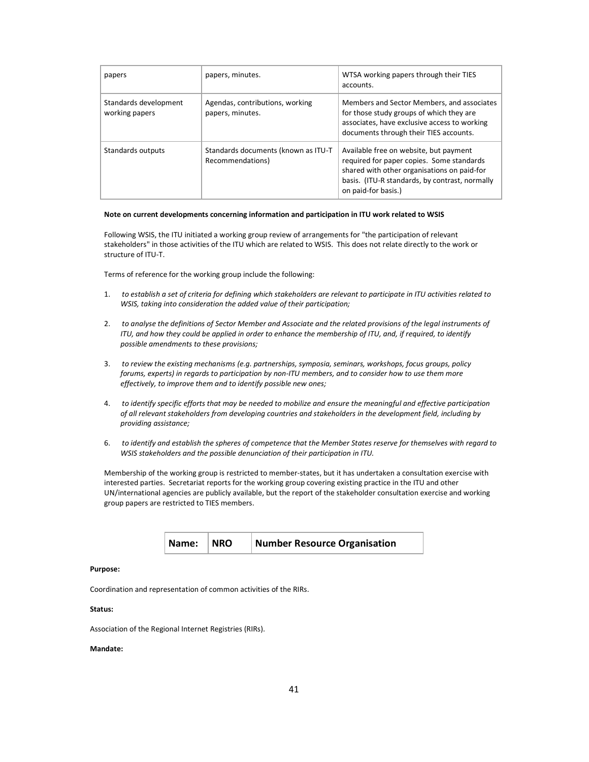| papers | papers, minutes. | WTSA working papers through their TIES accounts. |
|---|---|---|
| Standards development working papers | Agendas, contributions, working papers, minutes. | Members and Sector Members, and associates for those study groups of which they are associates, have exclusive access to working documents through their TIES accounts. |
| Standards outputs | Standards documents (known as ITU-T Recommendations) | Available free on website, but payment required for paper copies. Some standards shared with other organisations on paid-for basis. (ITU-R standards, by contrast, normally on paid-for basis.) |

**Note on current developments concerning information and participation in ITU work related to WSIS**

Following WSIS, the ITU initiated a working group review of arrangements for "the participation of relevant stakeholders" in those activities of the ITU which are related to WSIS. This does not relate directly to the work or structure of ITU-T.

Terms of reference for the working group include the following:

1. *to establish a set of criteria for defining which stakeholders are relevant to participate in ITU activities related to WSIS, taking into consideration the added value of their participation;*

2. *to analyse the definitions of Sector Member and Associate and the related provisions of the legal instruments of ITU, and how they could be applied in order to enhance the membership of ITU, and, if required, to identify possible amendments to these provisions;*

3. *to review the existing mechanisms (e.g. partnerships, symposia, seminars, workshops, focus groups, policy forums, experts) in regards to participation by non-ITU members, and to consider how to use them more effectively, to improve them and to identify possible new ones;*

4. *to identify specific efforts that may be needed to mobilize and ensure the meaningful and effective participation of all relevant stakeholders from developing countries and stakeholders in the development field, including by providing assistance;*

6. *to identify and establish the spheres of competence that the Member States reserve for themselves with regard to WSIS stakeholders and the possible denunciation of their participation in ITU.*

Membership of the working group is restricted to member-states, but it has undertaken a consultation exercise with interested parties. Secretariat reports for the working group covering existing practice in the ITU and other UN/international agencies are publicly available, but the report of the stakeholder consultation exercise and working group papers are restricted to TIES members.

| **Name:** | **NRO** | **Number Resource Organisation** |
|---|---|---|

**Purpose:**

Coordination and representation of common activities of the RIRs.

**Status:**

Association of the Regional Internet Registries (RIRs).

**Mandate:**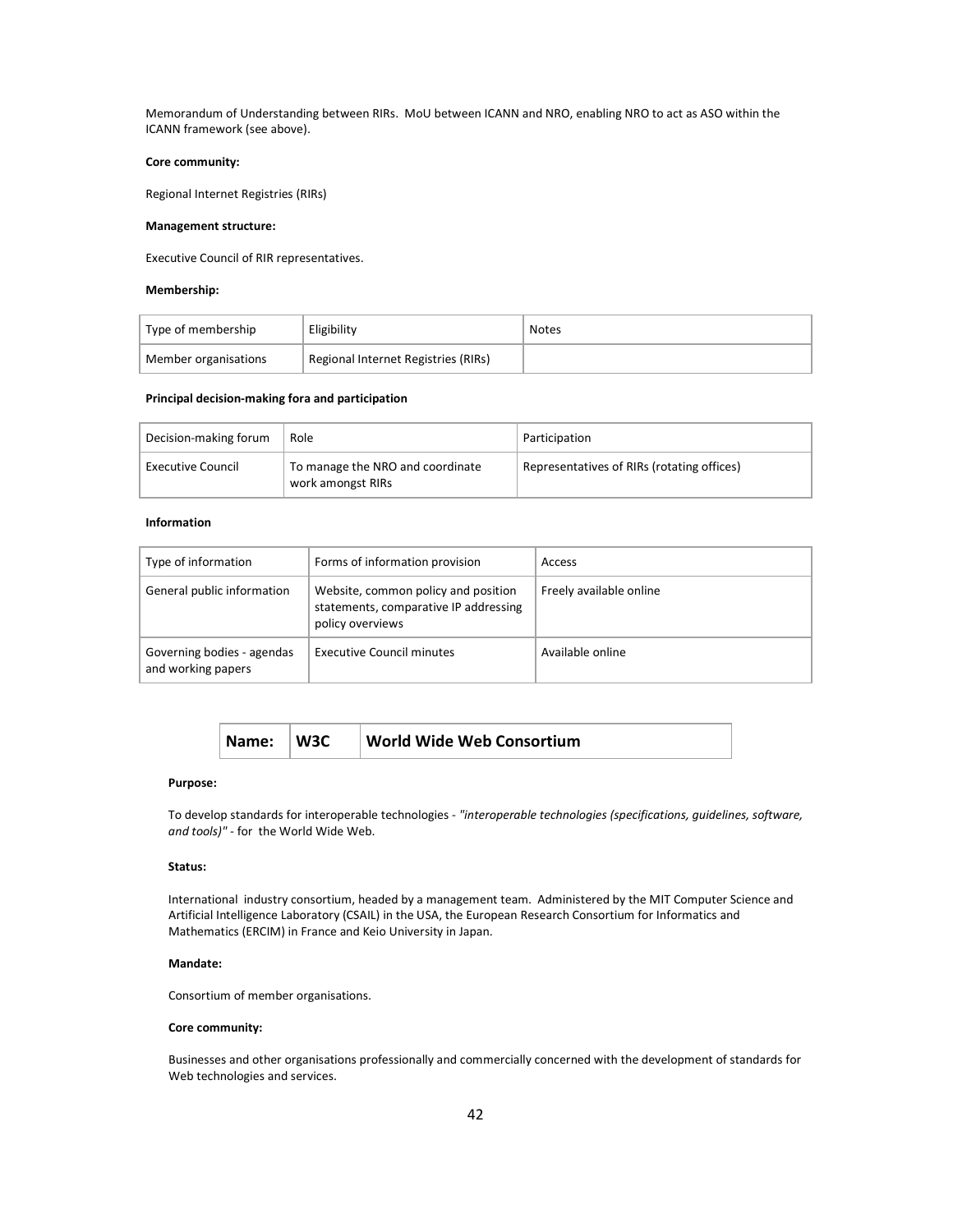Memorandum of Understanding between RIRs. MoU between ICANN and NRO, enabling NRO to act as ASO within the ICANN framework (see above).

**Core community:**

Regional Internet Registries (RIRs)

**Management structure:**

Executive Council of RIR representatives.

**Membership:**

| Type of membership | Eligibility | Notes |
|---|---|---|
| Member organisations | Regional Internet Registries (RIRs) | |

**Principal decision-making fora and participation**

| Decision-making forum | Role | Participation |
|---|---|---|
| Executive Council | To manage the NRO and coordinate work amongst RIRs | Representatives of RIRs (rotating offices) |

**Information**

| Type of information | Forms of information provision | Access |
|---|---|---|
| General public information | Website, common policy and position statements, comparative IP addressing policy overviews | Freely available online |
| Governing bodies - agendas and working papers | Executive Council minutes | Available online |

| Name: | W3C | World Wide Web Consortium |
|---|---|---|

**Purpose:**

To develop standards for interoperable technologies - *"interoperable technologies (specifications, guidelines, software, and tools)"* - for the World Wide Web.

**Status:**

International industry consortium, headed by a management team. Administered by the MIT Computer Science and Artificial Intelligence Laboratory (CSAIL) in the USA, the European Research Consortium for Informatics and Mathematics (ERCIM) in France and Keio University in Japan.

**Mandate:**

Consortium of member organisations.

**Core community:**

Businesses and other organisations professionally and commercially concerned with the development of standards for Web technologies and services.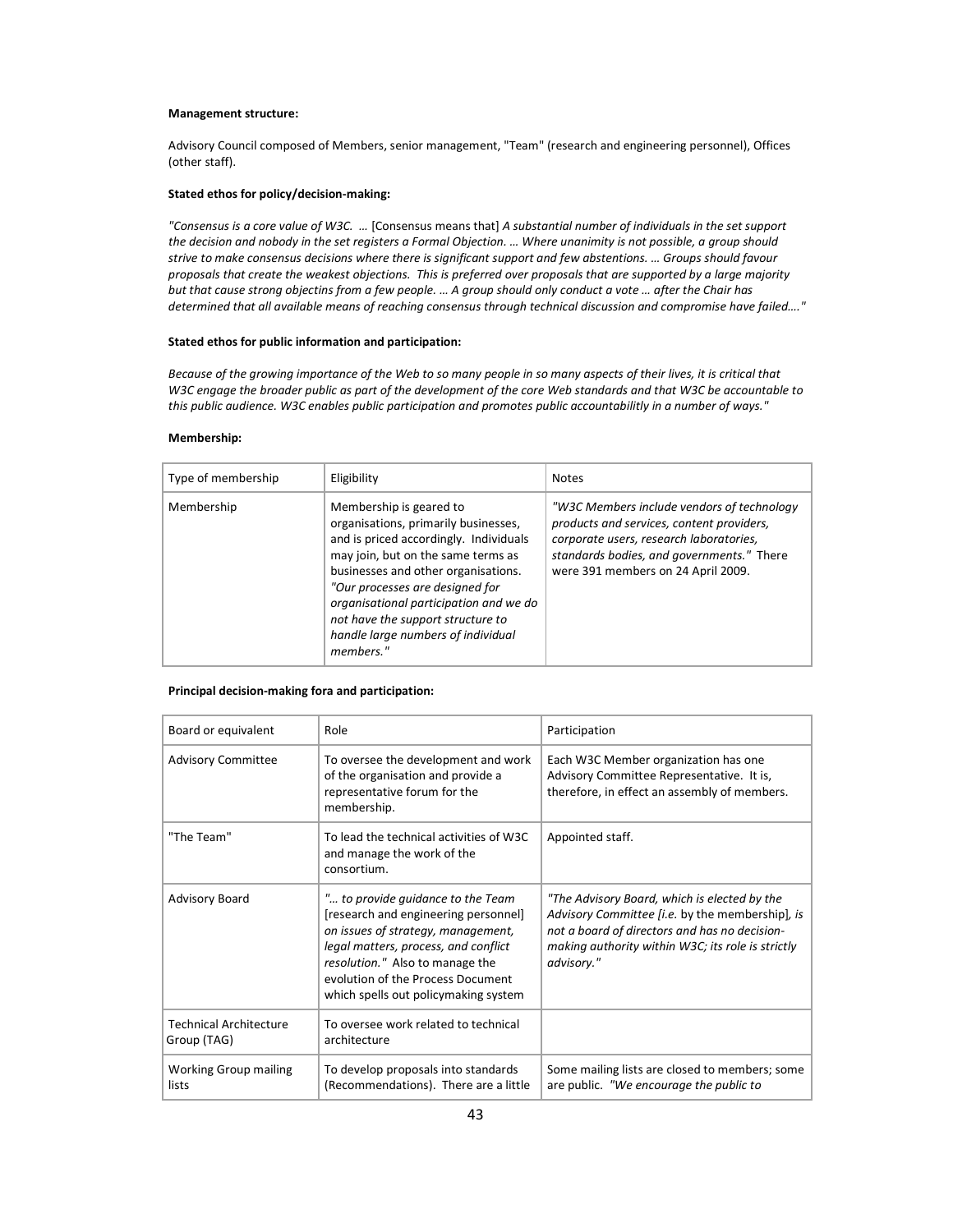**Management structure:**

Advisory Council composed of Members, senior management, "Team" (research and engineering personnel), Offices (other staff).

**Stated ethos for policy/decision-making:**

*"Consensus is a core value of W3C. …* [Consensus means that] *A substantial number of individuals in the set support the decision and nobody in the set registers a Formal Objection. … Where unanimity is not possible, a group should strive to make consensus decisions where there is significant support and few abstentions. … Groups should favour proposals that create the weakest objections. This is preferred over proposals that are supported by a large majority but that cause strong objectins from a few people. … A group should only conduct a vote … after the Chair has determined that all available means of reaching consensus through technical discussion and compromise have failed…."*

**Stated ethos for public information and participation:**

*Because of the growing importance of the Web to so many people in so many aspects of their lives, it is critical that W3C engage the broader public as part of the development of the core Web standards and that W3C be accountable to this public audience. W3C enables public participation and promotes public accountabilitly in a number of ways."*

**Membership:**

| Type of membership | Eligibility | Notes |
|---|---|---|
| Membership | Membership is geared to organisations, primarily businesses, and is priced accordingly. Individuals may join, but on the same terms as businesses and other organisations. *"Our processes are designed for organisational participation and we do not have the support structure to handle large numbers of individual members."* | *"W3C Members include vendors of technology products and services, content providers, corporate users, research laboratories, standards bodies, and governments."* There were 391 members on 24 April 2009. |

**Principal decision-making fora and participation:**

| Board or equivalent | Role | Participation |
|---|---|---|
| Advisory Committee | To oversee the development and work of the organisation and provide a representative forum for the membership. | Each W3C Member organization has one Advisory Committee Representative. It is, therefore, in effect an assembly of members. |
| "The Team" | To lead the technical activities of W3C and manage the work of the consortium. | Appointed staff. |
| Advisory Board | *"… to provide guidance to the Team* [research and engineering personnel] *on issues of strategy, management, legal matters, process, and conflict resolution."* Also to manage the evolution of the Process Document which spells out policymaking system | *"The Advisory Board, which is elected by the Advisory Committee [i.e.* by the membership]*, is not a board of directors and has no decision-making authority within W3C; its role is strictly advisory."* |
| Technical Architecture Group (TAG) | To oversee work related to technical architecture | |
| Working Group mailing lists | To develop proposals into standards (Recommendations). There are a little | Some mailing lists are closed to members; some are public. *"We encourage the public to* |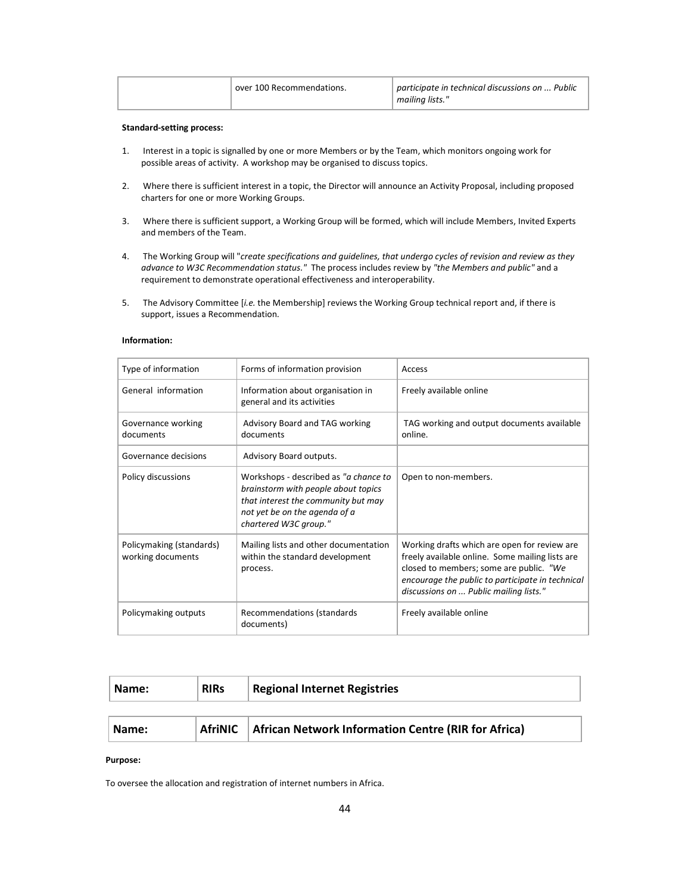| | over 100 Recommendations. | *participate in technical discussions on ... Public mailing lists."* |
|---|---|---|

**Standard-setting process:**

1. Interest in a topic is signalled by one or more Members or by the Team, which monitors ongoing work for possible areas of activity. A workshop may be organised to discuss topics.

2. Where there is sufficient interest in a topic, the Director will announce an Activity Proposal, including proposed charters for one or more Working Groups.

3. Where there is sufficient support, a Working Group will be formed, which will include Members, Invited Experts and members of the Team.

4. The Working Group will "*create specifications and guidelines, that undergo cycles of revision and review as they advance to W3C Recommendation status."* The process includes review by *"the Members and public"* and a requirement to demonstrate operational effectiveness and interoperability.

5. The Advisory Committee [*i.e.* the Membership] reviews the Working Group technical report and, if there is support, issues a Recommendation.

**Information:**

| Type of information | Forms of information provision | Access |
|---|---|---|
| General information | Information about organisation in general and its activities | Freely available online |
| Governance working documents | Advisory Board and TAG working documents | TAG working and output documents available online. |
| Governance decisions | Advisory Board outputs. | |
| Policy discussions | Workshops - described as *"a chance to brainstorm with people about topics that interest the community but may not yet be on the agenda of a chartered W3C group."* | Open to non-members. |
| Policymaking (standards) working documents | Mailing lists and other documentation within the standard development process. | Working drafts which are open for review are freely available online. Some mailing lists are closed to members; some are public. *"We encourage the public to participate in technical discussions on ... Public mailing lists."* |
| Policymaking outputs | Recommendations (standards documents) | Freely available online |

| **Name:** | **RIRs** | **Regional Internet Registries** |
|---|---|---|

| **Name:** | **AfriNIC** | **African Network Information Centre (RIR for Africa)** |
|---|---|---|

**Purpose:**

To oversee the allocation and registration of internet numbers in Africa.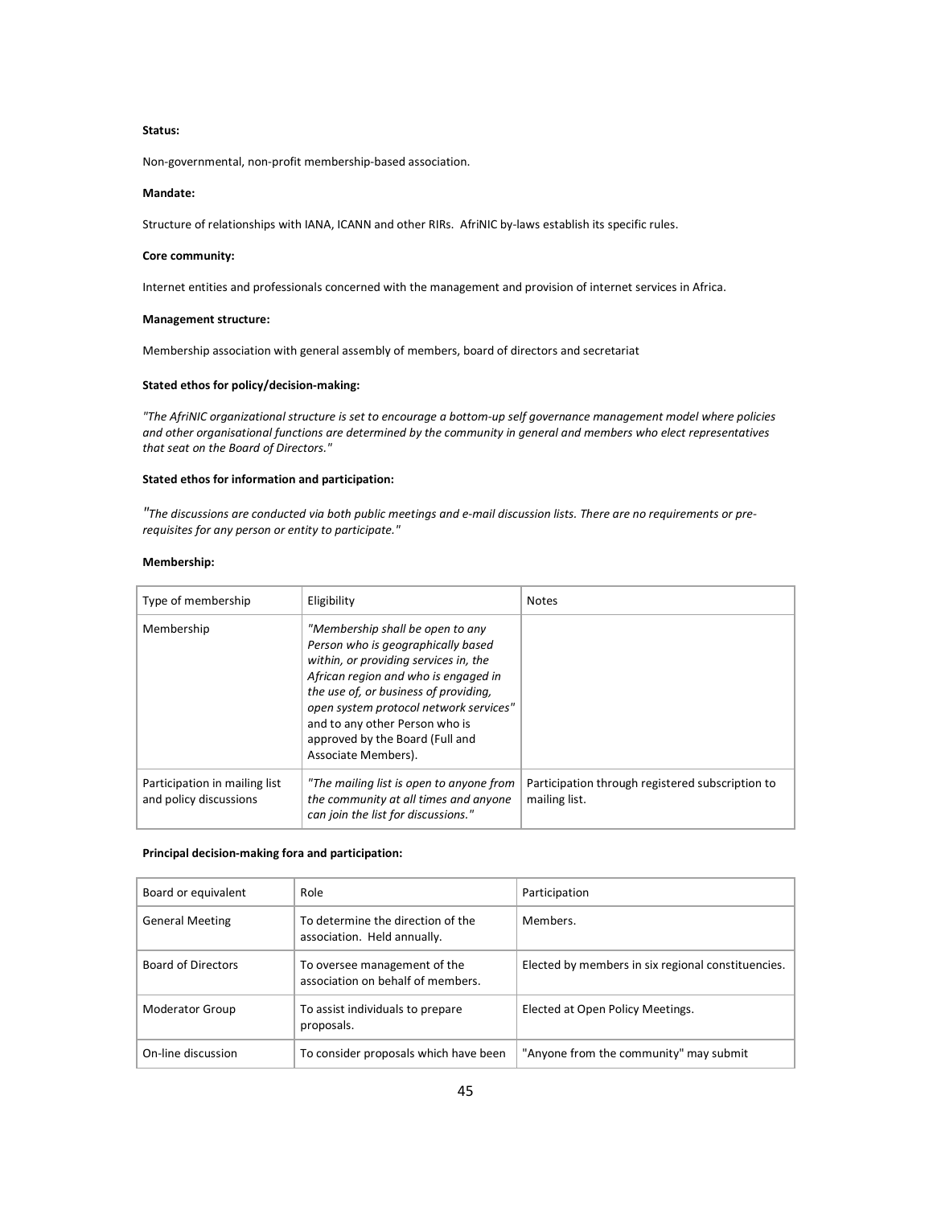**Status:**

Non-governmental, non-profit membership-based association.

**Mandate:**

Structure of relationships with IANA, ICANN and other RIRs. AfriNIC by-laws establish its specific rules.

**Core community:**

Internet entities and professionals concerned with the management and provision of internet services in Africa.

**Management structure:**

Membership association with general assembly of members, board of directors and secretariat

**Stated ethos for policy/decision-making:**

*"The AfriNIC organizational structure is set to encourage a bottom-up self governance management model where policies and other organisational functions are determined by the community in general and members who elect representatives that seat on the Board of Directors."*

**Stated ethos for information and participation:**

*"The discussions are conducted via both public meetings and e-mail discussion lists. There are no requirements or pre-requisites for any person or entity to participate."*

**Membership:**

| Type of membership | Eligibility | Notes |
|---|---|---|
| Membership | *"Membership shall be open to any Person who is geographically based within, or providing services in, the African region and who is engaged in the use of, or business of providing, open system protocol network services"* and to any other Person who is approved by the Board (Full and Associate Members). | |
| Participation in mailing list and policy discussions | *"The mailing list is open to anyone from the community at all times and anyone can join the list for discussions."* | Participation through registered subscription to mailing list. |

**Principal decision-making fora and participation:**

| Board or equivalent | Role | Participation |
|---|---|---|
| General Meeting | To determine the direction of the association. Held annually. | Members. |
| Board of Directors | To oversee management of the association on behalf of members. | Elected by members in six regional constituencies. |
| Moderator Group | To assist individuals to prepare proposals. | Elected at Open Policy Meetings. |
| On-line discussion | To consider proposals which have been | "Anyone from the community" may submit |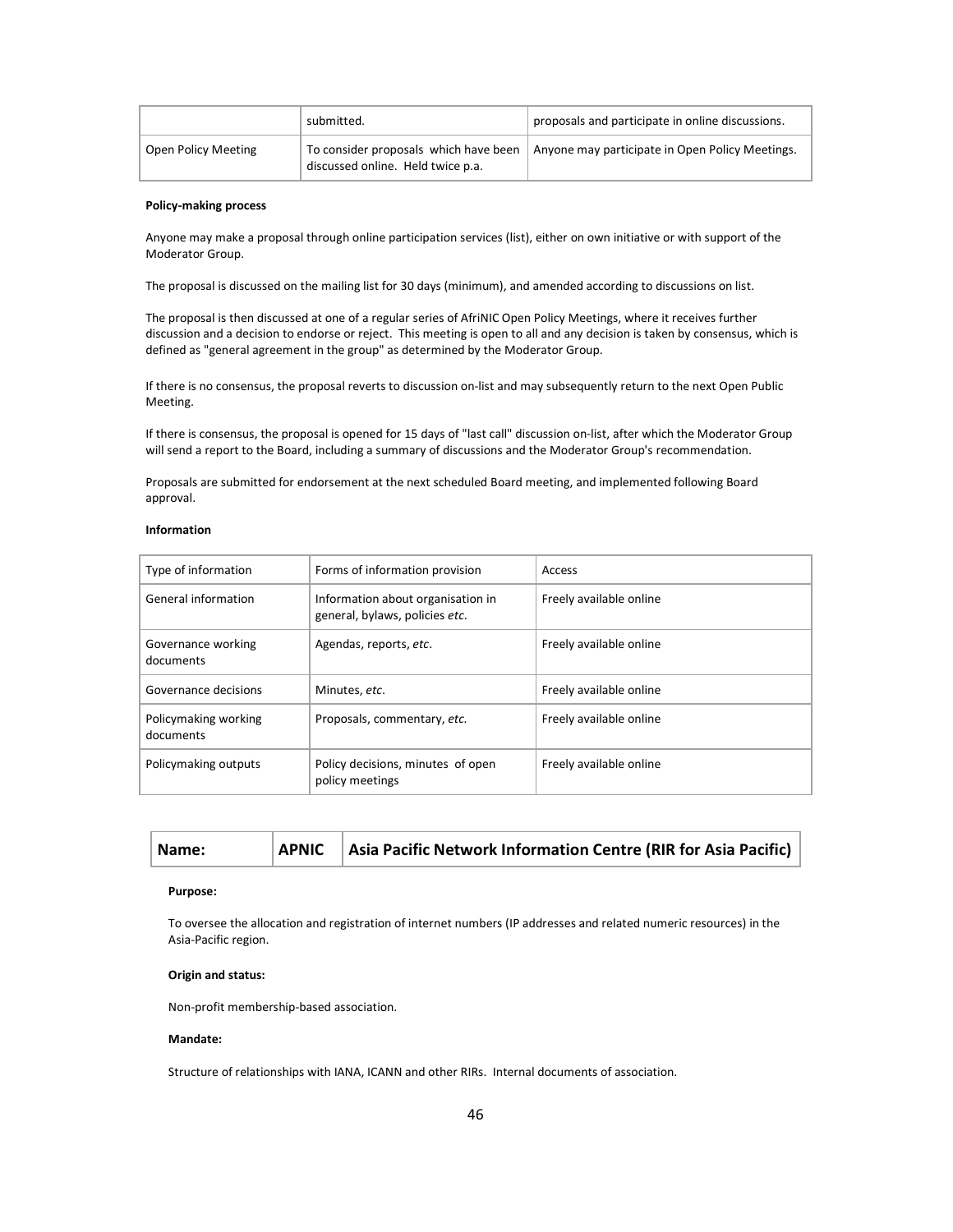|  | submitted. | proposals and participate in online discussions. |
|---|---|---|
| Open Policy Meeting | To consider proposals which have been discussed online. Held twice p.a. | Anyone may participate in Open Policy Meetings. |

**Policy-making process**

Anyone may make a proposal through online participation services (list), either on own initiative or with support of the Moderator Group.

The proposal is discussed on the mailing list for 30 days (minimum), and amended according to discussions on list.

The proposal is then discussed at one of a regular series of AfriNIC Open Policy Meetings, where it receives further discussion and a decision to endorse or reject. This meeting is open to all and any decision is taken by consensus, which is defined as "general agreement in the group" as determined by the Moderator Group.

If there is no consensus, the proposal reverts to discussion on-list and may subsequently return to the next Open Public Meeting.

If there is consensus, the proposal is opened for 15 days of "last call" discussion on-list, after which the Moderator Group will send a report to the Board, including a summary of discussions and the Moderator Group's recommendation.

Proposals are submitted for endorsement at the next scheduled Board meeting, and implemented following Board approval.

**Information**

| Type of information | Forms of information provision | Access |
|---|---|---|
| General information | Information about organisation in general, bylaws, policies *etc.* | Freely available online |
| Governance working documents | Agendas, reports, *etc*. | Freely available online |
| Governance decisions | Minutes, *etc*. | Freely available online |
| Policymaking working documents | Proposals, commentary, *etc.* | Freely available online |
| Policymaking outputs | Policy decisions, minutes of open policy meetings | Freely available online |

| **Name:** | **APNIC** | **Asia Pacific Network Information Centre (RIR for Asia Pacific)** |
|---|---|---|

**Purpose:**

To oversee the allocation and registration of internet numbers (IP addresses and related numeric resources) in the Asia-Pacific region.

**Origin and status:**

Non-profit membership-based association.

**Mandate:**

Structure of relationships with IANA, ICANN and other RIRs. Internal documents of association.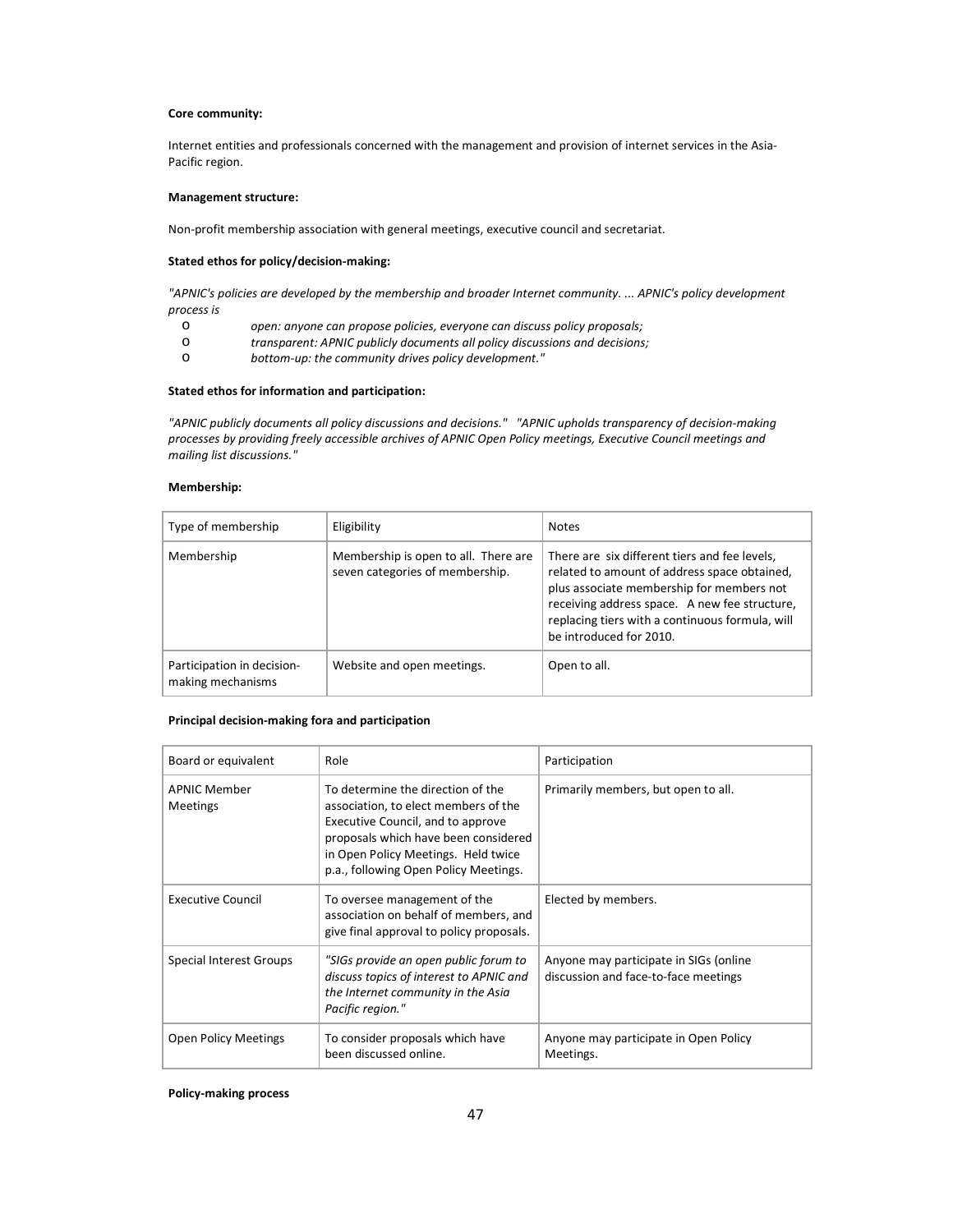**Core community:**

Internet entities and professionals concerned with the management and provision of internet services in the Asia-Pacific region.

**Management structure:**

Non-profit membership association with general meetings, executive council and secretariat.

**Stated ethos for policy/decision-making:**

*"APNIC's policies are developed by the membership and broader Internet community. ... APNIC's policy development process is*

- *open: anyone can propose policies, everyone can discuss policy proposals;*
- *transparent: APNIC publicly documents all policy discussions and decisions;*
- *bottom-up: the community drives policy development."*

**Stated ethos for information and participation:**

*"APNIC publicly documents all policy discussions and decisions." "APNIC upholds transparency of decision-making processes by providing freely accessible archives of APNIC Open Policy meetings, Executive Council meetings and mailing list discussions."*

**Membership:**

| Type of membership | Eligibility | Notes |
|---|---|---|
| Membership | Membership is open to all. There are seven categories of membership. | There are six different tiers and fee levels, related to amount of address space obtained, plus associate membership for members not receiving address space. A new fee structure, replacing tiers with a continuous formula, will be introduced for 2010. |
| Participation in decision-making mechanisms | Website and open meetings. | Open to all. |

**Principal decision-making fora and participation**

| Board or equivalent | Role | Participation |
|---|---|---|
| APNIC Member Meetings | To determine the direction of the association, to elect members of the Executive Council, and to approve proposals which have been considered in Open Policy Meetings. Held twice p.a., following Open Policy Meetings. | Primarily members, but open to all. |
| Executive Council | To oversee management of the association on behalf of members, and give final approval to policy proposals. | Elected by members. |
| Special Interest Groups | *"SIGs provide an open public forum to discuss topics of interest to APNIC and the Internet community in the Asia Pacific region."* | Anyone may participate in SIGs (online discussion and face-to-face meetings |
| Open Policy Meetings | To consider proposals which have been discussed online. | Anyone may participate in Open Policy Meetings. |

**Policy-making process**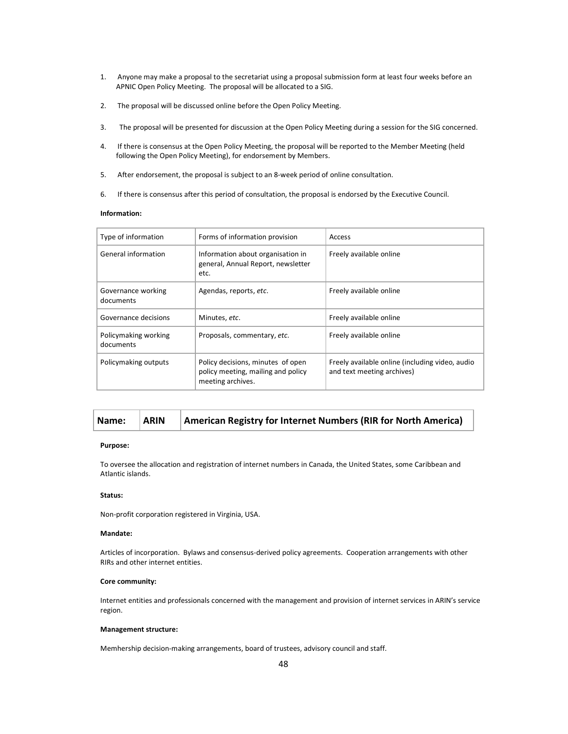1. Anyone may make a proposal to the secretariat using a proposal submission form at least four weeks before an APNIC Open Policy Meeting. The proposal will be allocated to a SIG.

2. The proposal will be discussed online before the Open Policy Meeting.

3. The proposal will be presented for discussion at the Open Policy Meeting during a session for the SIG concerned.

4. If there is consensus at the Open Policy Meeting, the proposal will be reported to the Member Meeting (held following the Open Policy Meeting), for endorsement by Members.

5. After endorsement, the proposal is subject to an 8-week period of online consultation.

6. If there is consensus after this period of consultation, the proposal is endorsed by the Executive Council.

**Information:**

| Type of information | Forms of information provision | Access |
|---|---|---|
| General information | Information about organisation in general, Annual Report, newsletter etc. | Freely available online |
| Governance working documents | Agendas, reports, *etc.* | Freely available online |
| Governance decisions | Minutes, *etc.* | Freely available online |
| Policymaking working documents | Proposals, commentary, *etc.* | Freely available online |
| Policymaking outputs | Policy decisions, minutes of open policy meeting, mailing and policy meeting archives. | Freely available online (including video, audio and text meeting archives) |

| Name: | ARIN | American Registry for Internet Numbers (RIR for North America) |
|---|---|---|

**Purpose:**

To oversee the allocation and registration of internet numbers in Canada, the United States, some Caribbean and Atlantic islands.

**Status:**

Non-profit corporation registered in Virginia, USA.

**Mandate:**

Articles of incorporation. Bylaws and consensus-derived policy agreements. Cooperation arrangements with other RIRs and other internet entities.

**Core community:**

Internet entities and professionals concerned with the management and provision of internet services in ARIN's service region.

**Management structure:**

Memhership decision-making arrangements, board of trustees, advisory council and staff.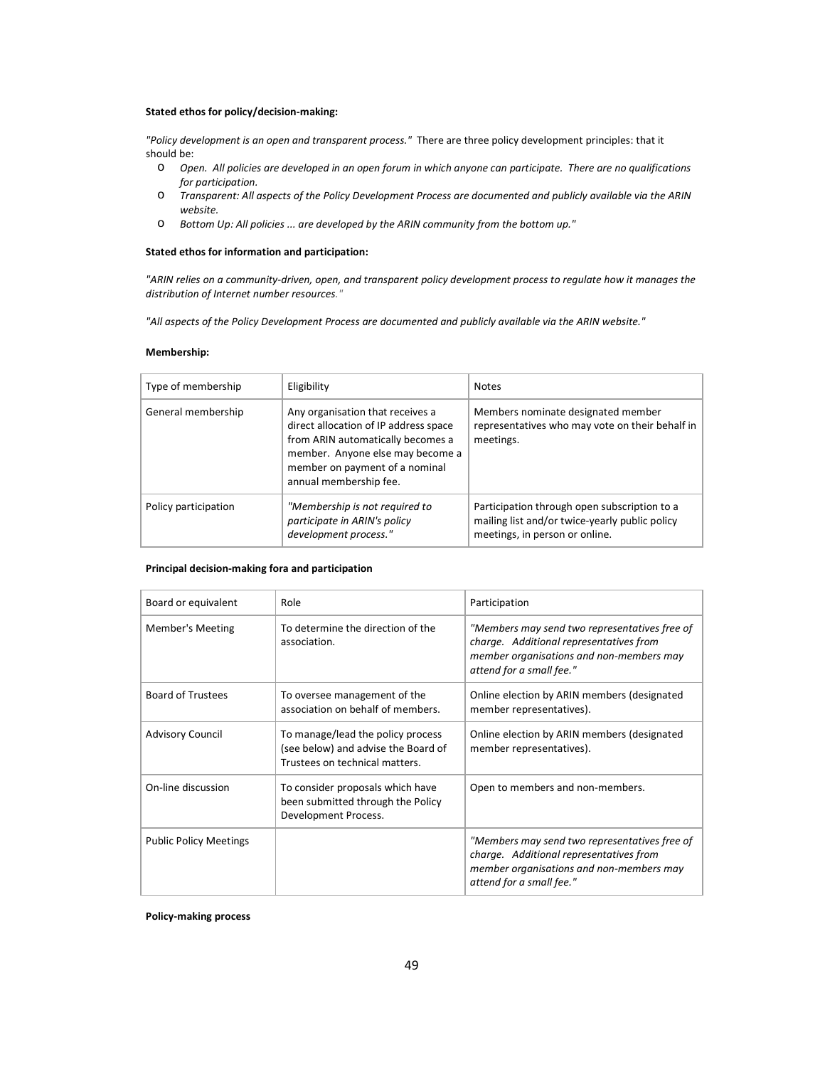**Stated ethos for policy/decision-making:**

*"Policy development is an open and transparent process."* There are three policy development principles: that it should be:

- *Open. All policies are developed in an open forum in which anyone can participate. There are no qualifications for participation.*
- *Transparent: All aspects of the Policy Development Process are documented and publicly available via the ARIN website.*
- *Bottom Up: All policies ... are developed by the ARIN community from the bottom up."*

**Stated ethos for information and participation:**

*"ARIN relies on a community-driven, open, and transparent policy development process to regulate how it manages the distribution of Internet number resources."*

*"All aspects of the Policy Development Process are documented and publicly available via the ARIN website."*

**Membership:**

| Type of membership | Eligibility | Notes |
|---|---|---|
| General membership | Any organisation that receives a direct allocation of IP address space from ARIN automatically becomes a member. Anyone else may become a member on payment of a nominal annual membership fee. | Members nominate designated member representatives who may vote on their behalf in meetings. |
| Policy participation | *"Membership is not required to participate in ARIN's policy development process."* | Participation through open subscription to a mailing list and/or twice-yearly public policy meetings, in person or online. |

**Principal decision-making fora and participation**

| Board or equivalent | Role | Participation |
|---|---|---|
| Member's Meeting | To determine the direction of the association. | *"Members may send two representatives free of charge. Additional representatives from member organisations and non-members may attend for a small fee."* |
| Board of Trustees | To oversee management of the association on behalf of members. | Online election by ARIN members (designated member representatives). |
| Advisory Council | To manage/lead the policy process (see below) and advise the Board of Trustees on technical matters. | Online election by ARIN members (designated member representatives). |
| On-line discussion | To consider proposals which have been submitted through the Policy Development Process. | Open to members and non-members. |
| Public Policy Meetings | | *"Members may send two representatives free of charge. Additional representatives from member organisations and non-members may attend for a small fee."* |

**Policy-making process**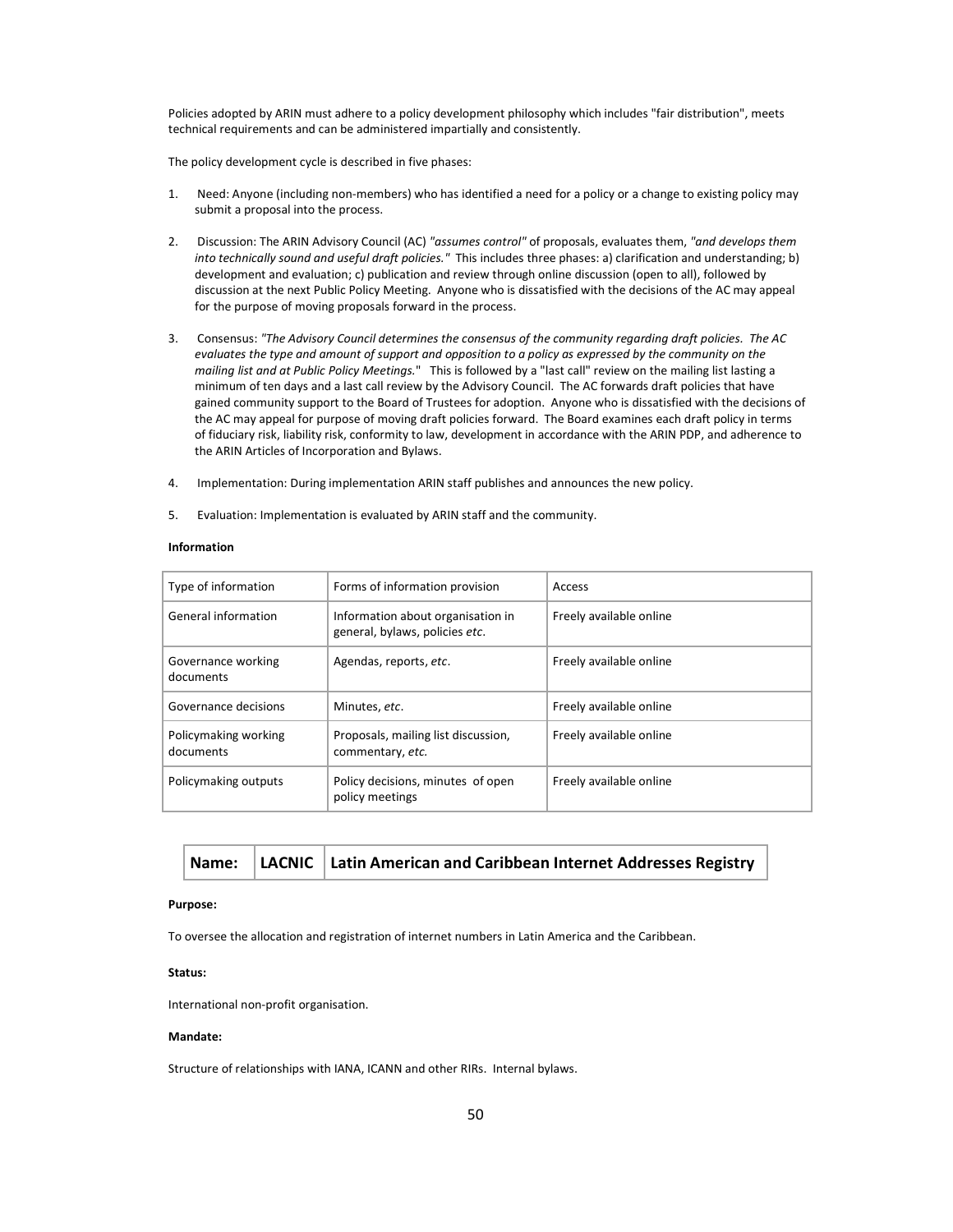Policies adopted by ARIN must adhere to a policy development philosophy which includes "fair distribution", meets technical requirements and can be administered impartially and consistently.

The policy development cycle is described in five phases:

1. Need: Anyone (including non-members) who has identified a need for a policy or a change to existing policy may submit a proposal into the process.

2. Discussion: The ARIN Advisory Council (AC) *"assumes control"* of proposals, evaluates them, *"and develops them into technically sound and useful draft policies."* This includes three phases: a) clarification and understanding; b) development and evaluation; c) publication and review through online discussion (open to all), followed by discussion at the next Public Policy Meeting. Anyone who is dissatisfied with the decisions of the AC may appeal for the purpose of moving proposals forward in the process.

3. Consensus: *"The Advisory Council determines the consensus of the community regarding draft policies. The AC evaluates the type and amount of support and opposition to a policy as expressed by the community on the mailing list and at Public Policy Meetings."* This is followed by a "last call" review on the mailing list lasting a minimum of ten days and a last call review by the Advisory Council. The AC forwards draft policies that have gained community support to the Board of Trustees for adoption. Anyone who is dissatisfied with the decisions of the AC may appeal for purpose of moving draft policies forward. The Board examines each draft policy in terms of fiduciary risk, liability risk, conformity to law, development in accordance with the ARIN PDP, and adherence to the ARIN Articles of Incorporation and Bylaws.

4. Implementation: During implementation ARIN staff publishes and announces the new policy.

5. Evaluation: Implementation is evaluated by ARIN staff and the community.

**Information**

| Type of information | Forms of information provision | Access |
|---|---|---|
| General information | Information about organisation in general, bylaws, policies *etc*. | Freely available online |
| Governance working documents | Agendas, reports, *etc*. | Freely available online |
| Governance decisions | Minutes, *etc*. | Freely available online |
| Policymaking working documents | Proposals, mailing list discussion, commentary, *etc.* | Freely available online |
| Policymaking outputs | Policy decisions, minutes of open policy meetings | Freely available online |

| **Name:** | **LACNIC** | **Latin American and Caribbean Internet Addresses Registry** |
|---|---|---|

**Purpose:**

To oversee the allocation and registration of internet numbers in Latin America and the Caribbean.

**Status:**

International non-profit organisation.

**Mandate:**

Structure of relationships with IANA, ICANN and other RIRs. Internal bylaws.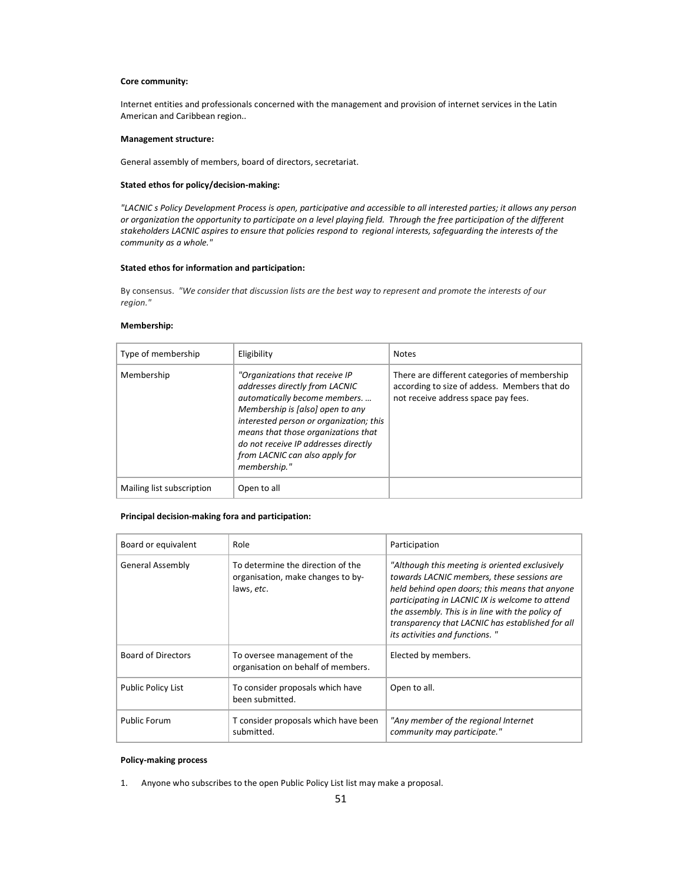**Core community:**

Internet entities and professionals concerned with the management and provision of internet services in the Latin American and Caribbean region..

**Management structure:**

General assembly of members, board of directors, secretariat.

**Stated ethos for policy/decision-making:**

*"LACNIC s Policy Development Process is open, participative and accessible to all interested parties; it allows any person or organization the opportunity to participate on a level playing field. Through the free participation of the different stakeholders LACNIC aspires to ensure that policies respond to regional interests, safeguarding the interests of the community as a whole."*

**Stated ethos for information and participation:**

By consensus. *"We consider that discussion lists are the best way to represent and promote the interests of our region."*

**Membership:**

| Type of membership | Eligibility | Notes |
|---|---|---|
| Membership | *"Organizations that receive IP addresses directly from LACNIC automatically become members. … Membership is [also] open to any interested person or organization; this means that those organizations that do not receive IP addresses directly from LACNIC can also apply for membership."* | There are different categories of membership according to size of addess. Members that do not receive address space pay fees. |
| Mailing list subscription | Open to all | |

**Principal decision-making fora and participation:**

| Board or equivalent | Role | Participation |
|---|---|---|
| General Assembly | To determine the direction of the organisation, make changes to by-laws, *etc*. | *"Although this meeting is oriented exclusively towards LACNIC members, these sessions are held behind open doors; this means that anyone participating in LACNIC IX is welcome to attend the assembly. This is in line with the policy of transparency that LACNIC has established for all its activities and functions. "* |
| Board of Directors | To oversee management of the organisation on behalf of members. | Elected by members. |
| Public Policy List | To consider proposals which have been submitted. | Open to all. |
| Public Forum | T consider proposals which have been submitted. | *"Any member of the regional Internet community may participate."* |

**Policy-making process**

1. Anyone who subscribes to the open Public Policy List list may make a proposal.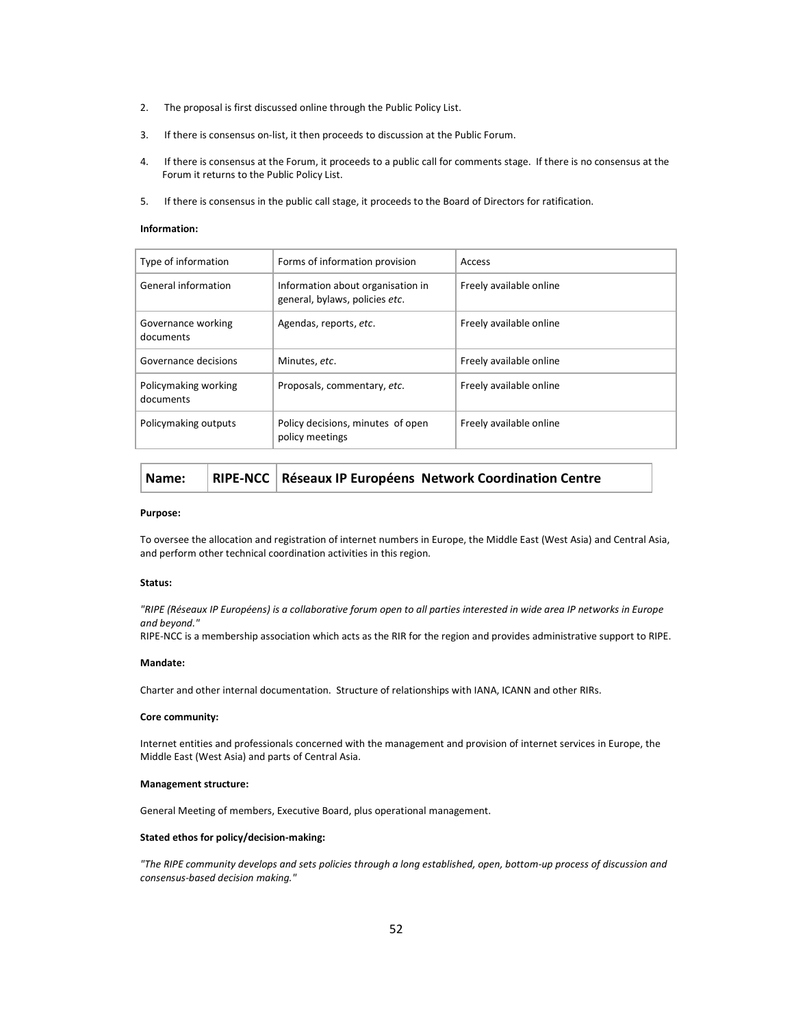2. The proposal is first discussed online through the Public Policy List.
3. If there is consensus on-list, it then proceeds to discussion at the Public Forum.
4. If there is consensus at the Forum, it proceeds to a public call for comments stage. If there is no consensus at the Forum it returns to the Public Policy List.
5. If there is consensus in the public call stage, it proceeds to the Board of Directors for ratification.

**Information:**

| Type of information | Forms of information provision | Access |
|---|---|---|
| General information | Information about organisation in general, bylaws, policies *etc*. | Freely available online |
| Governance working documents | Agendas, reports, *etc*. | Freely available online |
| Governance decisions | Minutes, *etc*. | Freely available online |
| Policymaking working documents | Proposals, commentary, *etc.* | Freely available online |
| Policymaking outputs | Policy decisions, minutes of open policy meetings | Freely available online |

| **Name:** | **RIPE-NCC** | **Réseaux IP Européens Network Coordination Centre** |
|---|---|---|

**Purpose:**

To oversee the allocation and registration of internet numbers in Europe, the Middle East (West Asia) and Central Asia, and perform other technical coordination activities in this region.

**Status:**

*"RIPE (Réseaux IP Européens) is a collaborative forum open to all parties interested in wide area IP networks in Europe and beyond."*
RIPE-NCC is a membership association which acts as the RIR for the region and provides administrative support to RIPE.

**Mandate:**

Charter and other internal documentation. Structure of relationships with IANA, ICANN and other RIRs.

**Core community:**

Internet entities and professionals concerned with the management and provision of internet services in Europe, the Middle East (West Asia) and parts of Central Asia.

**Management structure:**

General Meeting of members, Executive Board, plus operational management.

**Stated ethos for policy/decision-making:**

*"The RIPE community develops and sets policies through a long established, open, bottom-up process of discussion and consensus-based decision making."*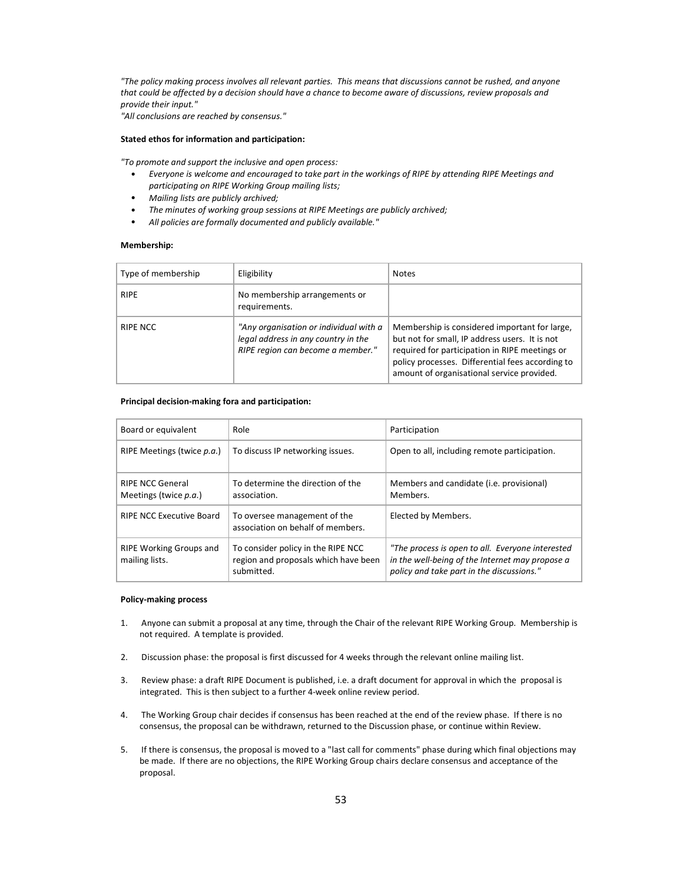*"The policy making process involves all relevant parties. This means that discussions cannot be rushed, and anyone that could be affected by a decision should have a chance to become aware of discussions, review proposals and provide their input."*
*"All conclusions are reached by consensus."*

**Stated ethos for information and participation:**

*"To promote and support the inclusive and open process:*

- *Everyone is welcome and encouraged to take part in the workings of RIPE by attending RIPE Meetings and participating on RIPE Working Group mailing lists;*
- *Mailing lists are publicly archived;*
- *The minutes of working group sessions at RIPE Meetings are publicly archived;*
- *All policies are formally documented and publicly available."*

**Membership:**

| Type of membership | Eligibility | Notes |
|---|---|---|
| RIPE | No membership arrangements or requirements. | |
| RIPE NCC | *"Any organisation or individual with a legal address in any country in the RIPE region can become a member."* | Membership is considered important for large, but not for small, IP address users. It is not required for participation in RIPE meetings or policy processes. Differential fees according to amount of organisational service provided. |

**Principal decision-making fora and participation:**

| Board or equivalent | Role | Participation |
|---|---|---|
| RIPE Meetings (twice *p.a.*) | To discuss IP networking issues. | Open to all, including remote participation. |
| RIPE NCC General Meetings (twice *p.a.*) | To determine the direction of the association. | Members and candidate (i.e. provisional) Members. |
| RIPE NCC Executive Board | To oversee management of the association on behalf of members. | Elected by Members. |
| RIPE Working Groups and mailing lists. | To consider policy in the RIPE NCC region and proposals which have been submitted. | *"The process is open to all. Everyone interested in the well-being of the Internet may propose a policy and take part in the discussions."* |

**Policy-making process**

1. Anyone can submit a proposal at any time, through the Chair of the relevant RIPE Working Group. Membership is not required. A template is provided.

2. Discussion phase: the proposal is first discussed for 4 weeks through the relevant online mailing list.

3. Review phase: a draft RIPE Document is published, i.e. a draft document for approval in which the proposal is integrated. This is then subject to a further 4-week online review period.

4. The Working Group chair decides if consensus has been reached at the end of the review phase. If there is no consensus, the proposal can be withdrawn, returned to the Discussion phase, or continue within Review.

5. If there is consensus, the proposal is moved to a "last call for comments" phase during which final objections may be made. If there are no objections, the RIPE Working Group chairs declare consensus and acceptance of the proposal.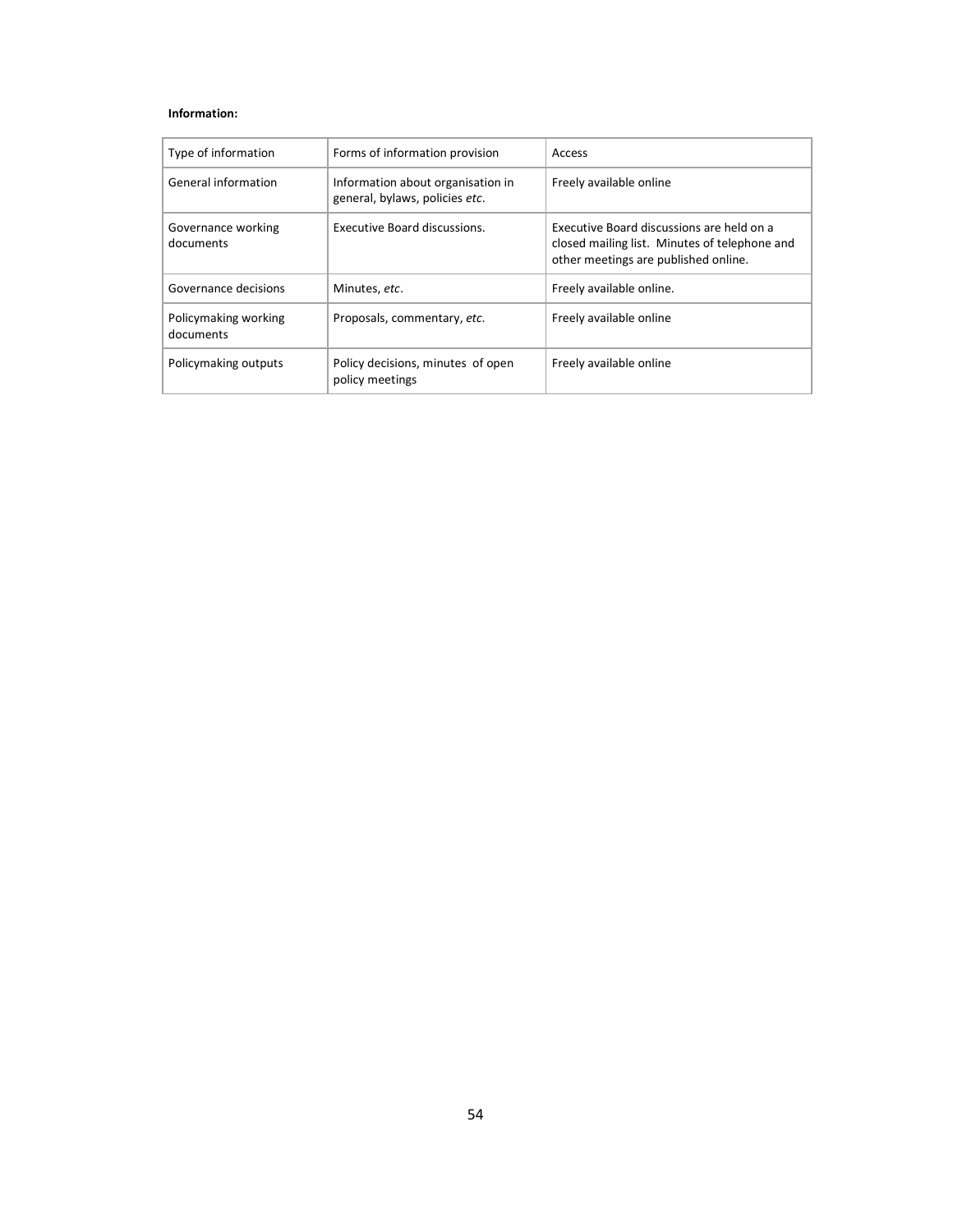**Information:**

| Type of information | Forms of information provision | Access |
|---|---|---|
| General information | Information about organisation in general, bylaws, policies *etc*. | Freely available online |
| Governance working documents | Executive Board discussions. | Executive Board discussions are held on a closed mailing list. Minutes of telephone and other meetings are published online. |
| Governance decisions | Minutes, *etc*. | Freely available online. |
| Policymaking working documents | Proposals, commentary, *etc.* | Freely available online |
| Policymaking outputs | Policy decisions, minutes of open policy meetings | Freely available online |